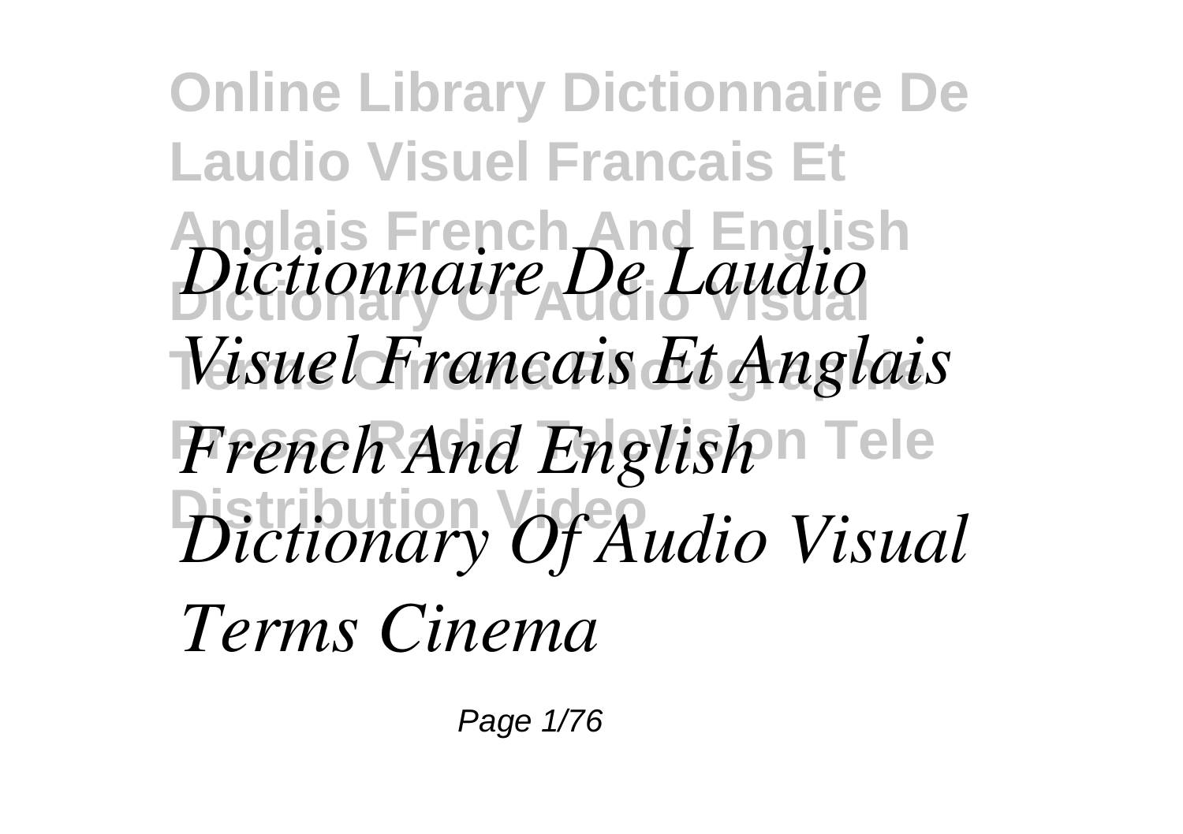# Online Library Dictionnaire De Laudio Visuel Francais Et Anglais French And English Dictionary Of Audio Visual Terms Cinema Photographie Presse Radio Television Tele Distribution Video

*Dictionnaire De Laudio Visuel Francais Et Anglais French And English Dictionary Of Audio Visual Terms Cinema*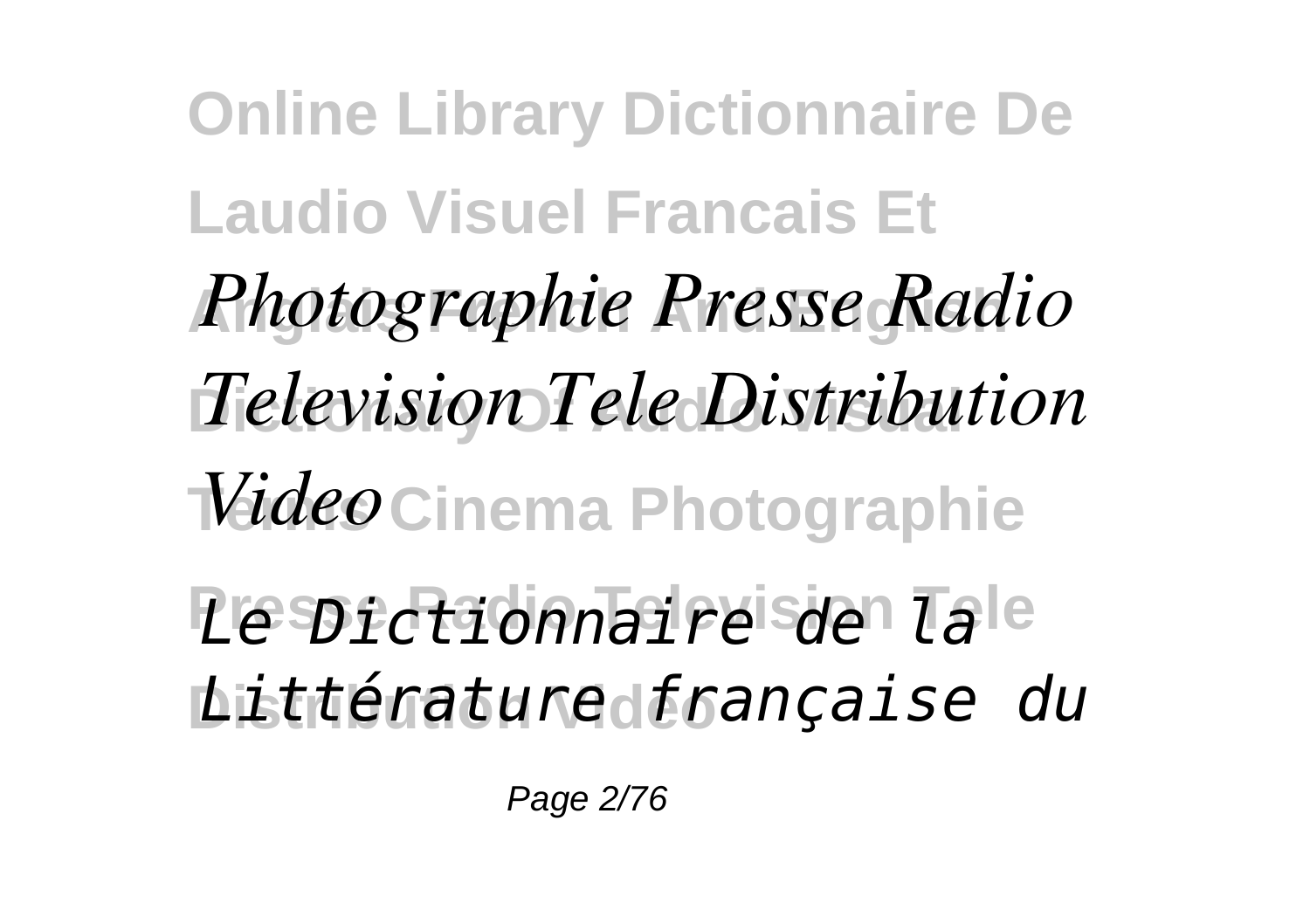*Photographie Presse Radio Television Tele Distribution Video*

*Le Dictionnaire de la Littérature française du*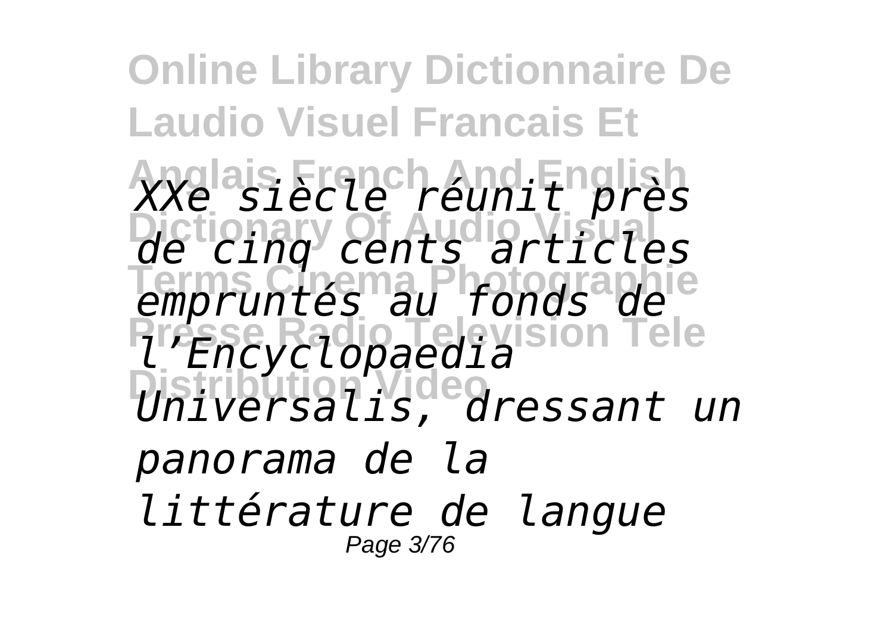*XXe siècle réunit près de cinq cents articles empruntés au fonds de l'Encyclopaedia Universalis, dressant un panorama de la littérature de langue*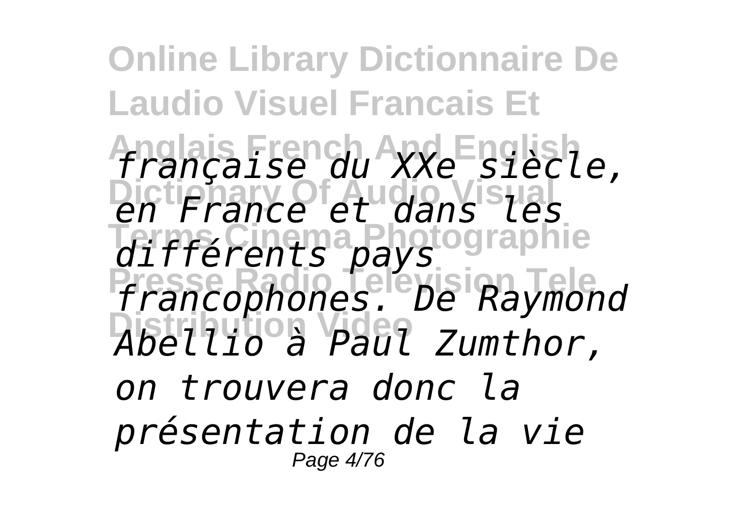*française du XXe siècle, en France et dans les différents pays francophones. De Raymond Abellio à Paul Zumthor, on trouvera donc la présentation de la vie*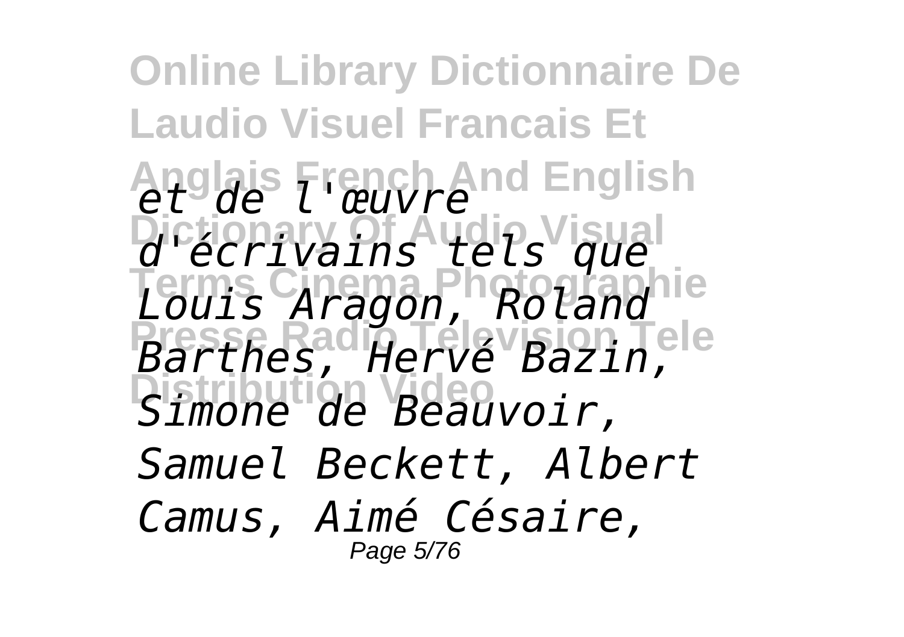*et de l'œuvre d'écrivains tels que Louis Aragon, Roland Barthes, Hervé Bazin, Simone de Beauvoir, Samuel Beckett, Albert Camus, Aimé Césaire,*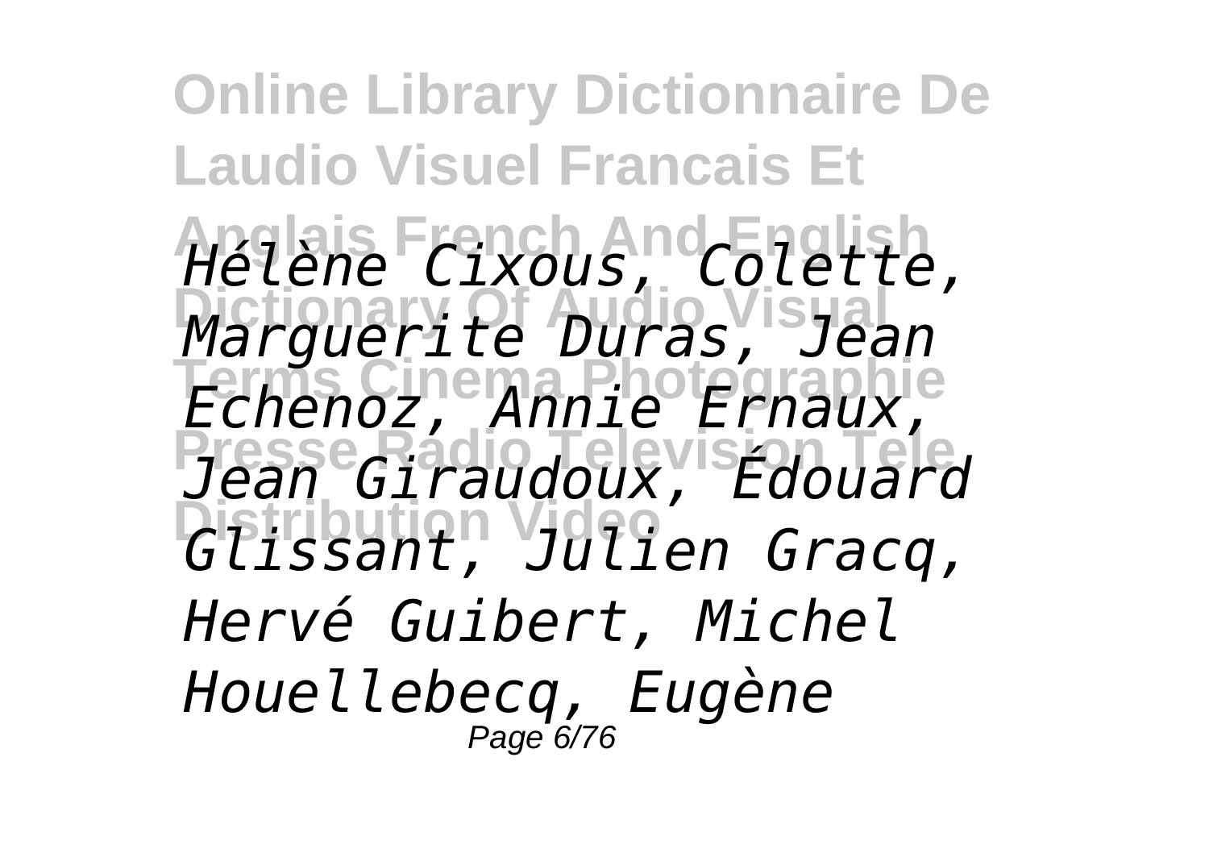*Hélène Cixous, Colette, Marguerite Duras, Jean Echenoz, Annie Ernaux, Jean Giraudoux, Édouard Glissant, Julien Gracq, Hervé Guibert, Michel Houellebecq, Eugène*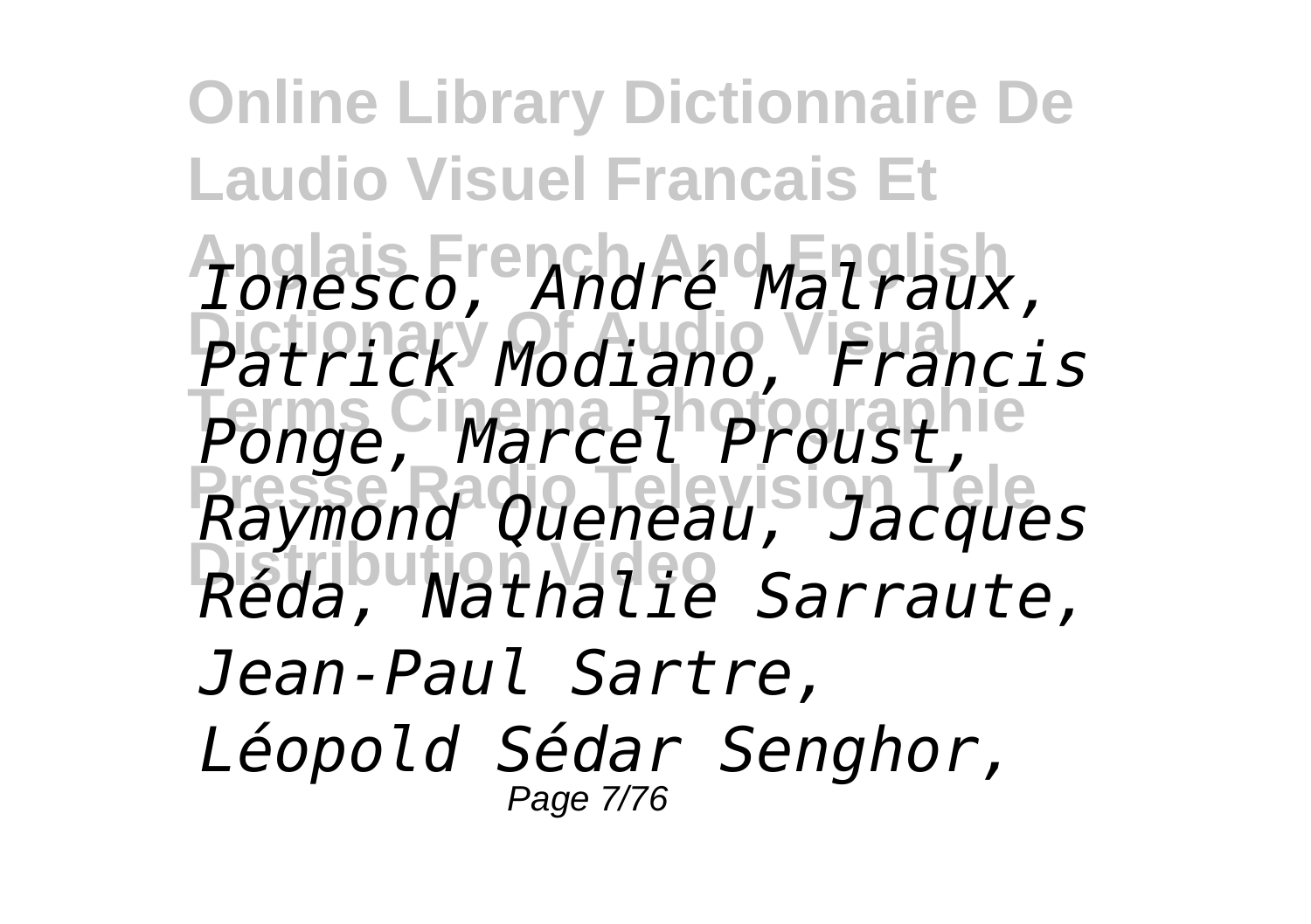*Ionesco, André Malraux, Patrick Modiano, Francis Ponge, Marcel Proust, Raymond Queneau, Jacques Réda, Nathalie Sarraute, Jean-Paul Sartre, Léopold Sédar Senghor,*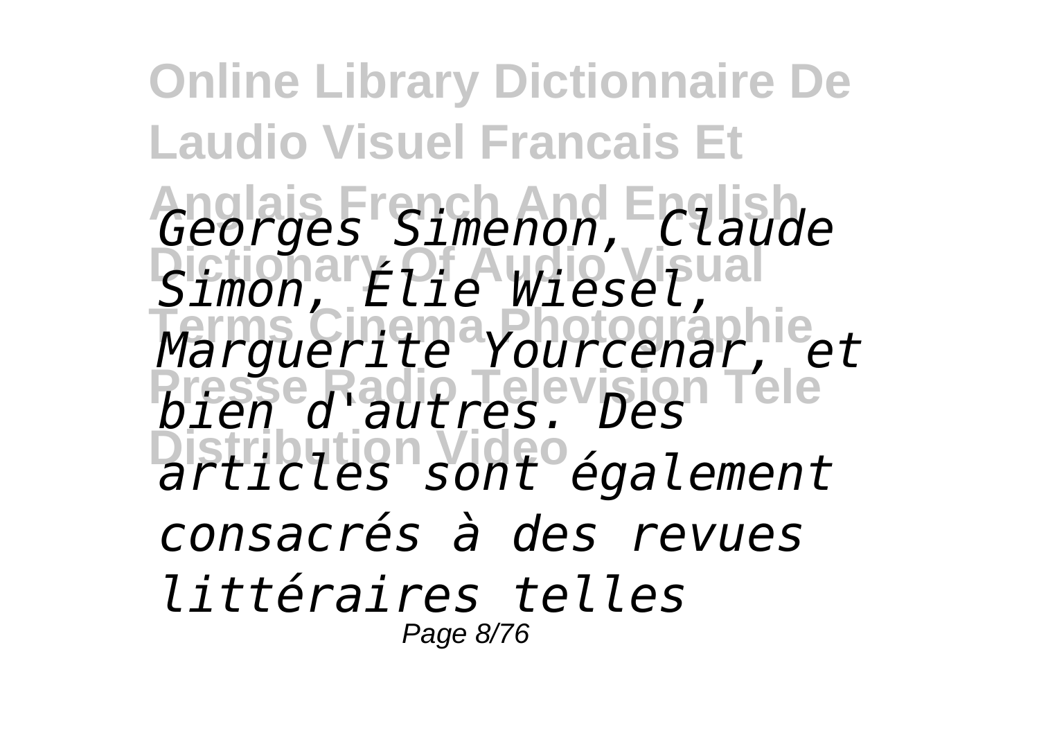*Georges Simenon, Claude Simon, Élie Wiesel, Marguerite Yourcenar, et bien d'autres. Des articles sont également consacrés à des revues littéraires telles*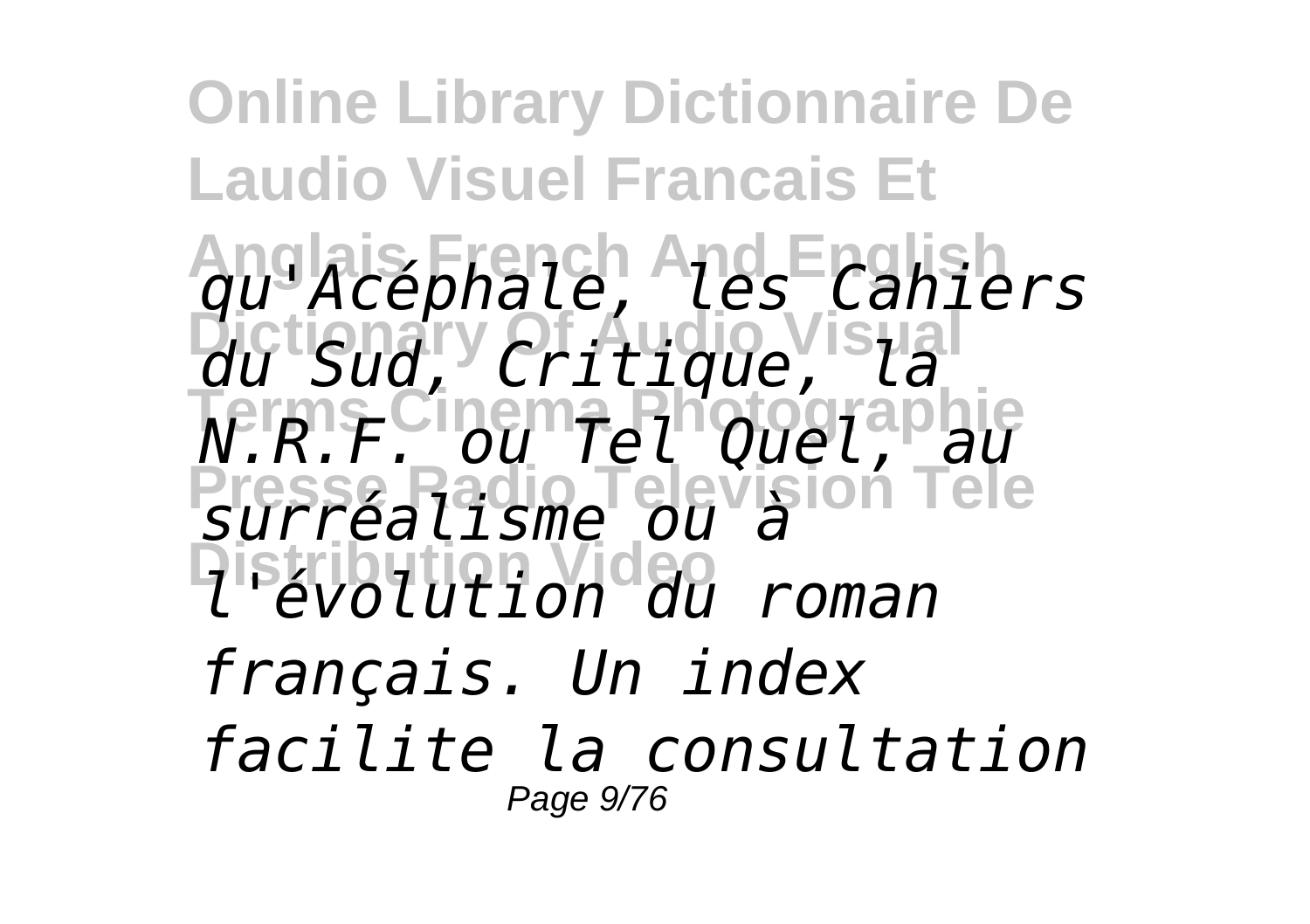*qu'Acéphale, les Cahiers du Sud, Critique, la N.R.F. ou Tel Quel, au surréalisme ou à l'évolution du roman français. Un index facilite la consultation*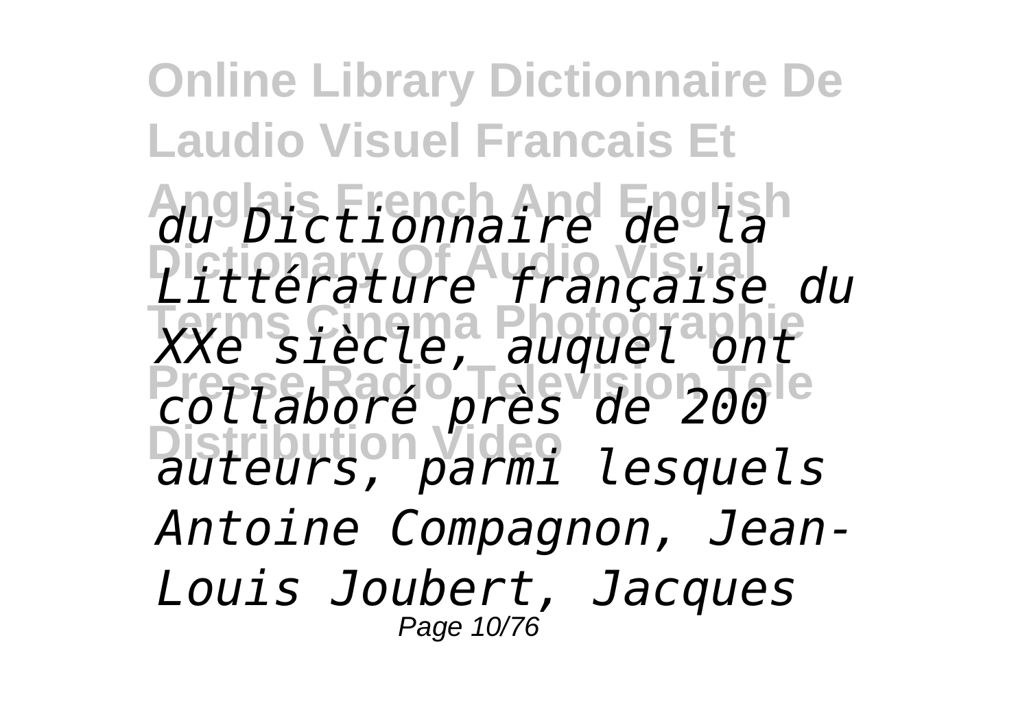*du Dictionnaire de la Littérature française du XXe siècle, auquel ont collaboré près de 200 auteurs, parmi lesquels Antoine Compagnon, Jean-Louis Joubert, Jacques*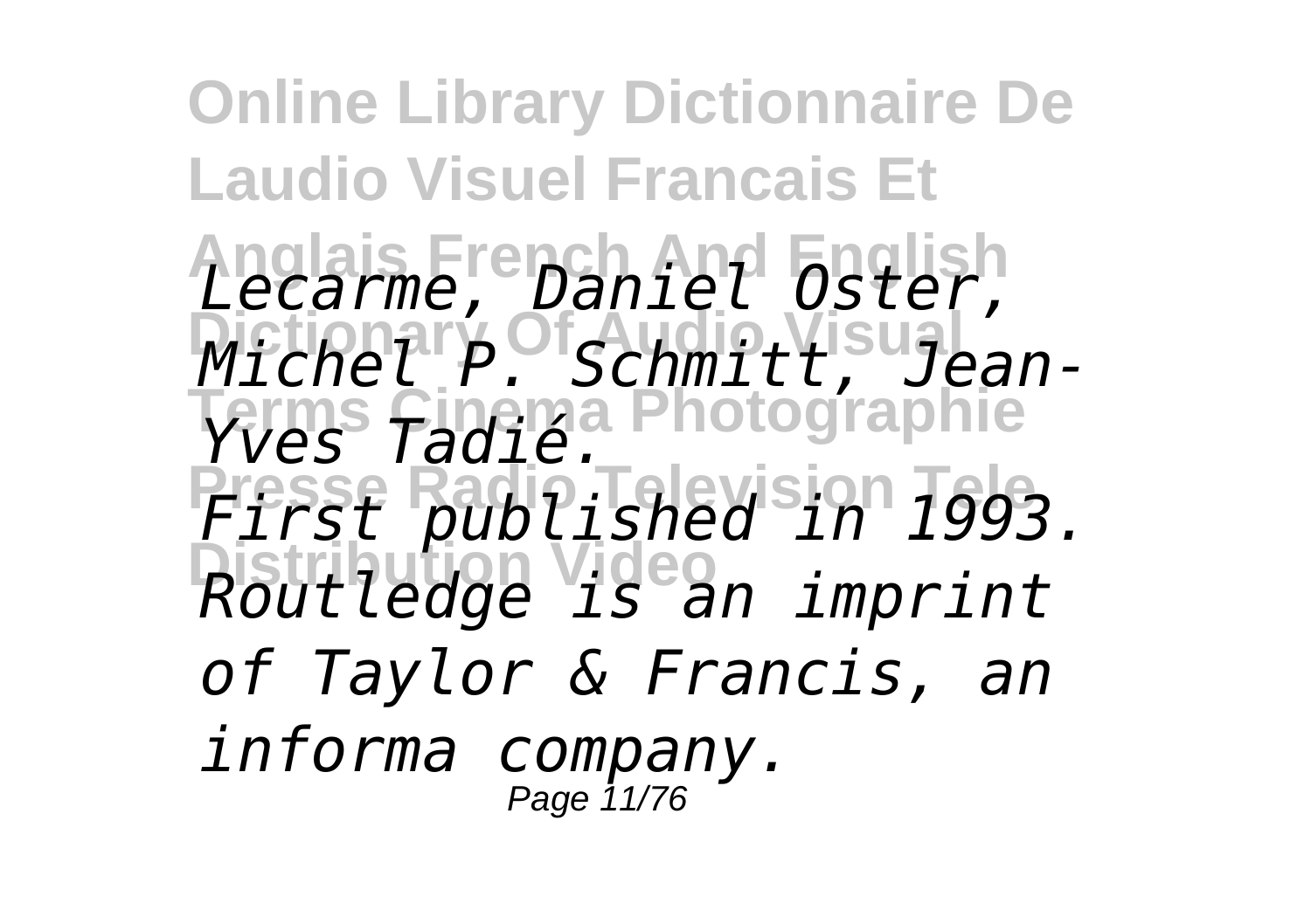*Lecarme, Daniel Oster, Michel P. Schmitt, Jean-Yves Tadié.*

*First published in 1993. Routledge is an imprint of Taylor & Francis, an informa company.*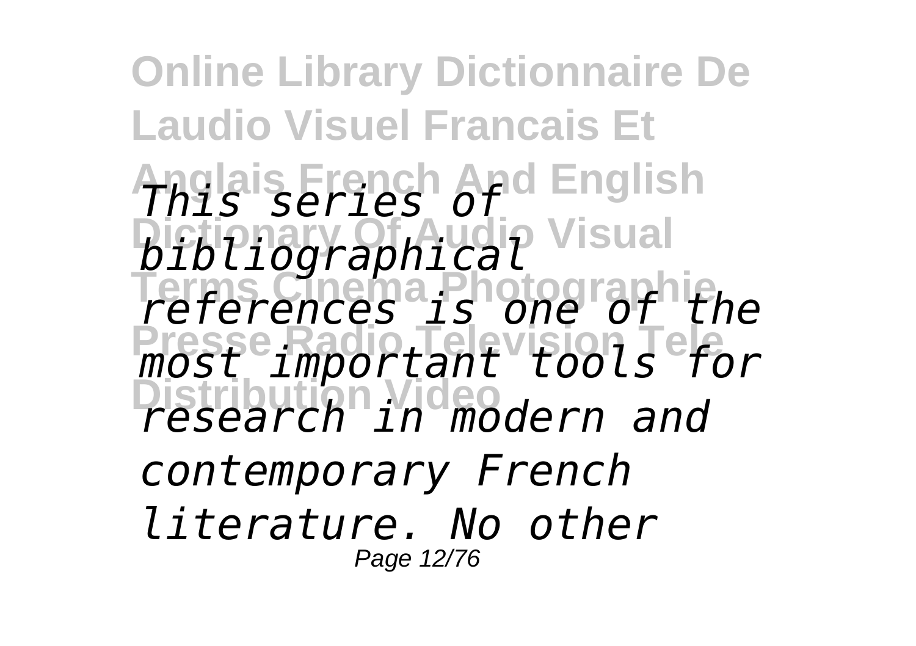*This series of bibliographical references is one of the most important tools for research in modern and contemporary French literature. No other*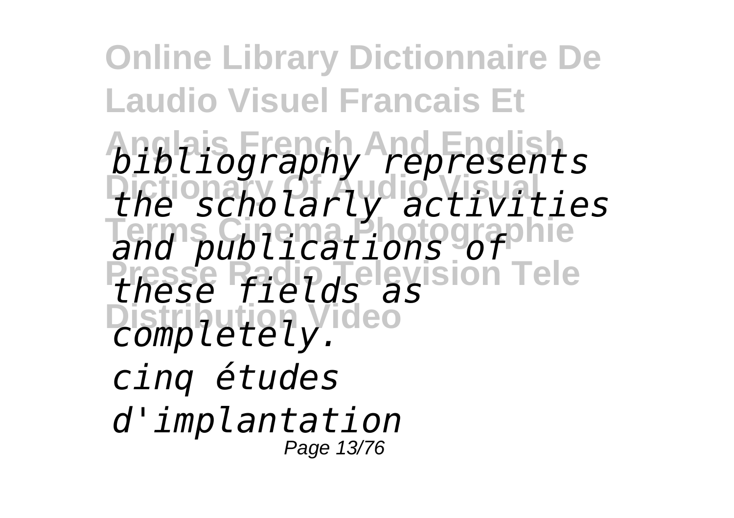*bibliography represents the scholarly activities and publications of these fields as completely.*

*cinq études d'implantation*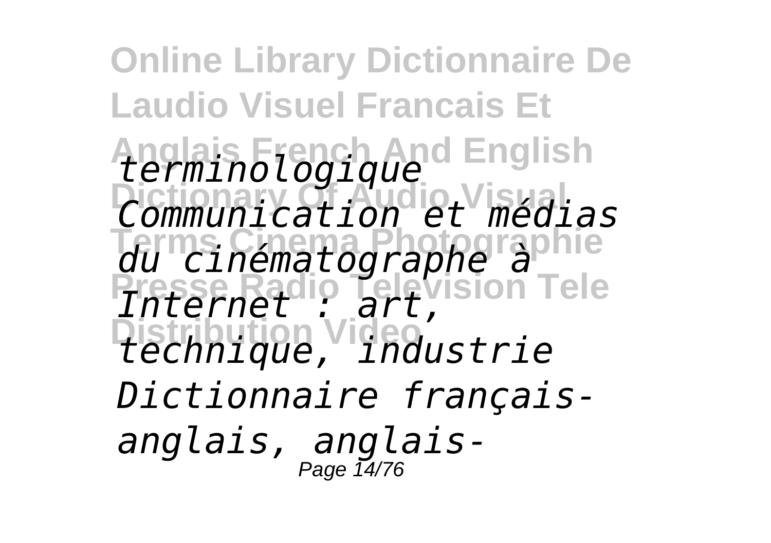*terminologique Communication et médias du cinématographe à Internet : art, technique, industrie Dictionnaire français-anglais, anglais-*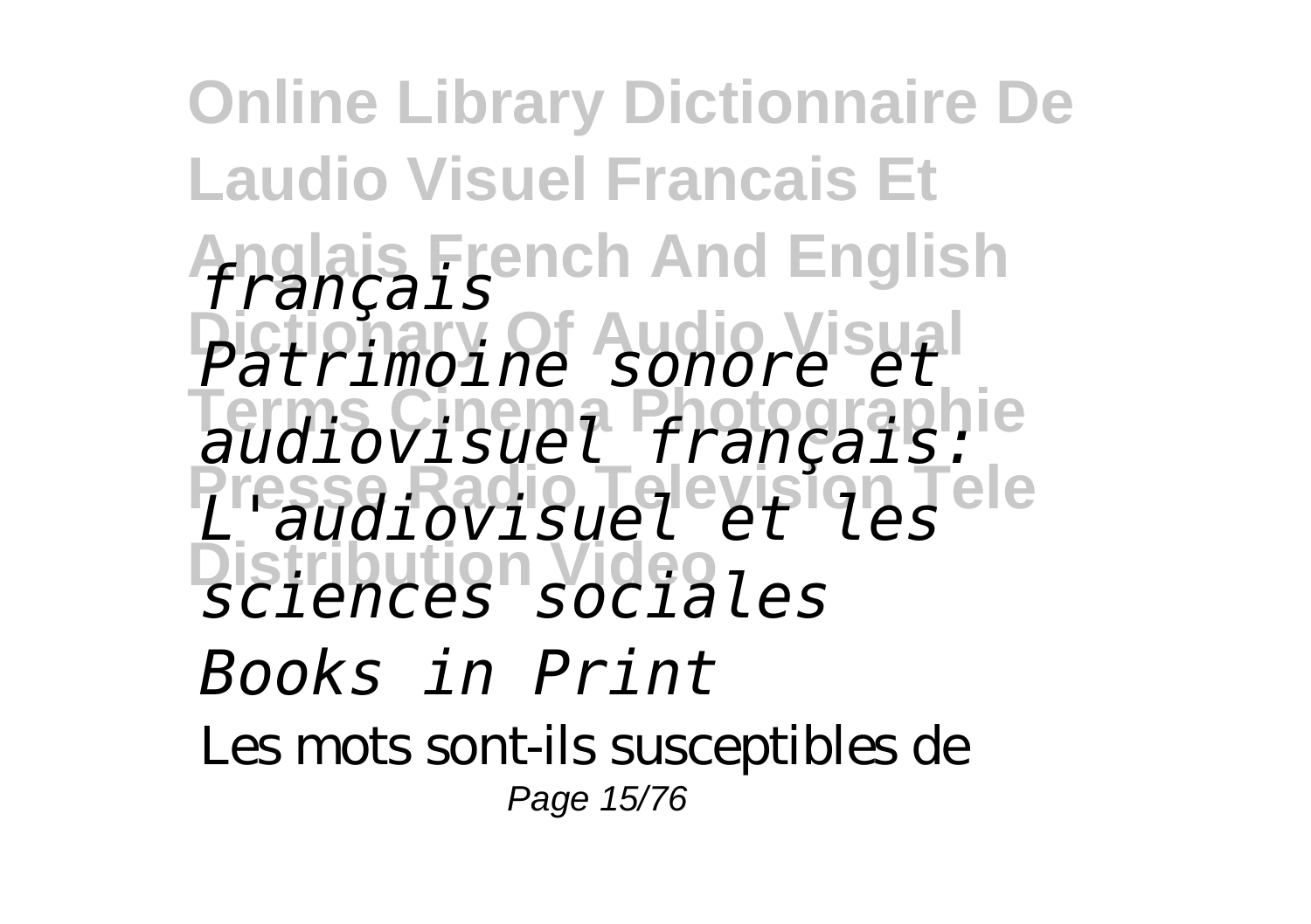*français*

*Patrimoine sonore et audiovisuel français: L'audiovisuel et les sciences sociales*

*Books in Print*

Les mots sont-ils susceptibles de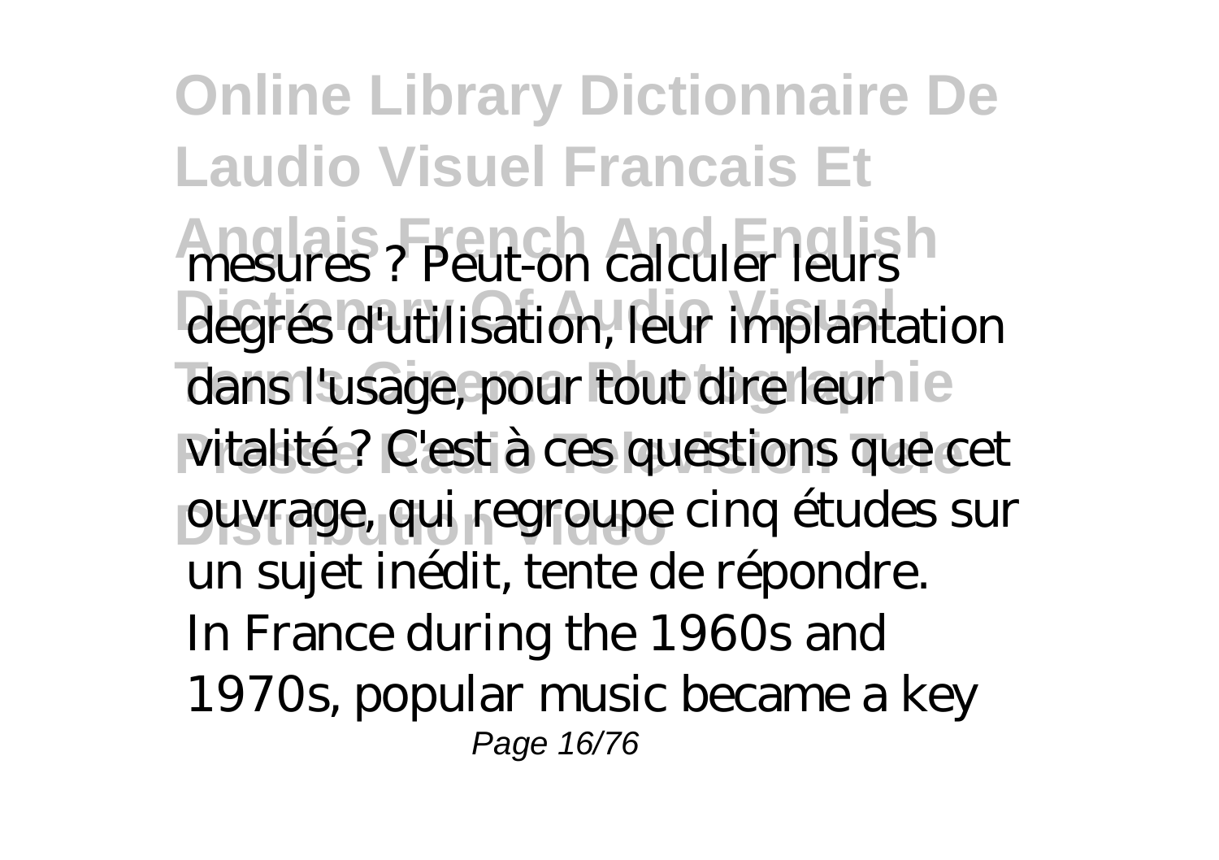mesures ? Peut-on calculer leurs degrés d'utilisation, leur implantation dans l'usage, pour tout dire leur vitalité ? C'est à ces questions que cet ouvrage, qui regroupe cinq études sur un sujet inédit, tente de répondre.

In France during the 1960s and 1970s, popular music became a key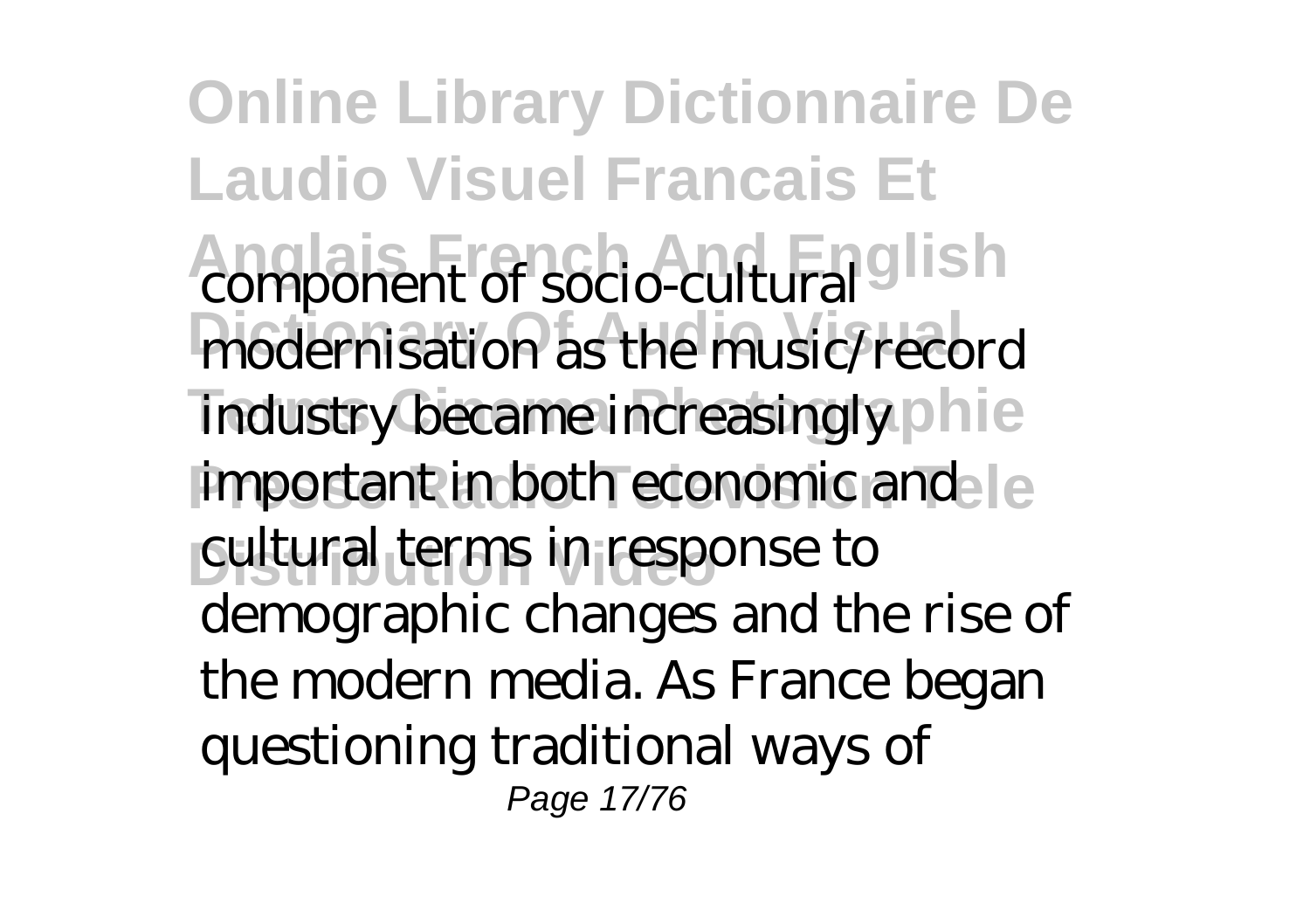component of socio-cultural modernisation as the music/record industry became increasingly important in both economic and cultural terms in response to demographic changes and the rise of the modern media. As France began questioning traditional ways of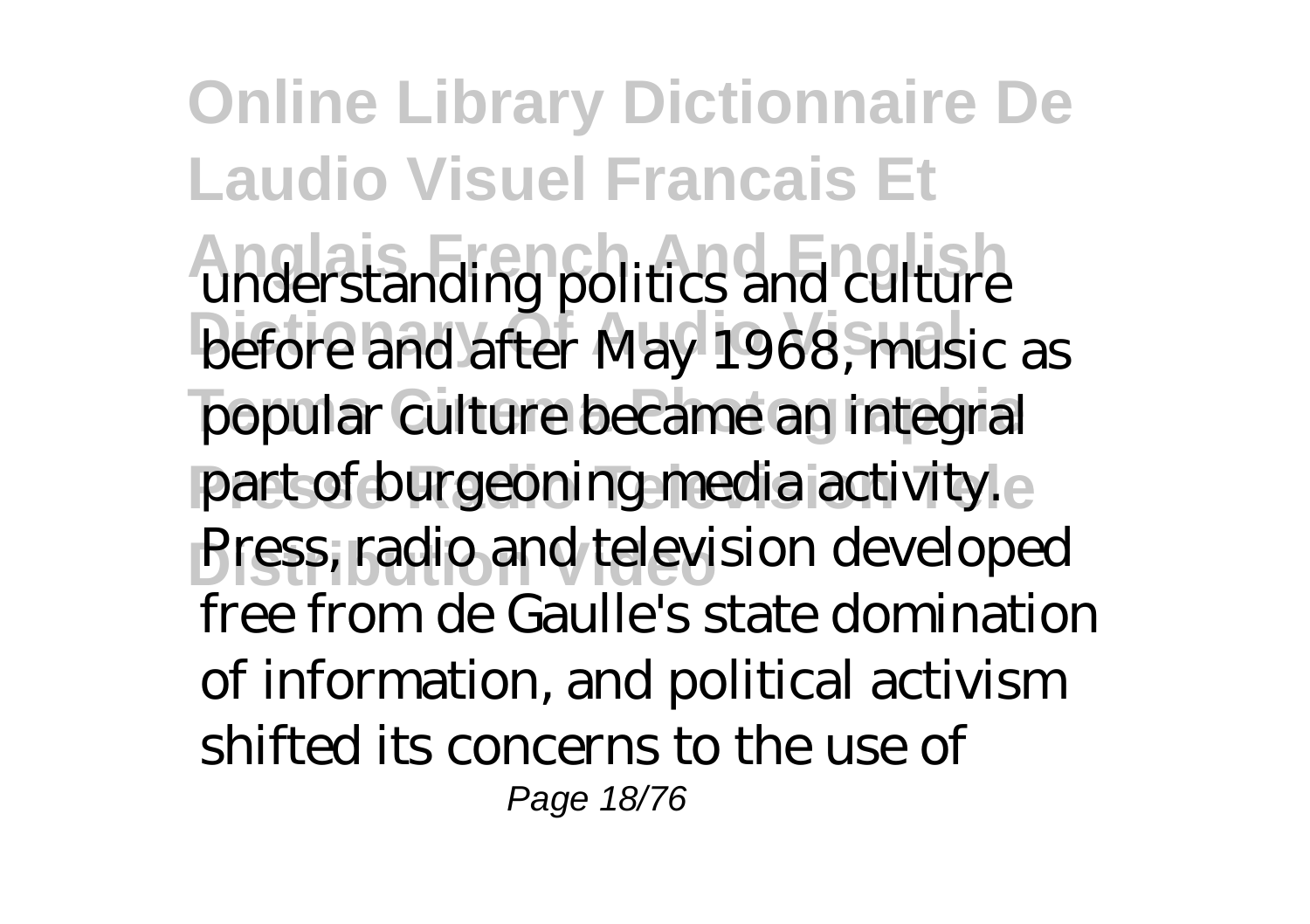understanding politics and culture before and after May 1968, music as popular culture became an integral part of burgeoning media activity. Press, radio and television developed free from de Gaulle's state domination of information, and political activism shifted its concerns to the use of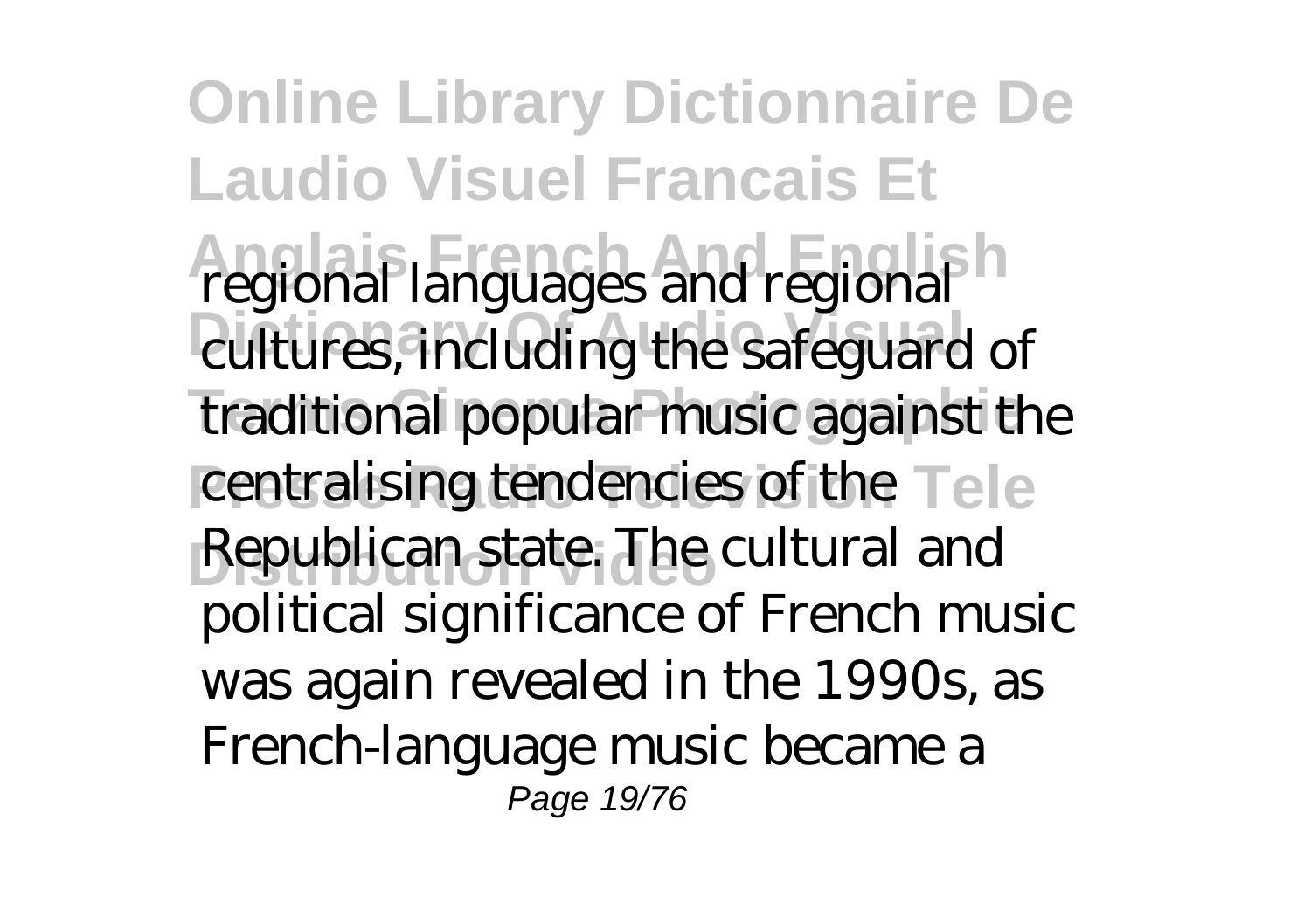regional languages and regional cultures, including the safeguard of traditional popular music against the centralising tendencies of the Republican state. The cultural and political significance of French music was again revealed in the 1990s, as French-language music became a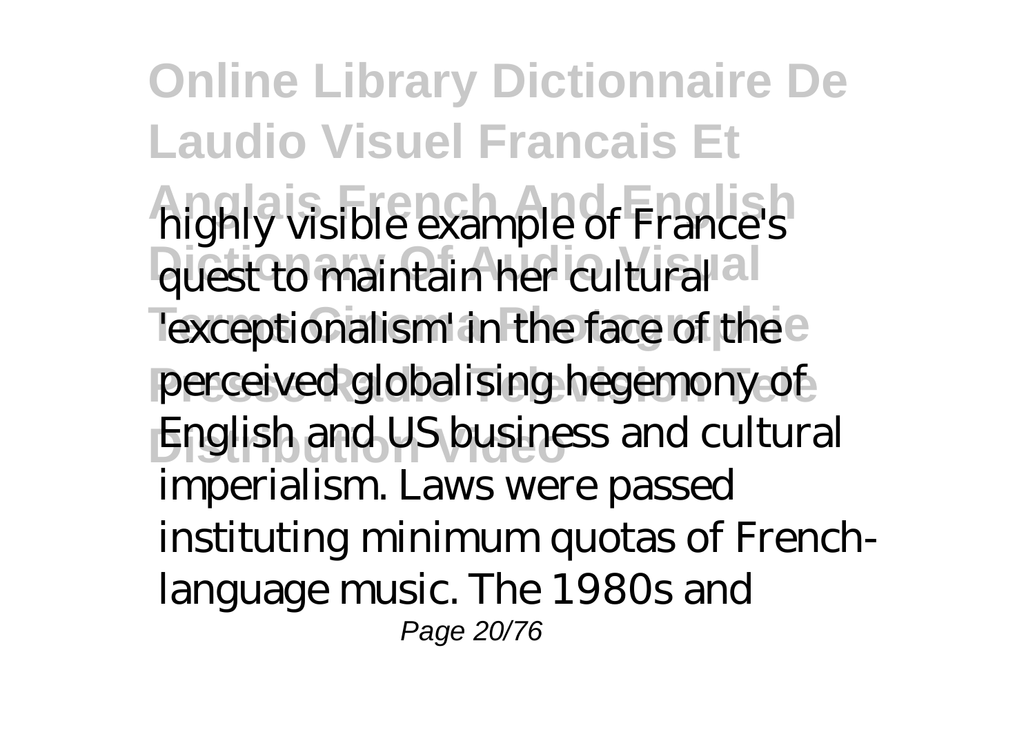highly visible example of France's quest to maintain her cultural 'exceptionalism' in the face of the perceived globalising hegemony of English and US business and cultural imperialism. Laws were passed instituting minimum quotas of French-language music. The 1980s and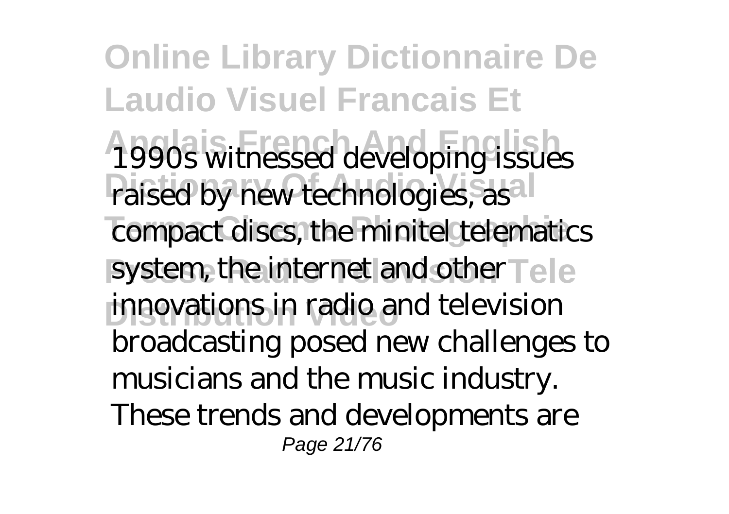1990s witnessed developing issues raised by new technologies, as compact discs, the minitel telematics system, the internet and other innovations in radio and television broadcasting posed new challenges to musicians and the music industry. These trends and developments are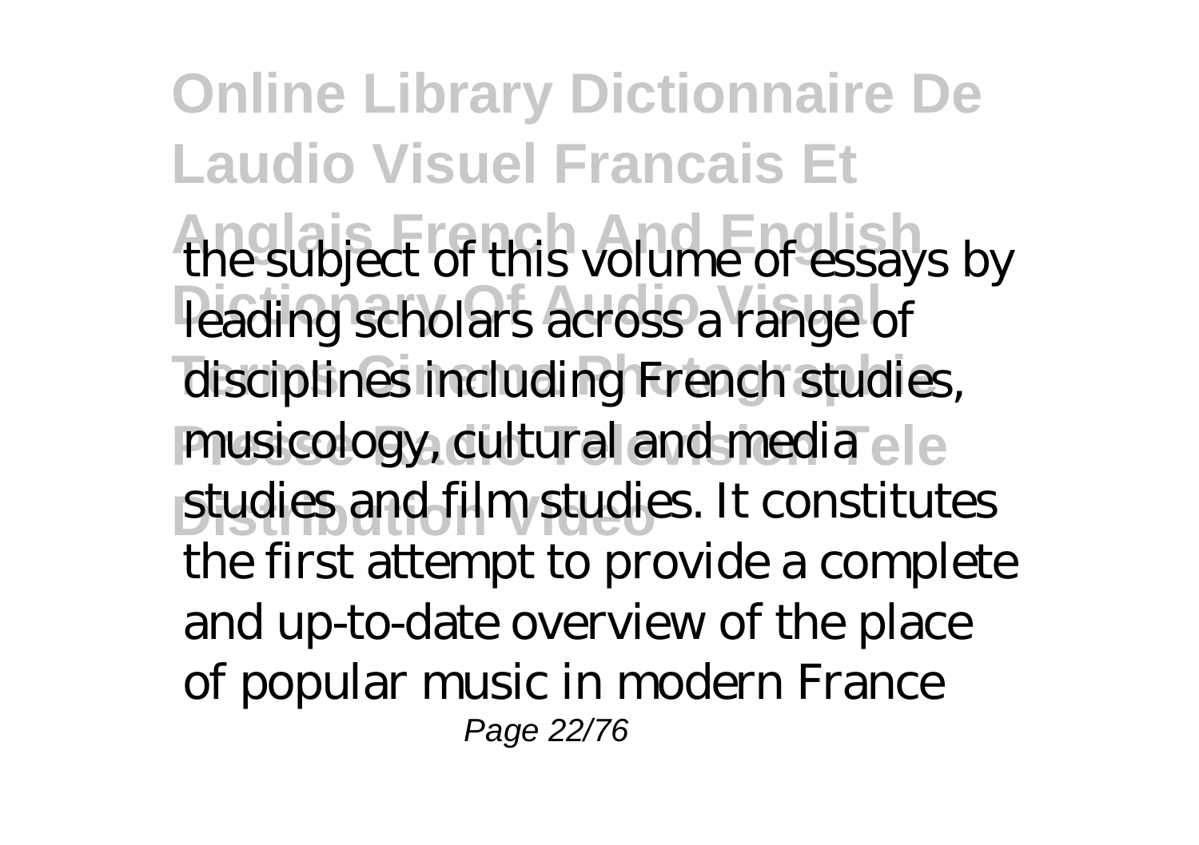the subject of this volume of essays by leading scholars across a range of disciplines including French studies, musicology, cultural and media studies and film studies. It constitutes the first attempt to provide a complete and up-to-date overview of the place of popular music in modern France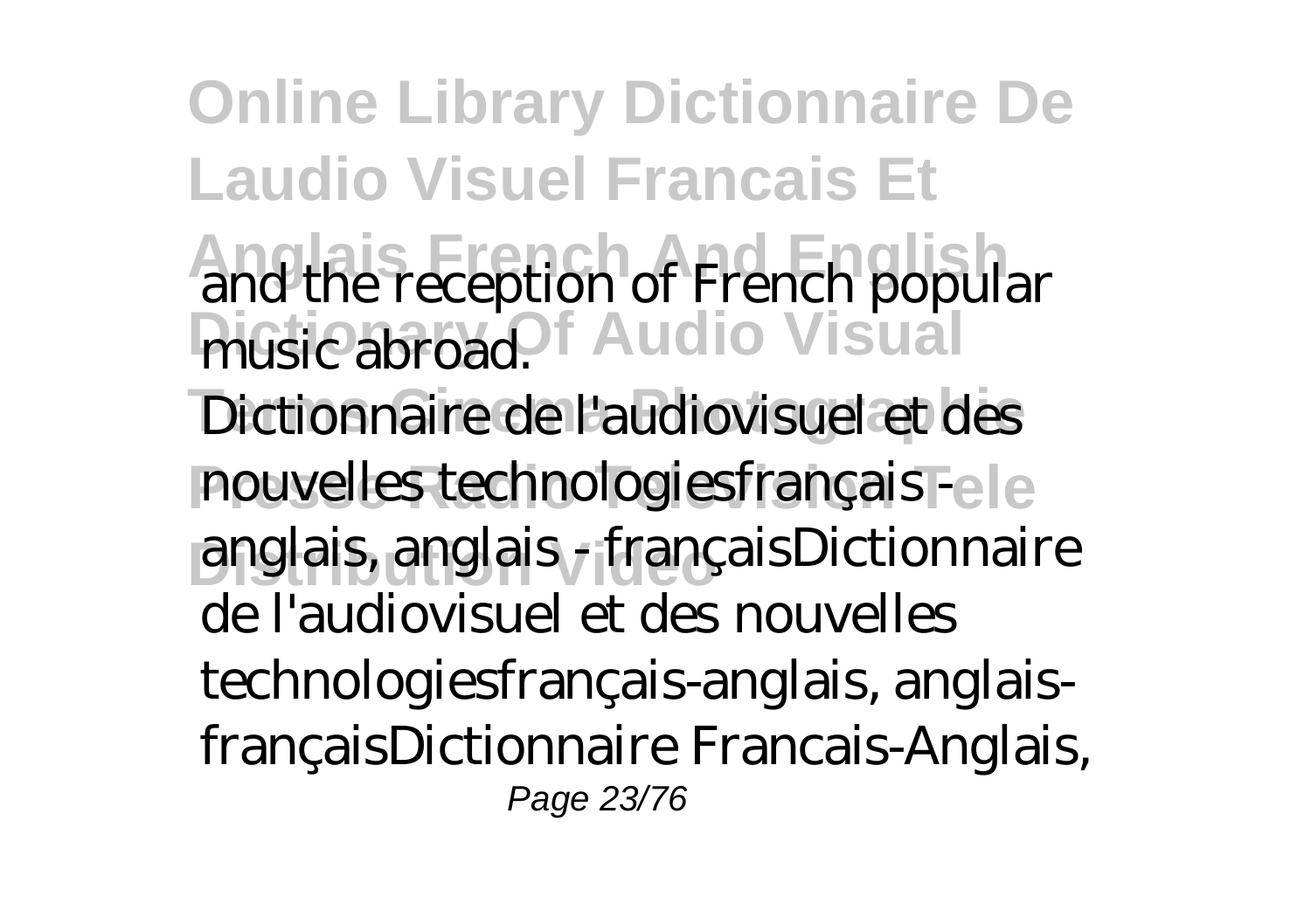and the reception of French popular music abroad.

Dictionnaire de l'audiovisuel et des nouvelles technologiesfrançais - anglais, anglais - françaisDictionnaire de l'audiovisuel et des nouvelles technologiesfrançais-anglais, anglais-françaisDictionnaire Francais-Anglais,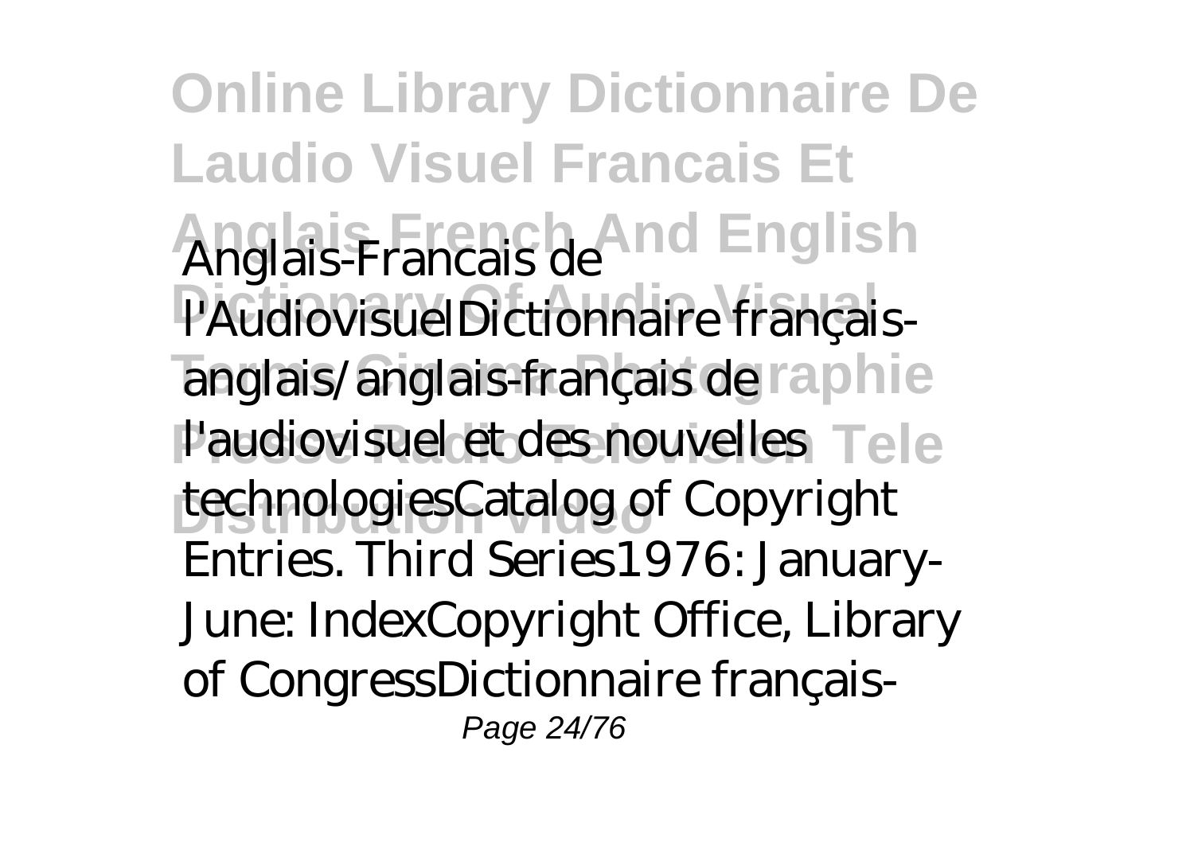Anglais-Francais de l'AudiovisuelDictionnaire français-anglais/anglais-français de l'audiovisuel et des nouvelles technologiesCatalog of Copyright Entries. Third Series1976: January-June: IndexCopyright Office, Library of CongressDictionnaire français-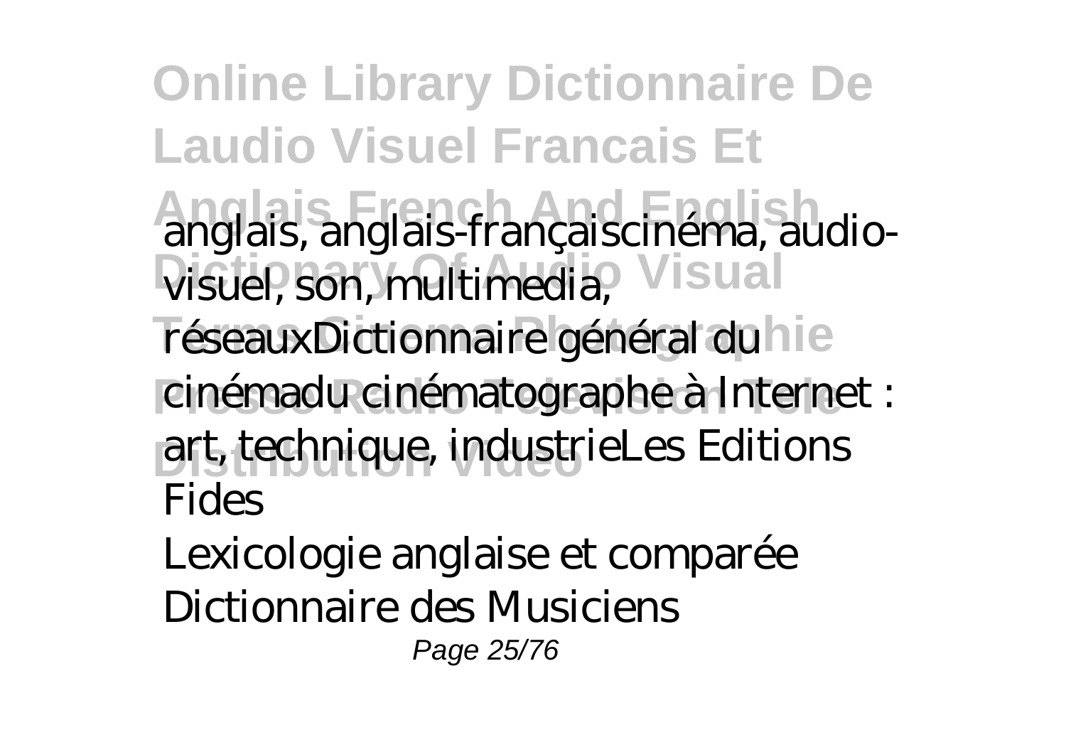anglais, anglais-françaiscinéma, audio-visuel, son, multimedia, réseauxDictionnaire général du cinémadu cinématographe à Internet : art, technique, industrieLes Editions Fides

Lexicologie anglaise et comparée
Dictionnaire des Musiciens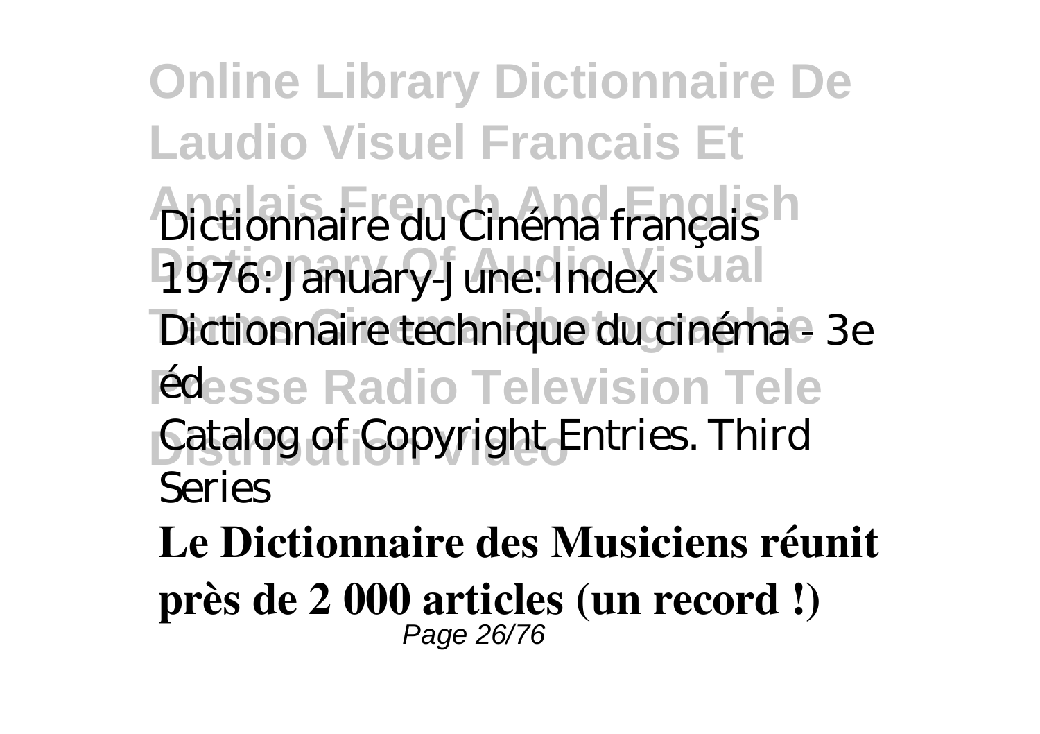Dictionnaire du Cinéma français

1976: January-June: Index

Dictionnaire technique du cinéma - 3e éd

Catalog of Copyright Entries. Third Series

**Le Dictionnaire des Musiciens réunit près de 2 000 articles (un record !)**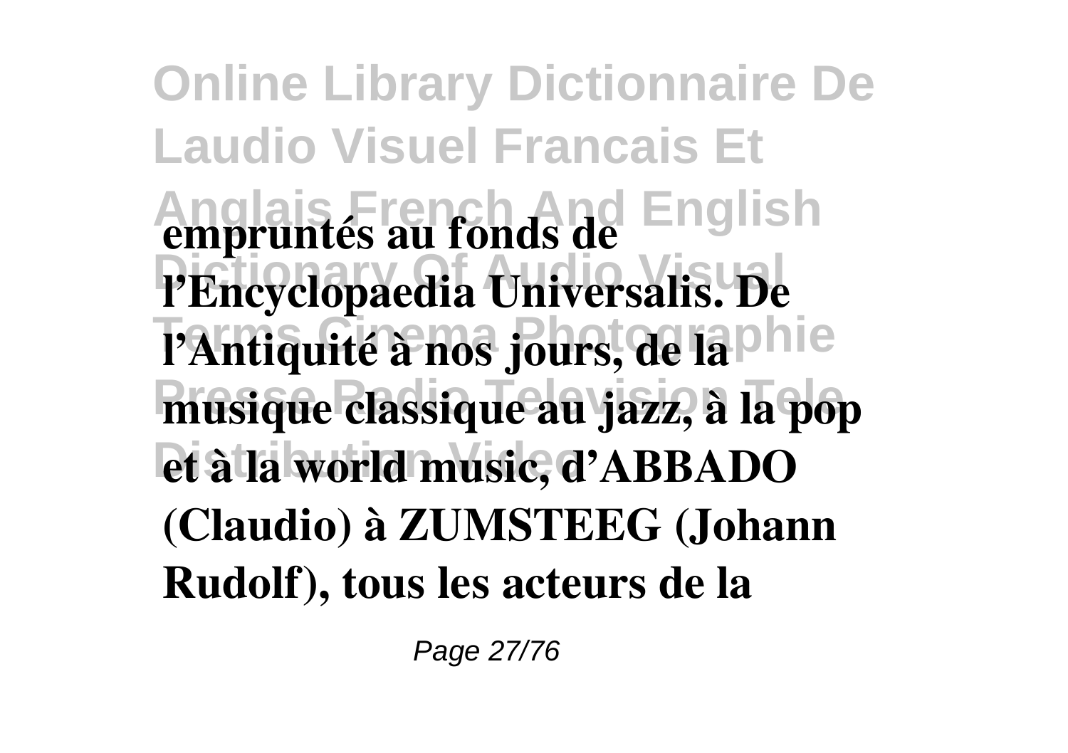**empruntés au fonds de l'Encyclopaedia Universalis. De l'Antiquité à nos jours, de la musique classique au jazz, à la pop et à la world music, d'ABBADO (Claudio) à ZUMSTEEG (Johann Rudolf), tous les acteurs de la**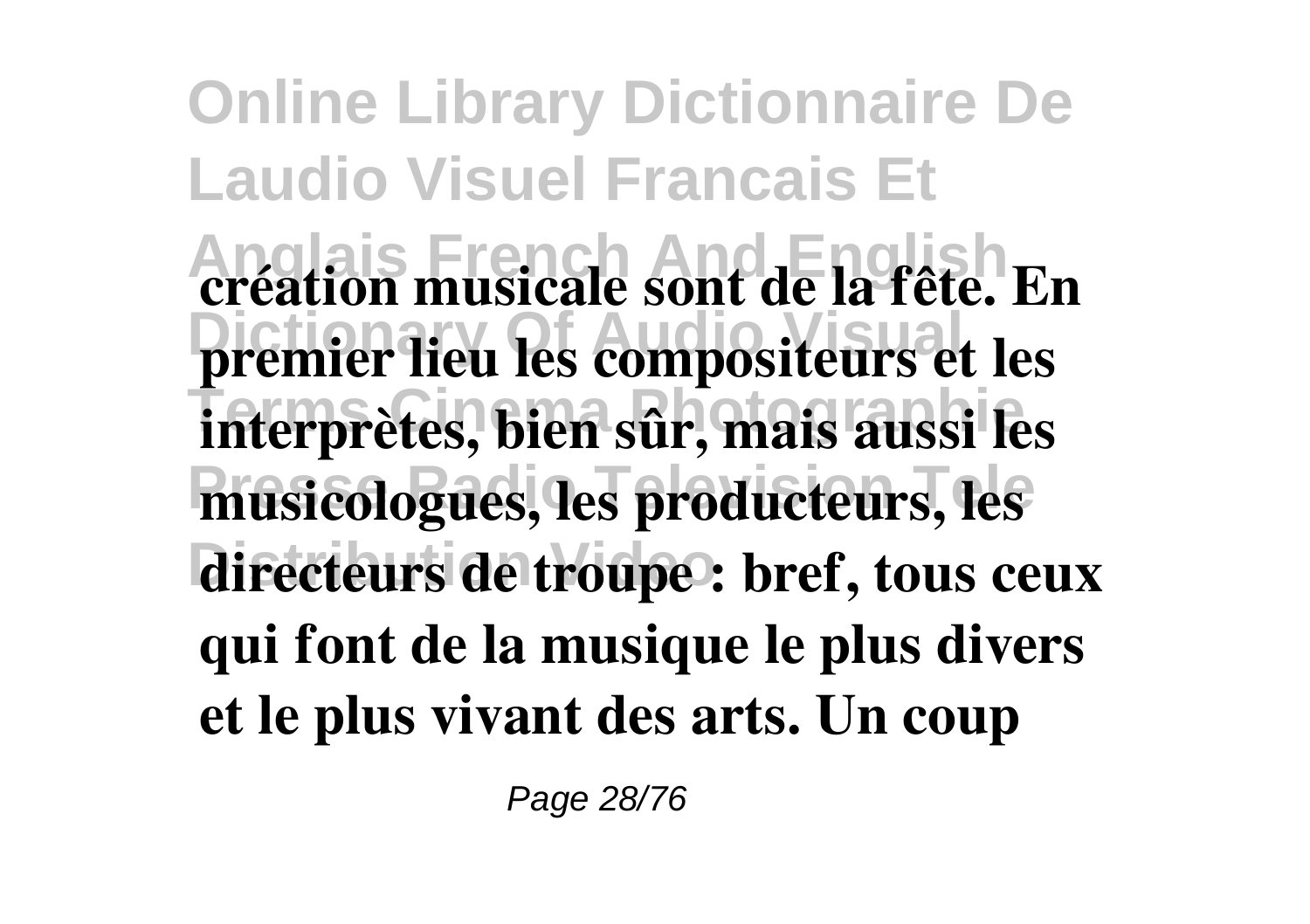**création musicale sont de la fête. En premier lieu les compositeurs et les interprètes, bien sûr, mais aussi les musicologues, les producteurs, les directeurs de troupe : bref, tous ceux qui font de la musique le plus divers et le plus vivant des arts. Un coup**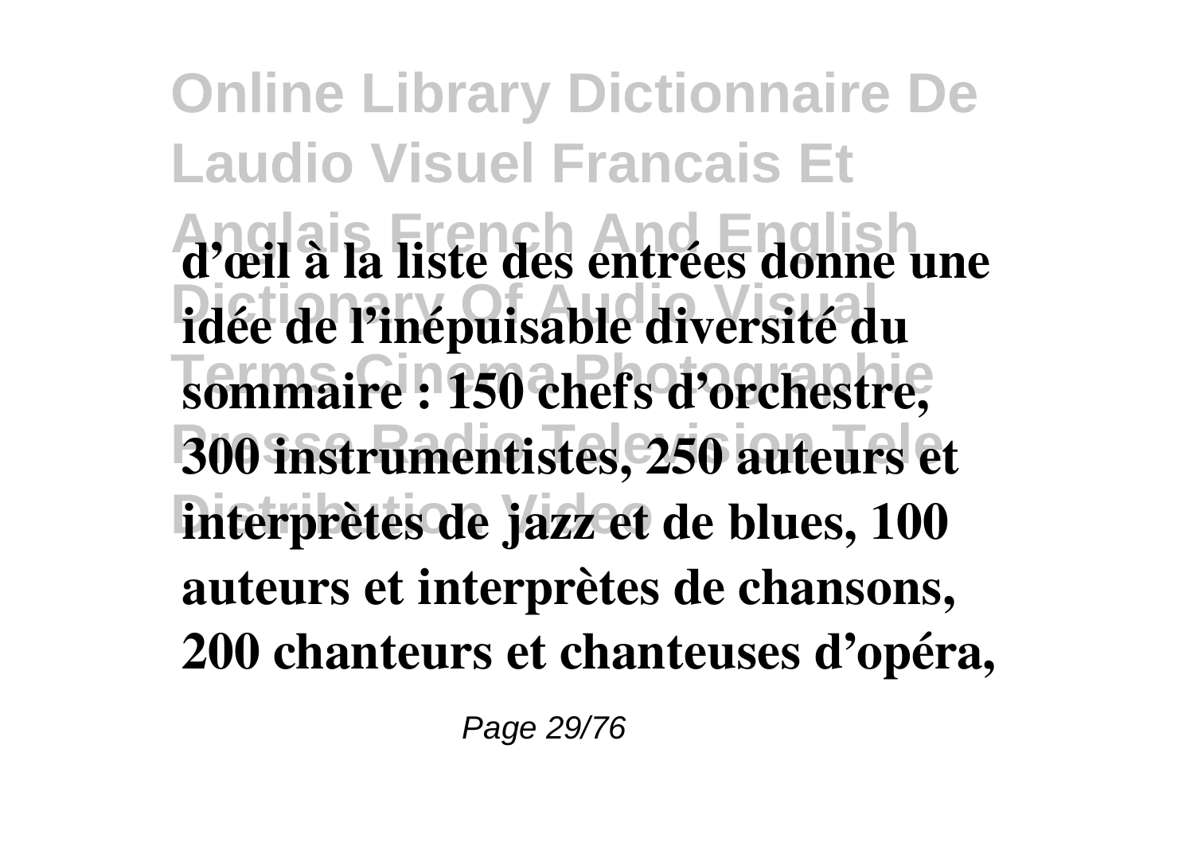**d'œil à la liste des entrées donne une idée de l'inépuisable diversité du sommaire : 150 chefs d'orchestre, 300 instrumentistes, 250 auteurs et interprètes de jazz et de blues, 100 auteurs et interprètes de chansons, 200 chanteurs et chanteuses d'opéra,**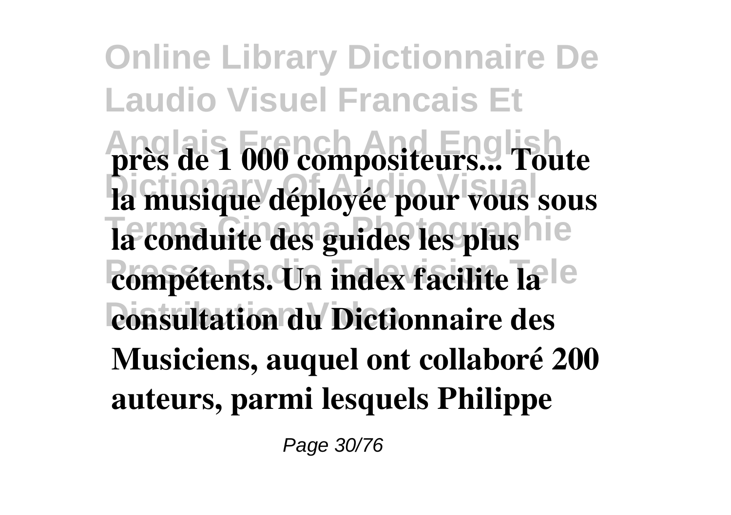**près de 1 000 compositeurs... Toute la musique déployée pour vous sous la conduite des guides les plus compétents. Un index facilite la consultation du Dictionnaire des Musiciens, auquel ont collaboré 200 auteurs, parmi lesquels Philippe**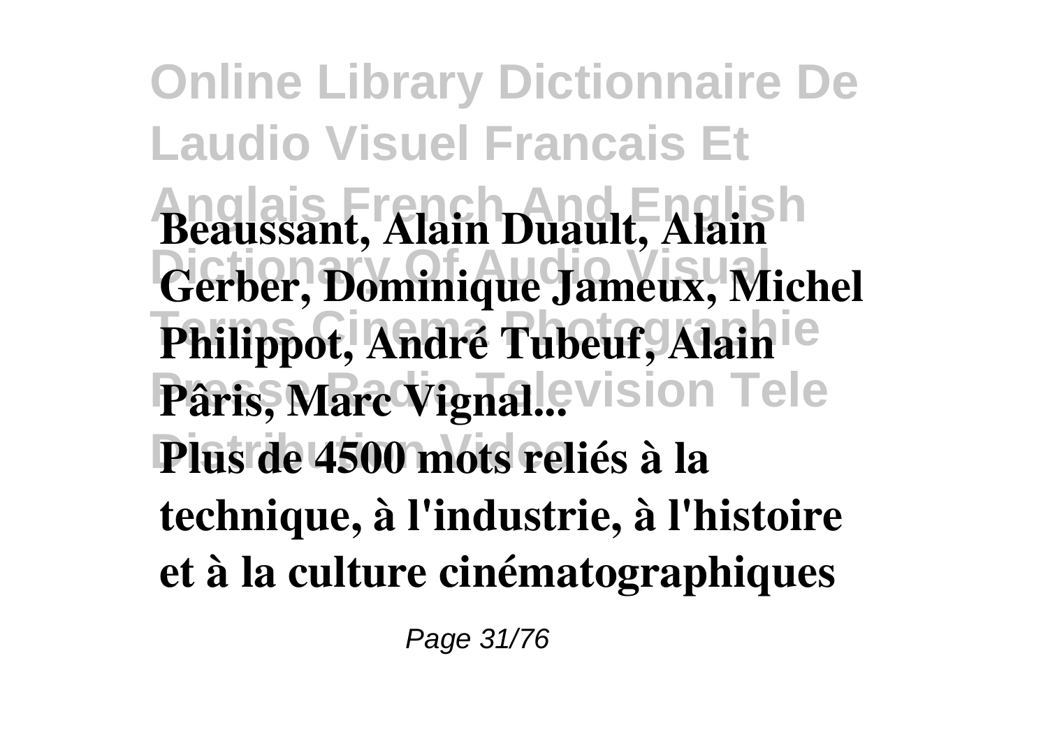**Beaussant, Alain Duault, Alain Gerber, Dominique Jameux, Michel Philippot, André Tubeuf, Alain Pâris, Marc Vignal...**

**Plus de 4500 mots reliés à la technique, à l'industrie, à l'histoire et à la culture cinématographiques**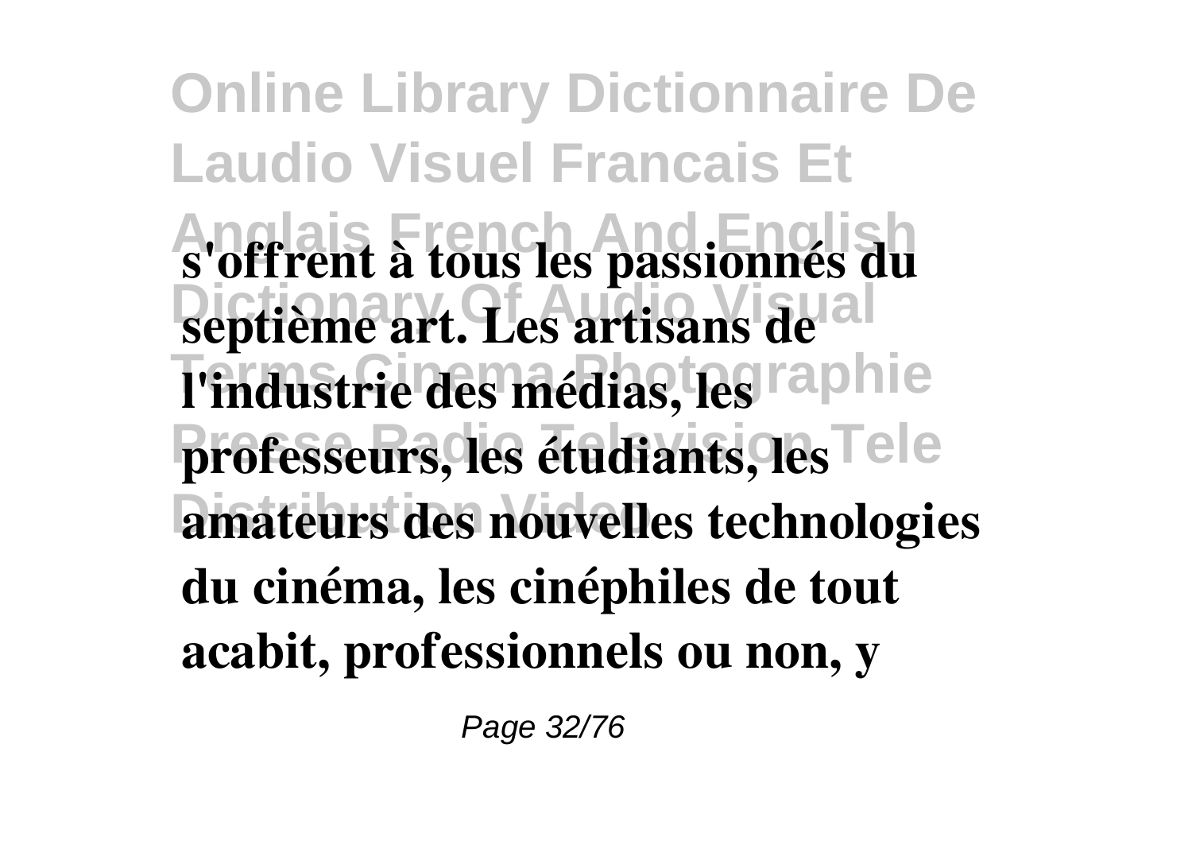**s'offrent à tous les passionnés du septième art. Les artisans de l'industrie des médias, les professeurs, les étudiants, les amateurs des nouvelles technologies du cinéma, les cinéphiles de tout acabit, professionnels ou non, y**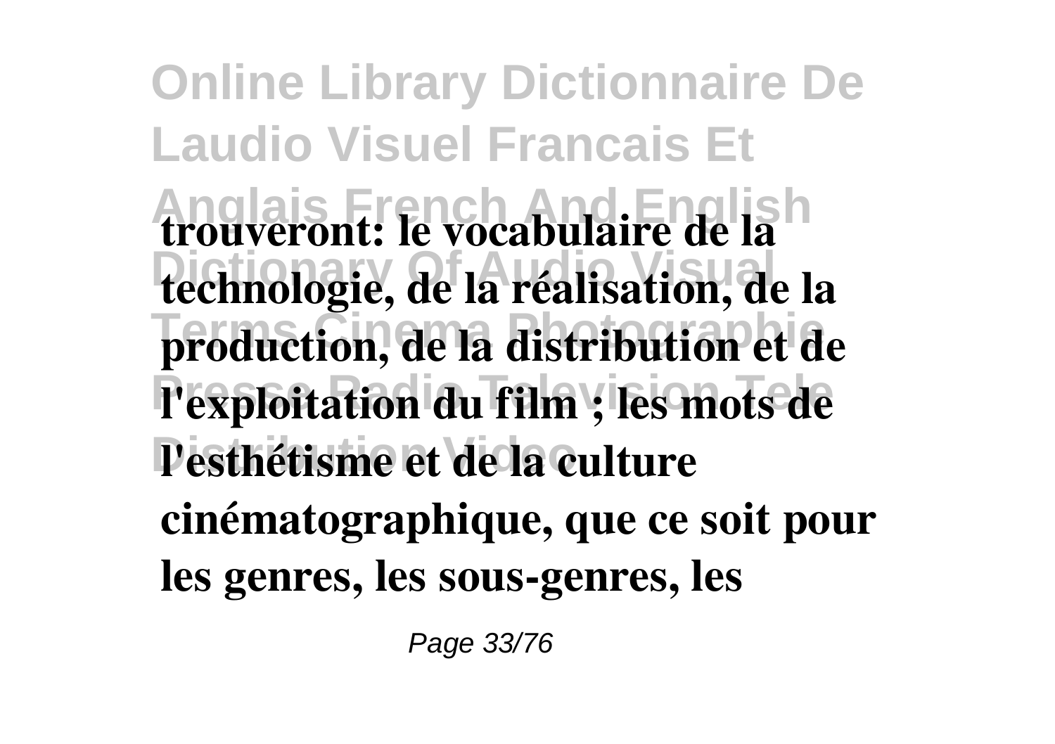**trouveront: le vocabulaire de la technologie, de la réalisation, de la production, de la distribution et de l'exploitation du film ; les mots de l'esthétisme et de la culture cinématographique, que ce soit pour les genres, les sous-genres, les**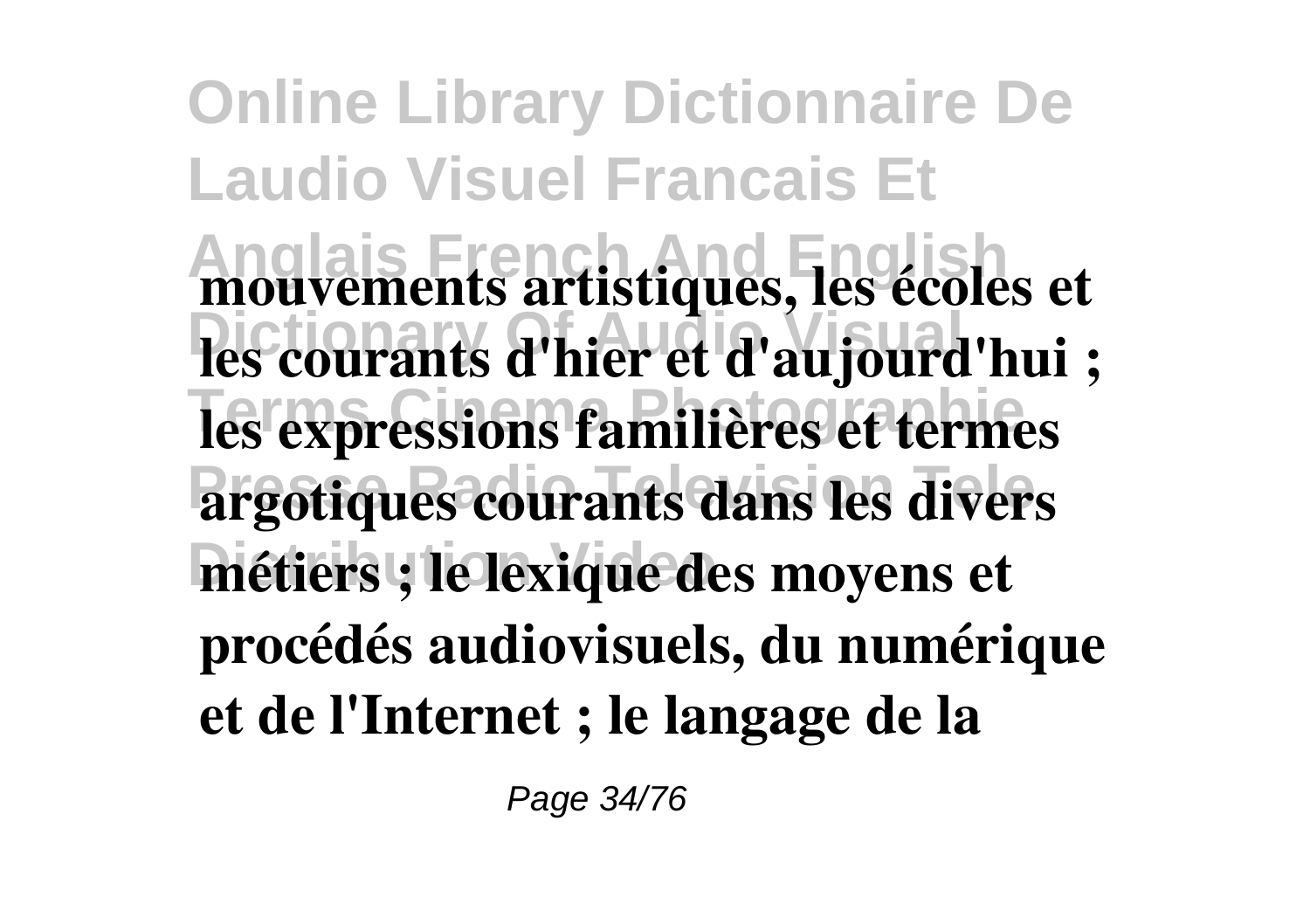**mouvements artistiques, les écoles et les courants d'hier et d'aujourd'hui ; les expressions familières et termes argotiques courants dans les divers métiers ; le lexique des moyens et procédés audiovisuels, du numérique et de l'Internet ; le langage de la**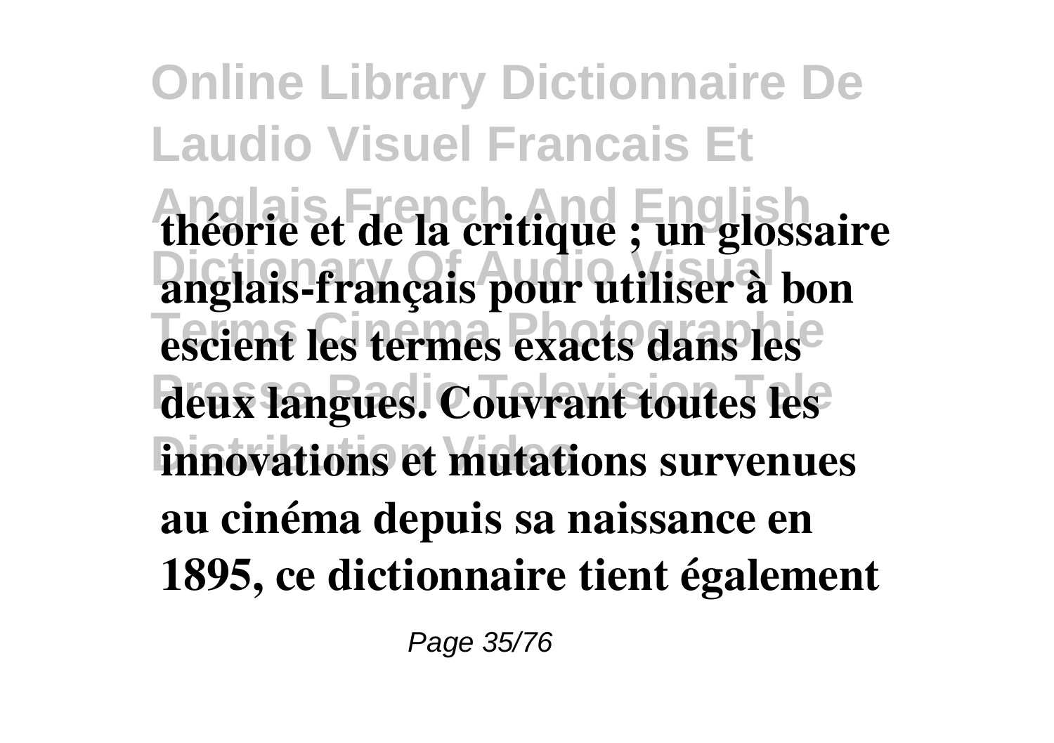**théorie et de la critique ; un glossaire anglais-français pour utiliser à bon escient les termes exacts dans les deux langues. Couvrant toutes les innovations et mutations survenues au cinéma depuis sa naissance en 1895, ce dictionnaire tient également**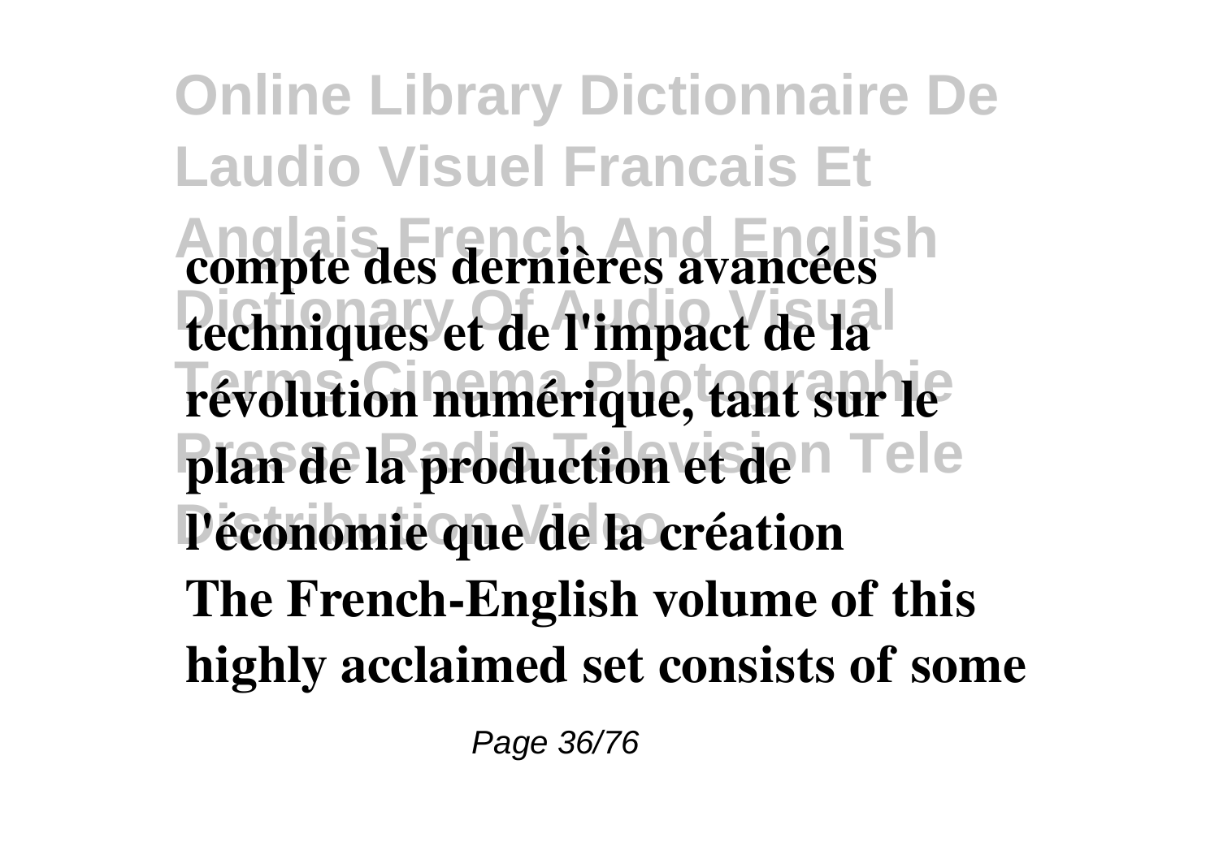**compte des dernières avancées techniques et de l'impact de la révolution numérique, tant sur le plan de la production et de l'économie que de la création**

**The French-English volume of this highly acclaimed set consists of some**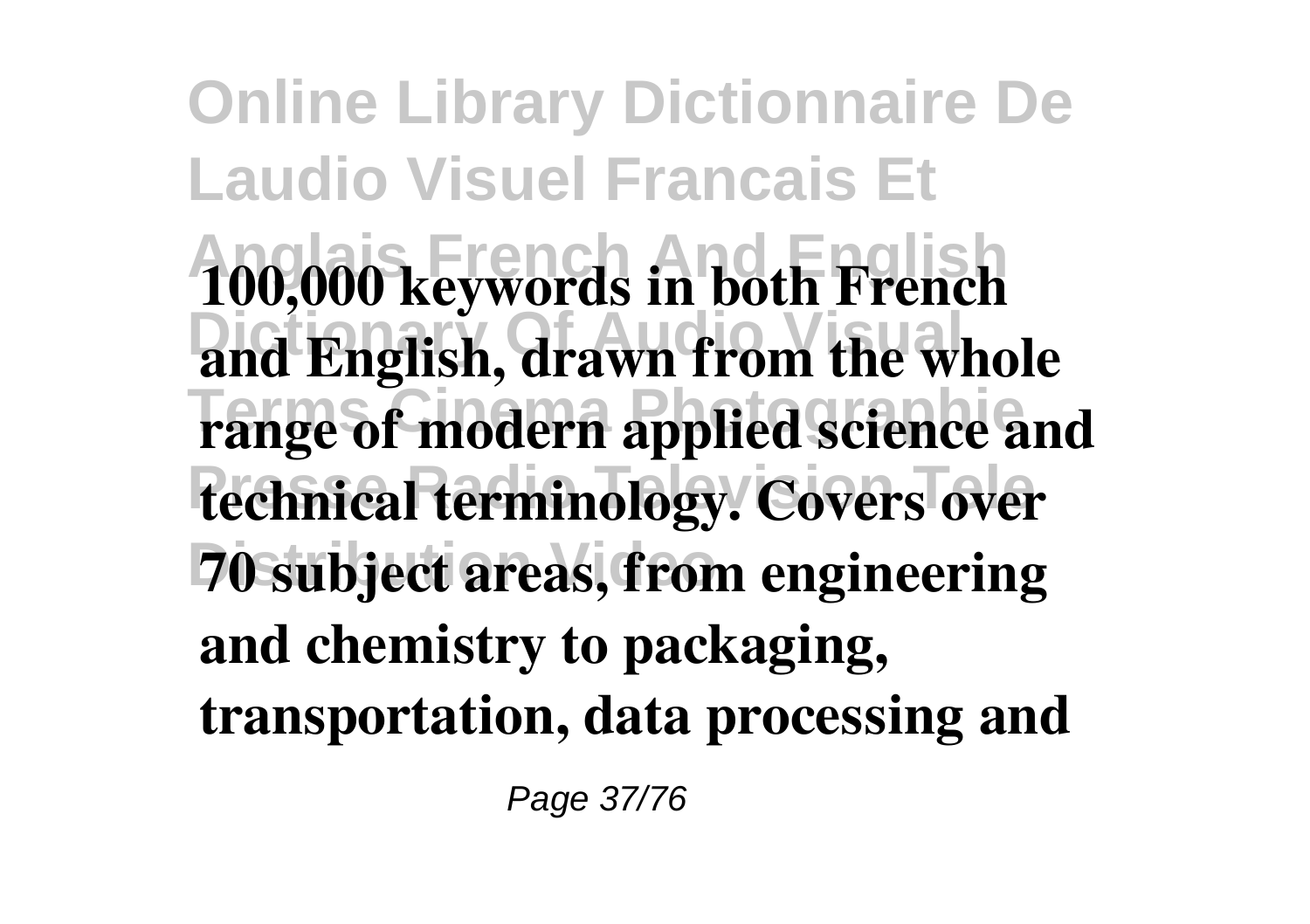**100,000 keywords in both French and English, drawn from the whole range of modern applied science and technical terminology. Covers over 70 subject areas, from engineering and chemistry to packaging, transportation, data processing and**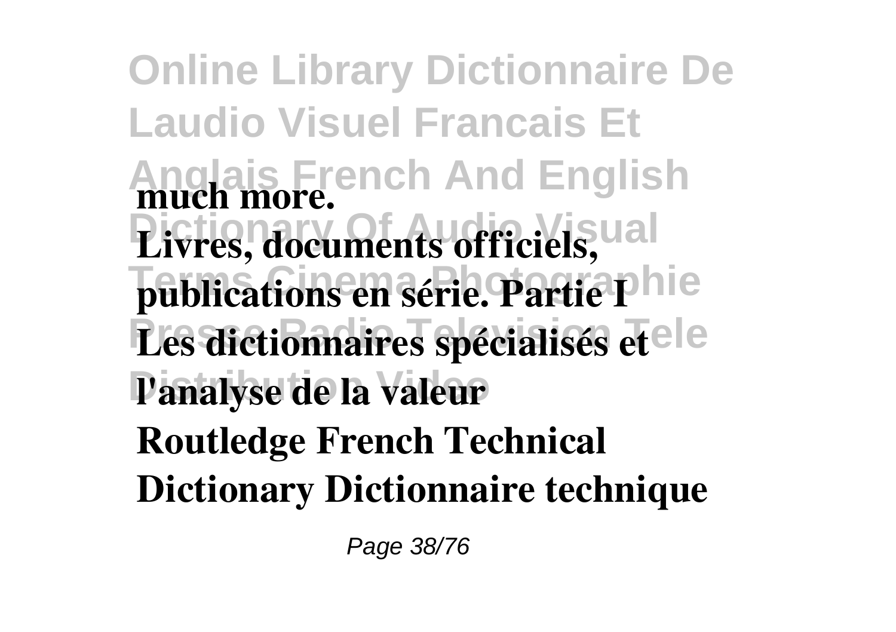**much more.**

**Livres, documents officiels, publications en série. Partie I**

**Les dictionnaires spécialisés et l'analyse de la valeur**

**Routledge French Technical Dictionary Dictionnaire technique**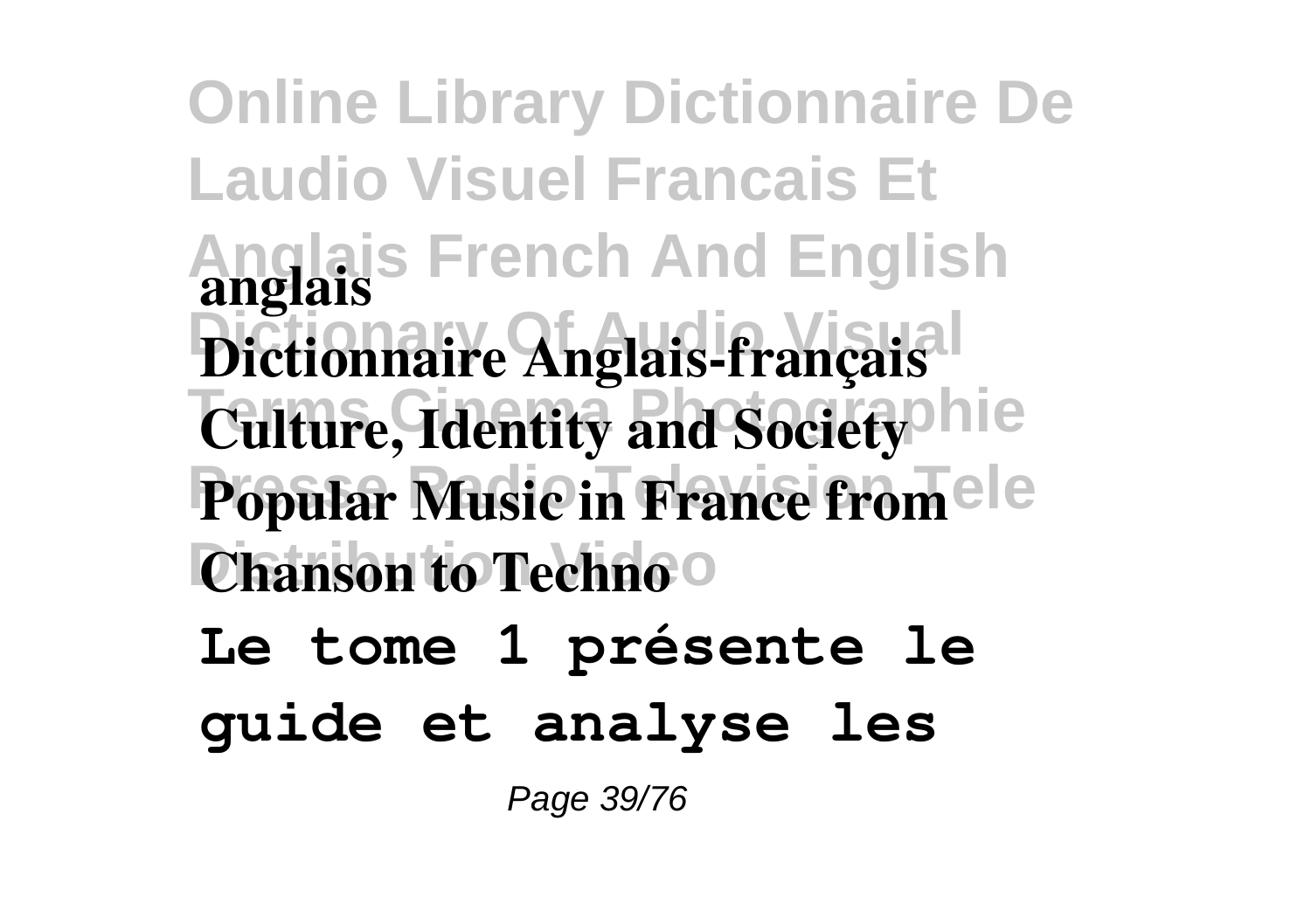**anglais**
**Dictionnaire Anglais-français**
**Culture, Identity and Society**
**Popular Music in France from Chanson to Techno**

**Le tome 1 présente le guide et analyse les**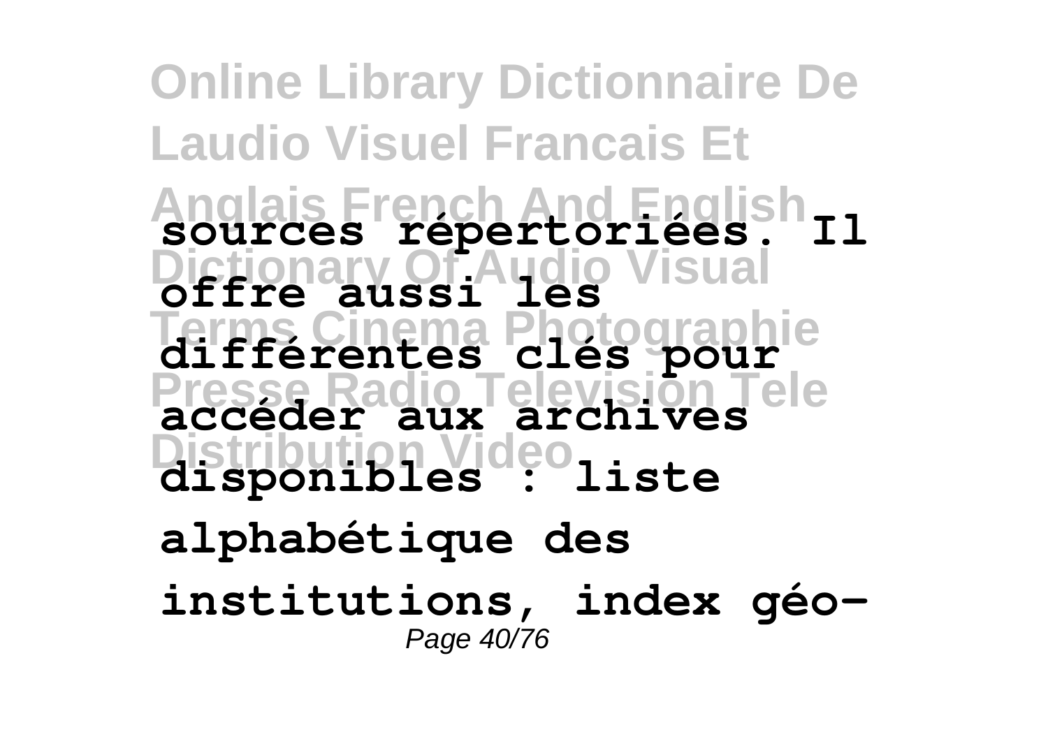**sources répertoriées. Il offre aussi les différentes clés pour accéder aux archives disponibles : liste alphabétique des institutions, index géo-**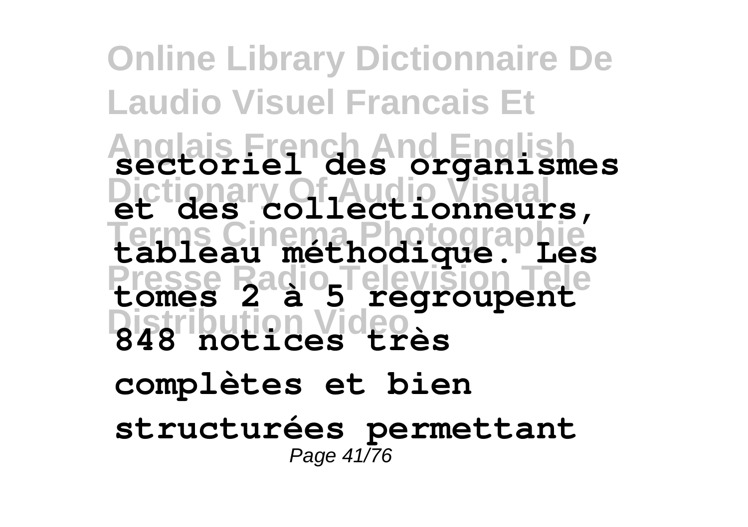**sectoriel des organismes et des collectionneurs, tableau méthodique. Les tomes 2 à 5 regroupent 848 notices très complètes et bien structurées permettant**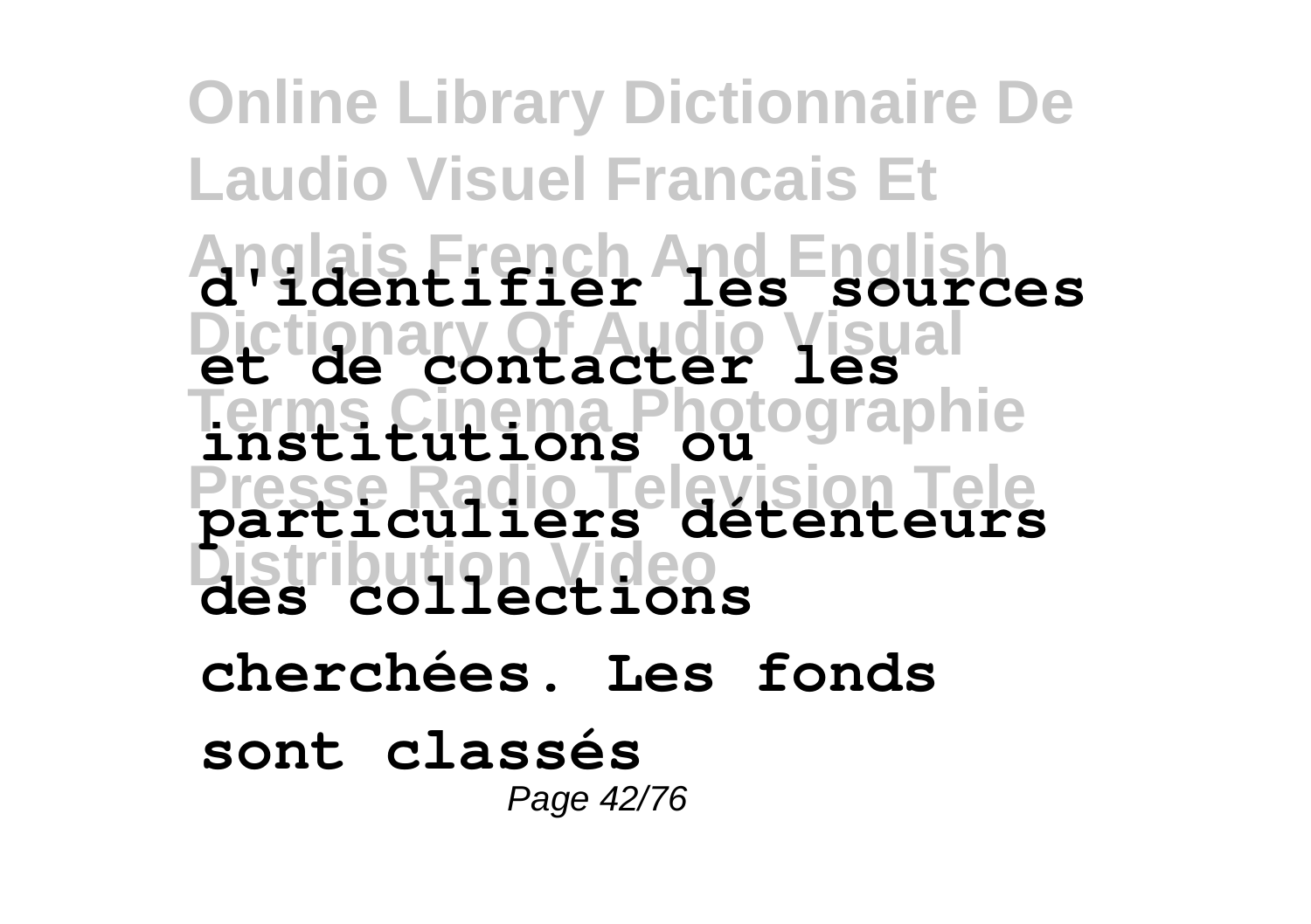**d'identifier les sources et de contacter les institutions ou particuliers détenteurs des collections cherchées. Les fonds sont classés**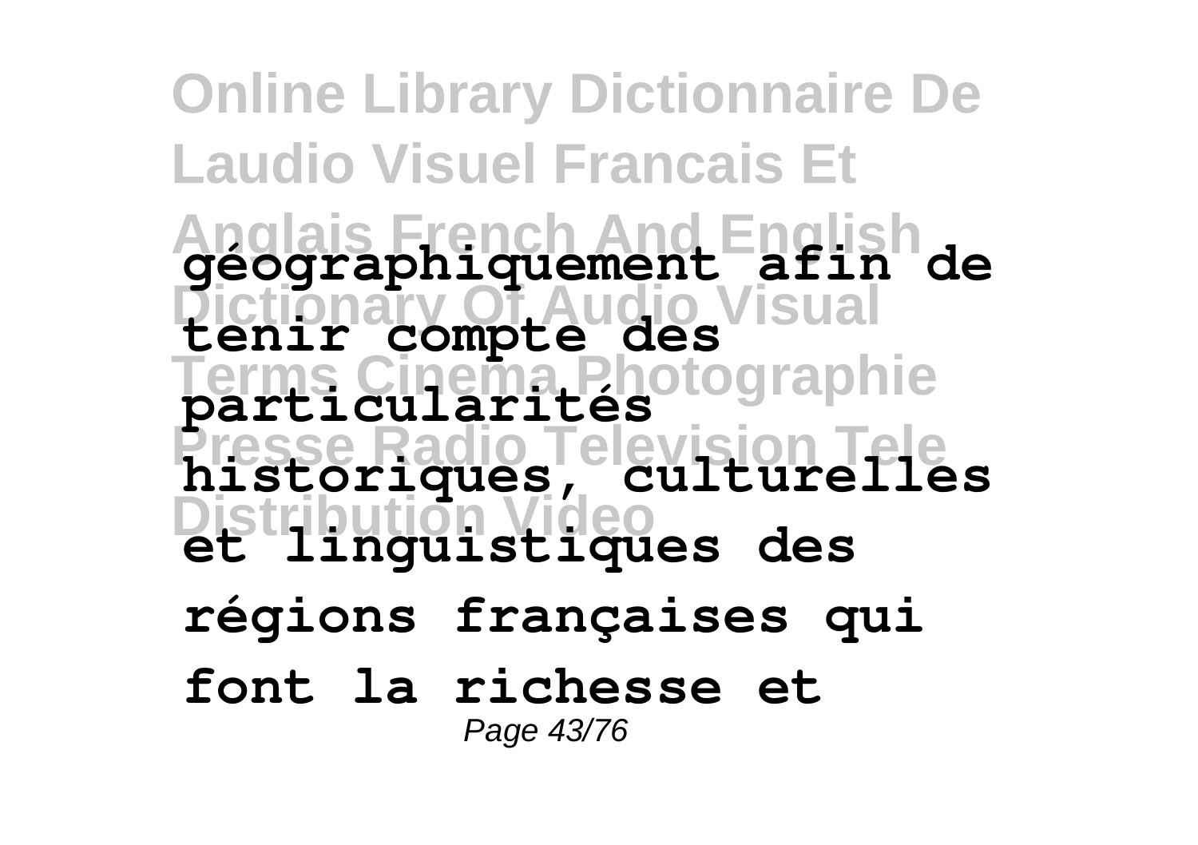**géographiquement afin de tenir compte des particularités historiques, culturelles et linguistiques des régions françaises qui font la richesse et**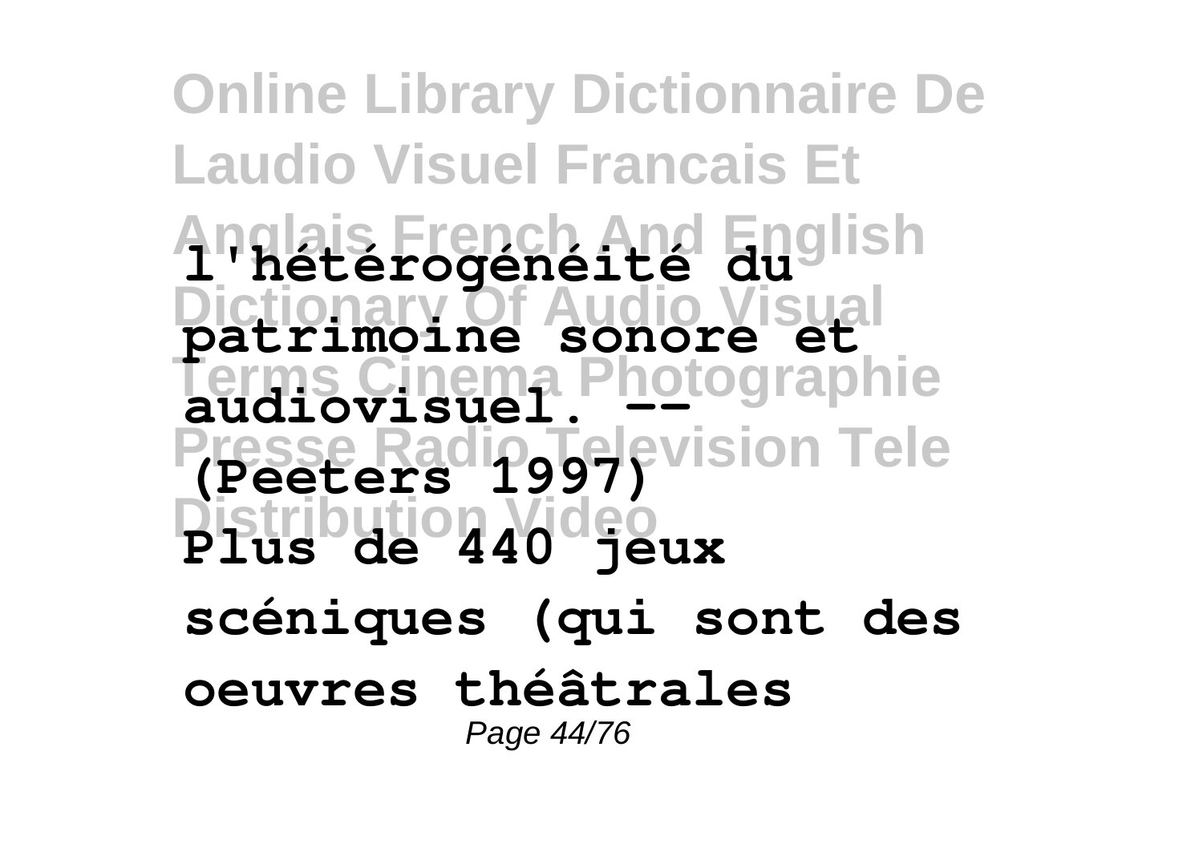**l'hétérogénéité du patrimoine sonore et audiovisuel. -- (Peeters 1997)**

**Plus de 440 jeux scéniques (qui sont des oeuvres théâtrales**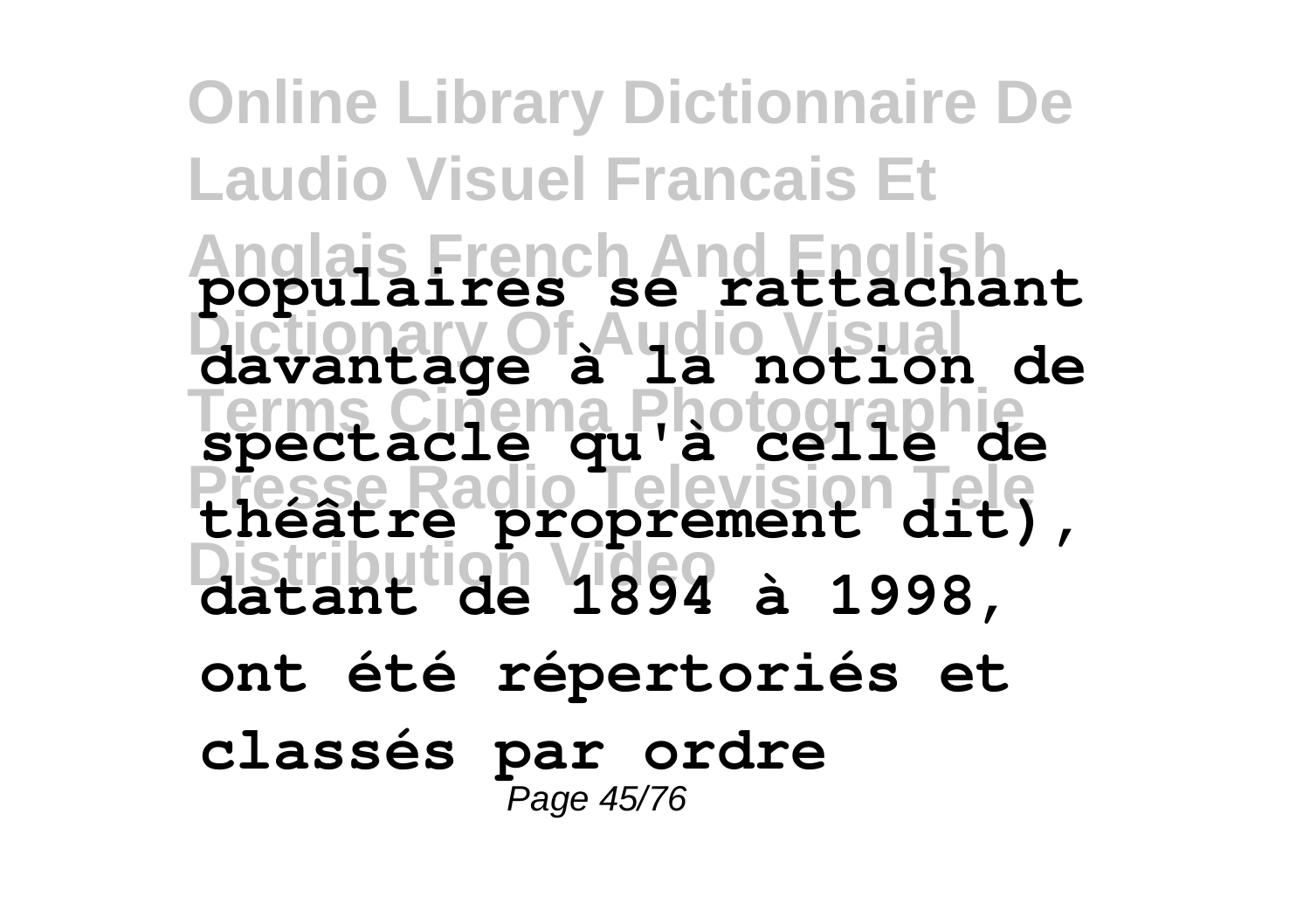**populaires se rattachant davantage à la notion de spectacle qu'à celle de théâtre proprement dit), datant de 1894 à 1998, ont été répertoriés et classés par ordre**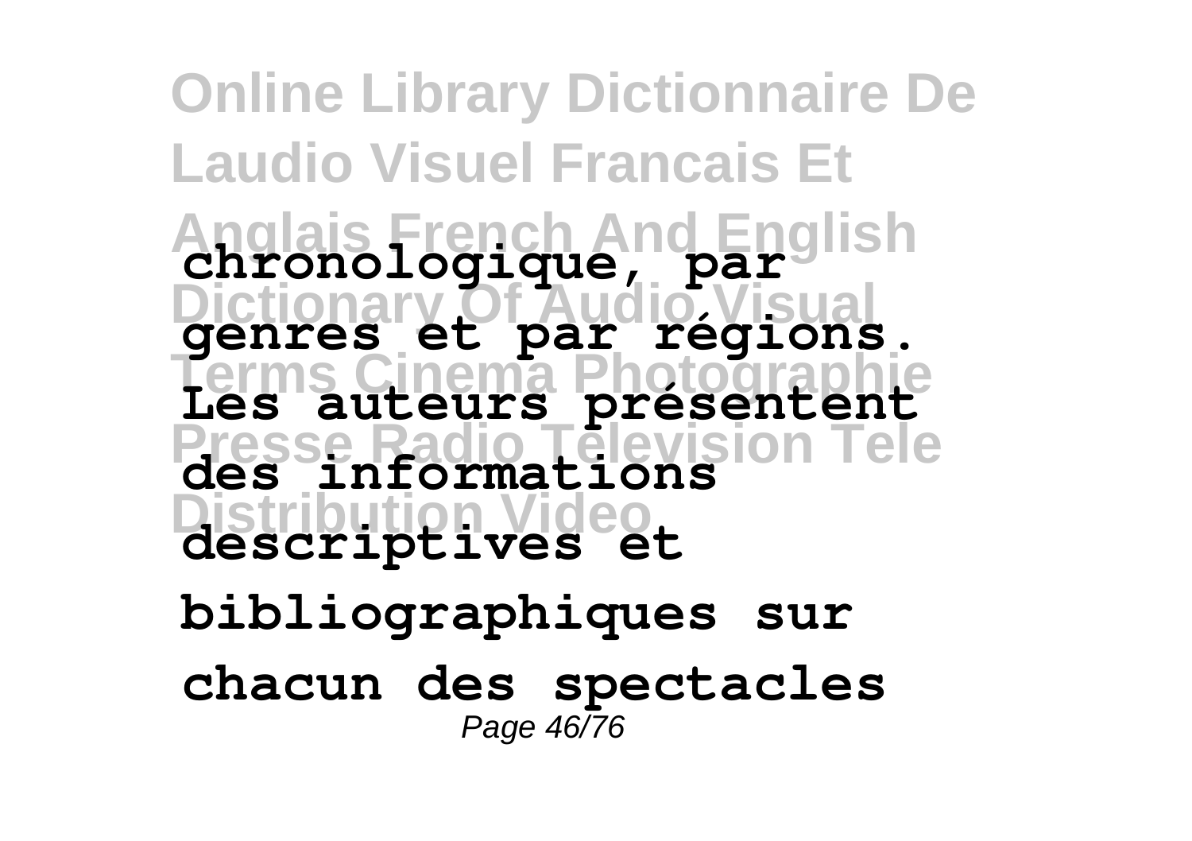**chronologique, par genres et par régions. Les auteurs présentent des informations descriptives et bibliographiques sur chacun des spectacles**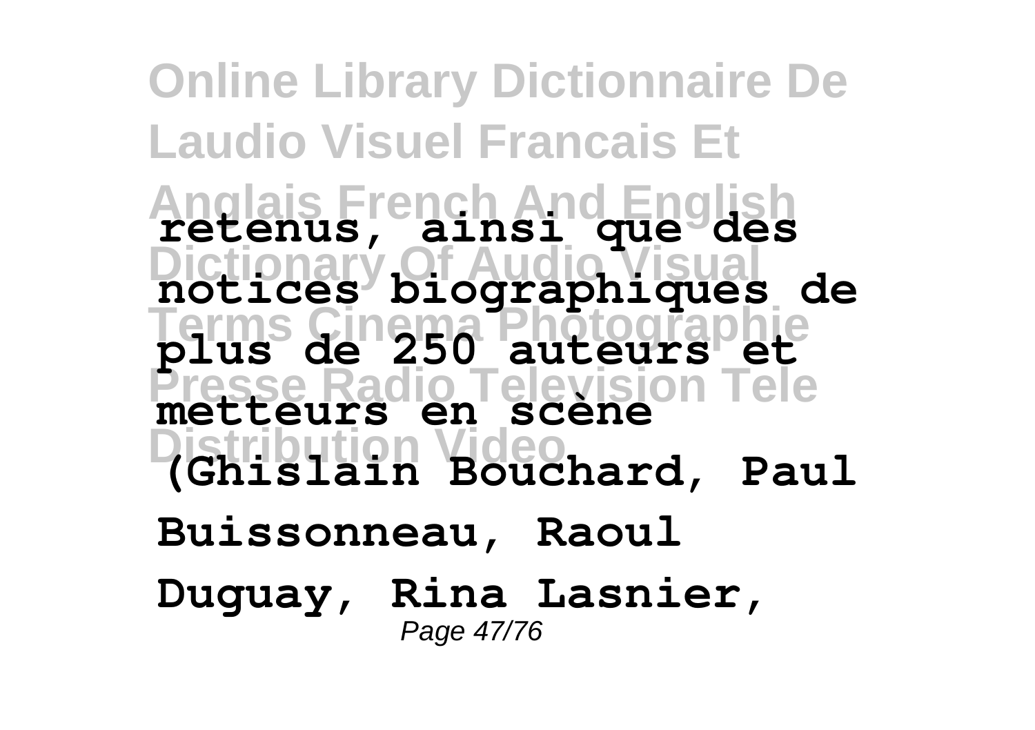**retenus, ainsi que des notices biographiques de plus de 250 auteurs et metteurs en scène (Ghislain Bouchard, Paul Buissonneau, Raoul Duguay, Rina Lasnier,**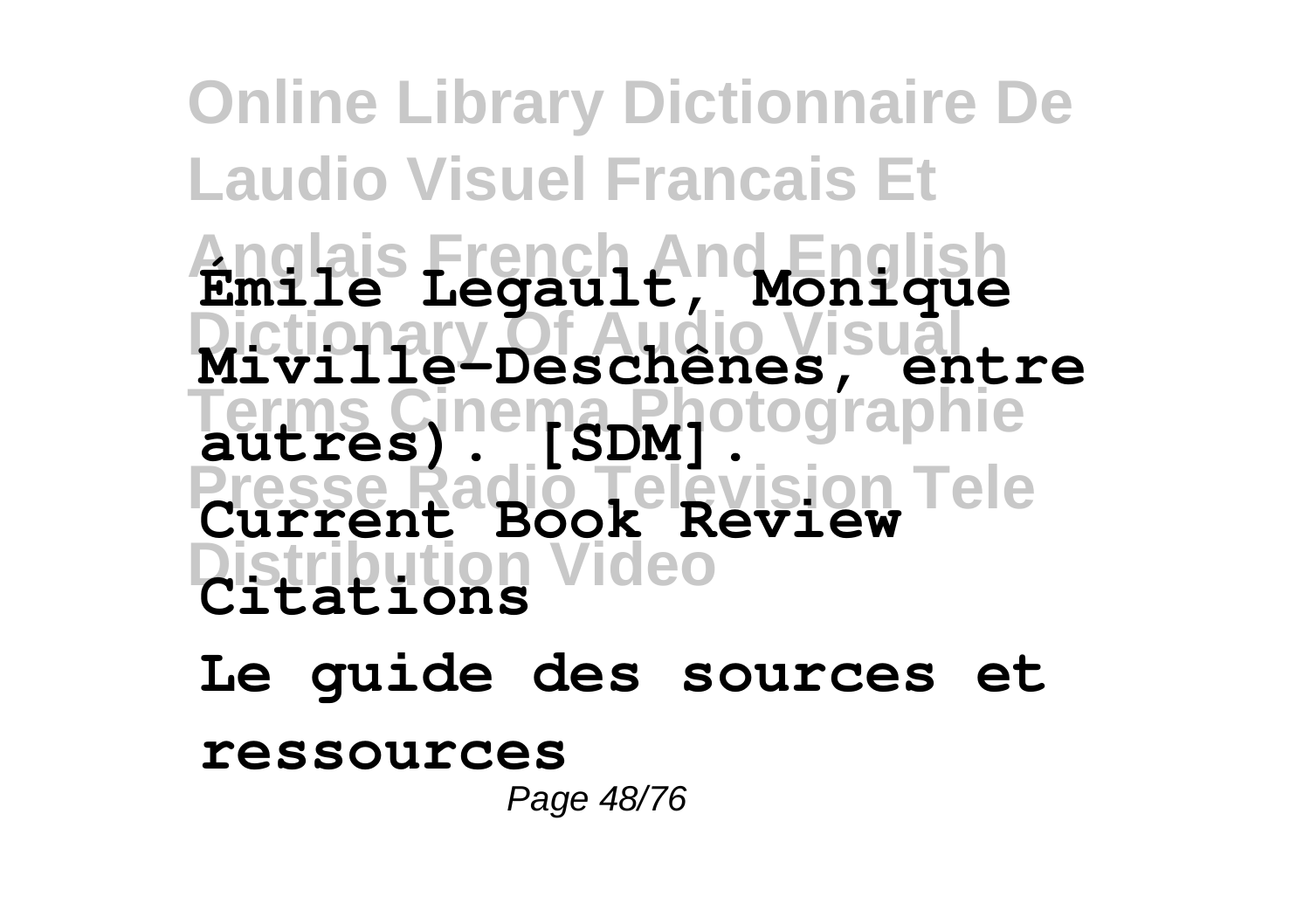**Émile Legault, Monique Miville-Deschênes, entre autres). [SDM].**

**Current Book Review Citations**

**Le guide des sources et ressources**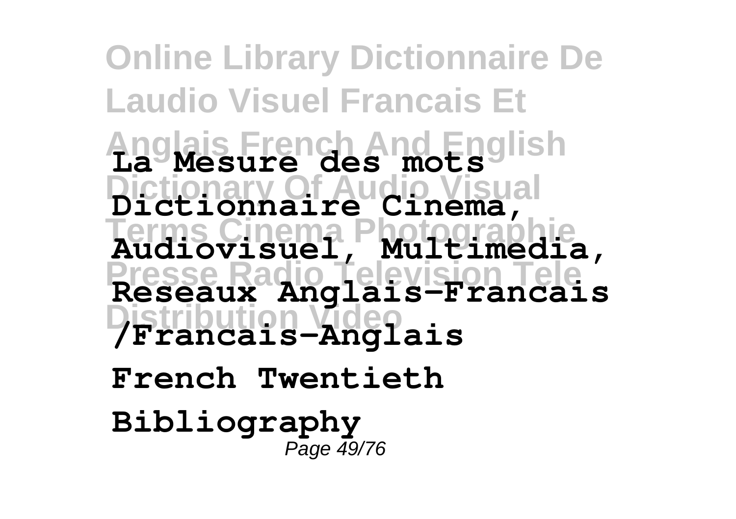**La Mesure des mots Dictionnaire Cinema, Audiovisuel, Multimedia, Reseaux Anglais-Francais /Francais-Anglais**

**French Twentieth Bibliography**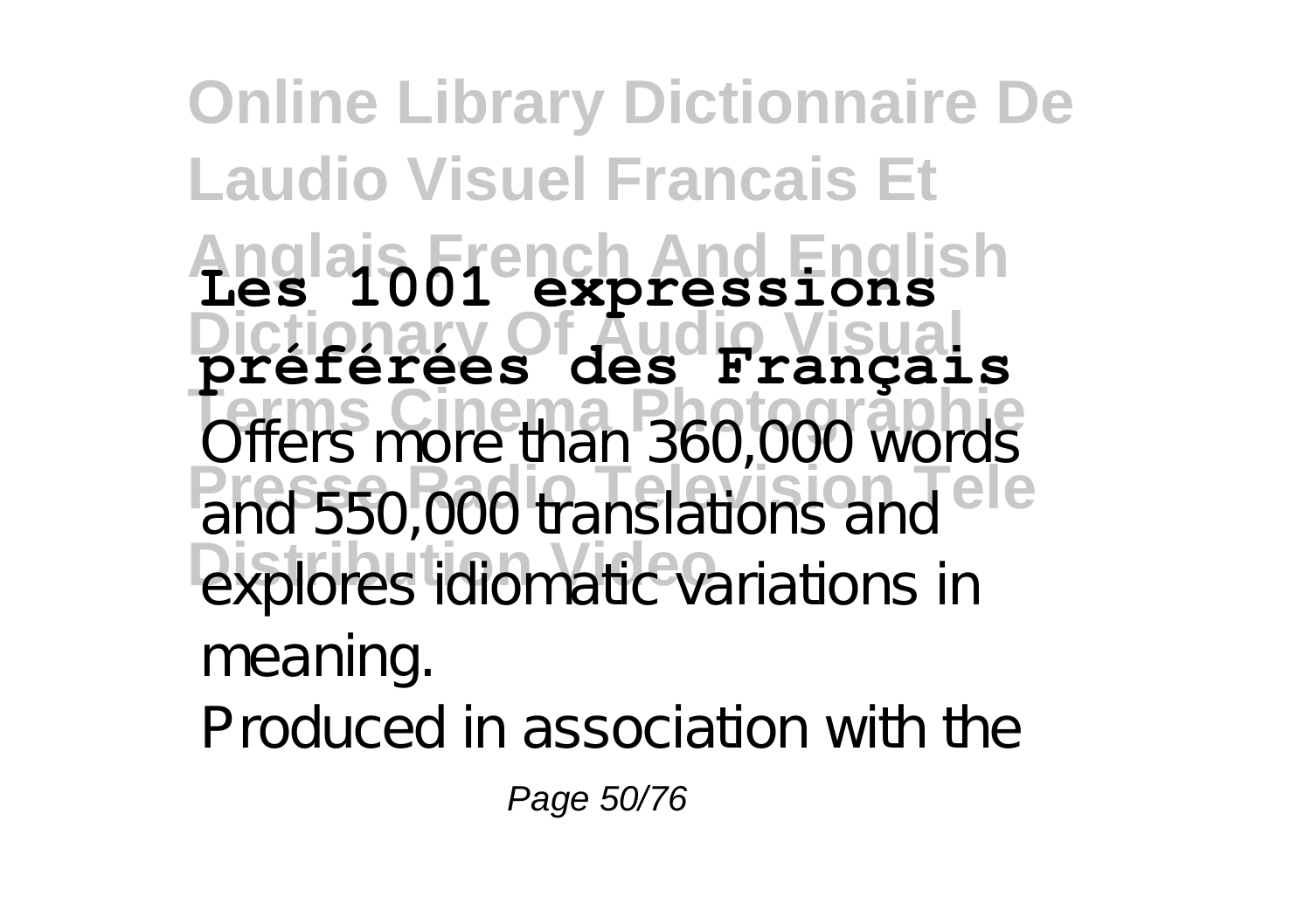**Les 1001 expressions préférées des Français**

Offers more than 360,000 words and 550,000 translations and explores idiomatic variations in meaning.

Produced in association with the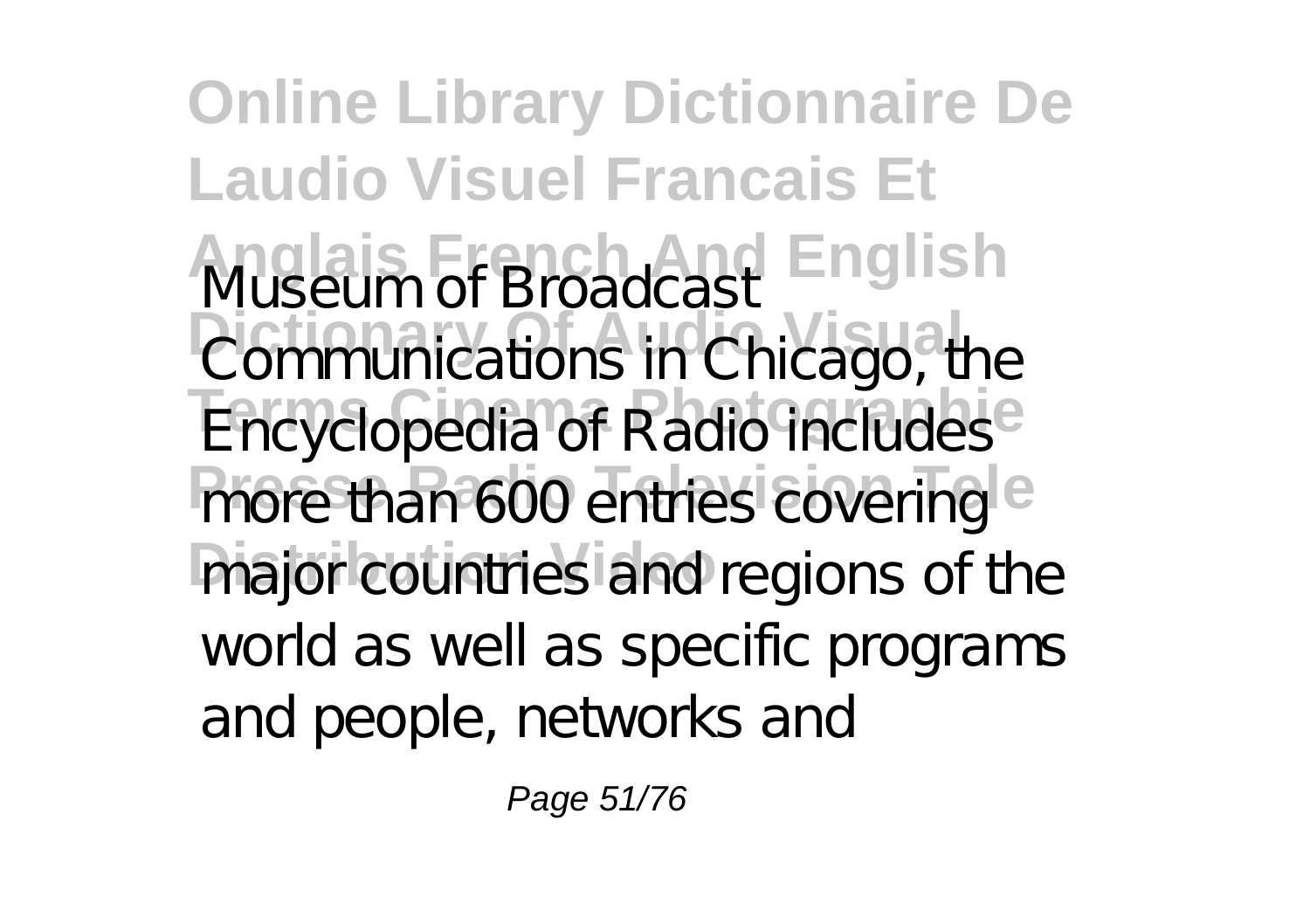Museum of Broadcast Communications in Chicago, the Encyclopedia of Radio includes more than 600 entries covering major countries and regions of the world as well as specific programs and people, networks and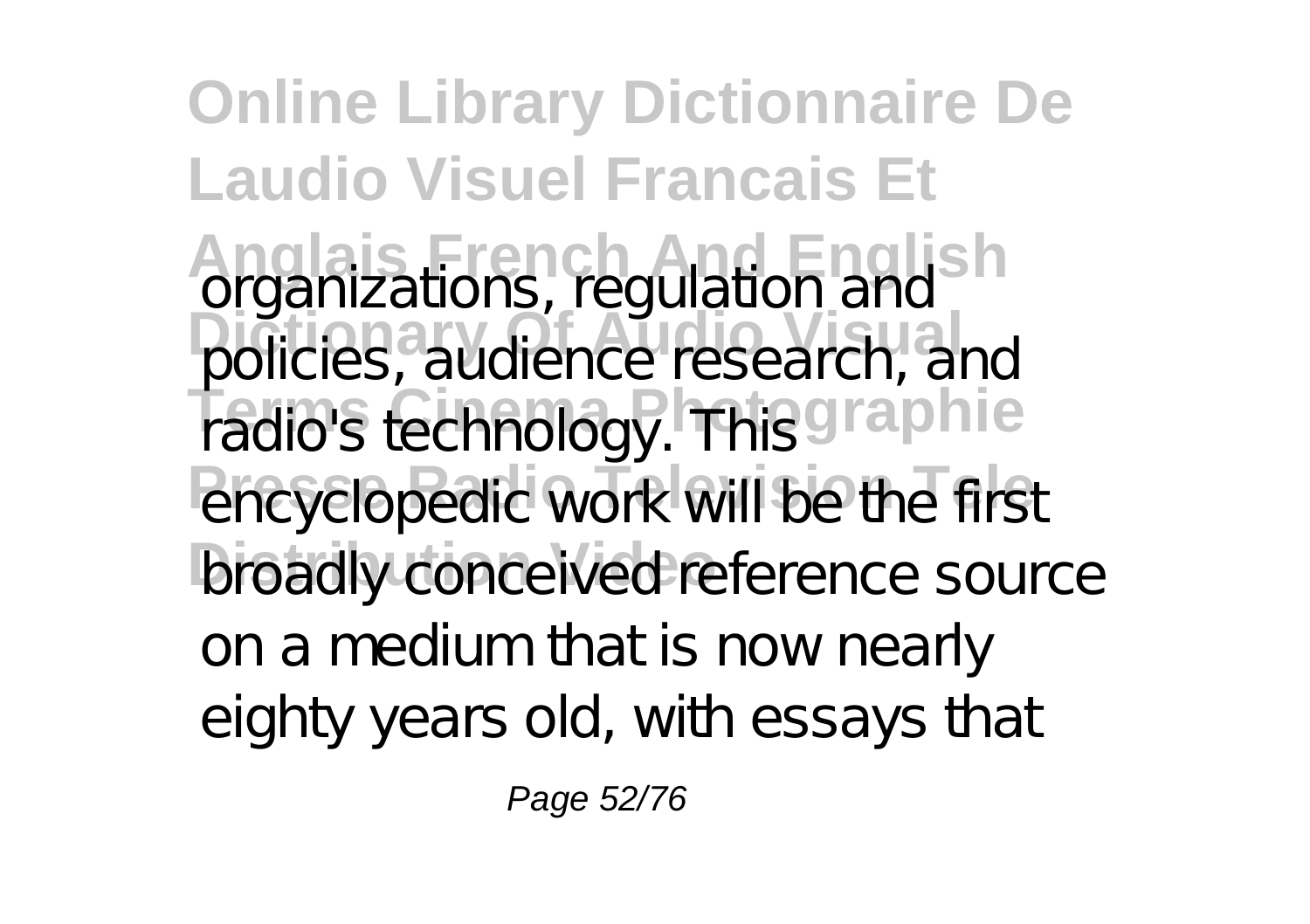organizations, regulation and policies, audience research, and radio's technology. This encyclopedic work will be the first broadly conceived reference source on a medium that is now nearly eighty years old, with essays that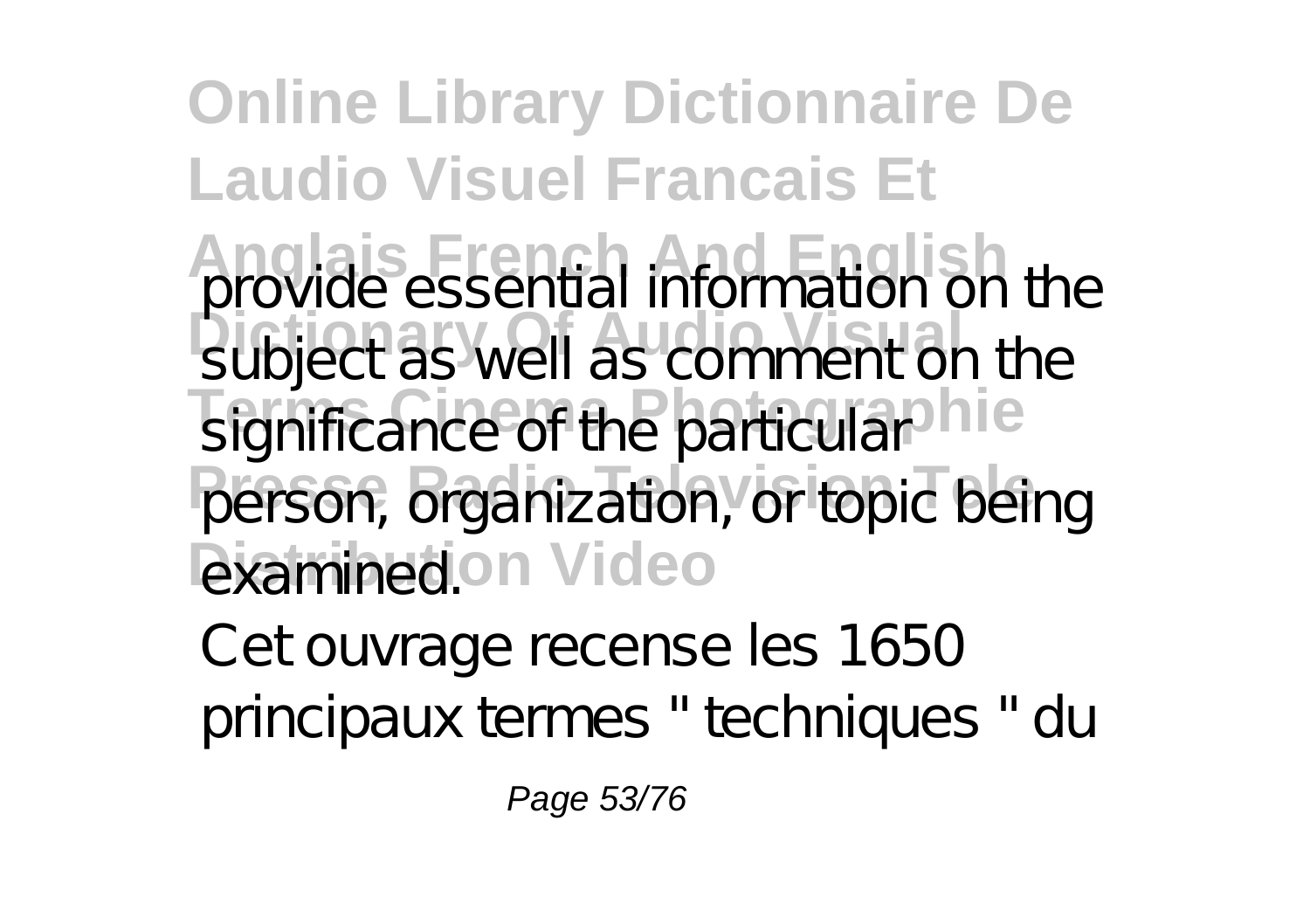provide essential information on the subject as well as comment on the significance of the particular person, organization, or topic being examined.

Cet ouvrage recense les 1650 principaux termes " techniques " du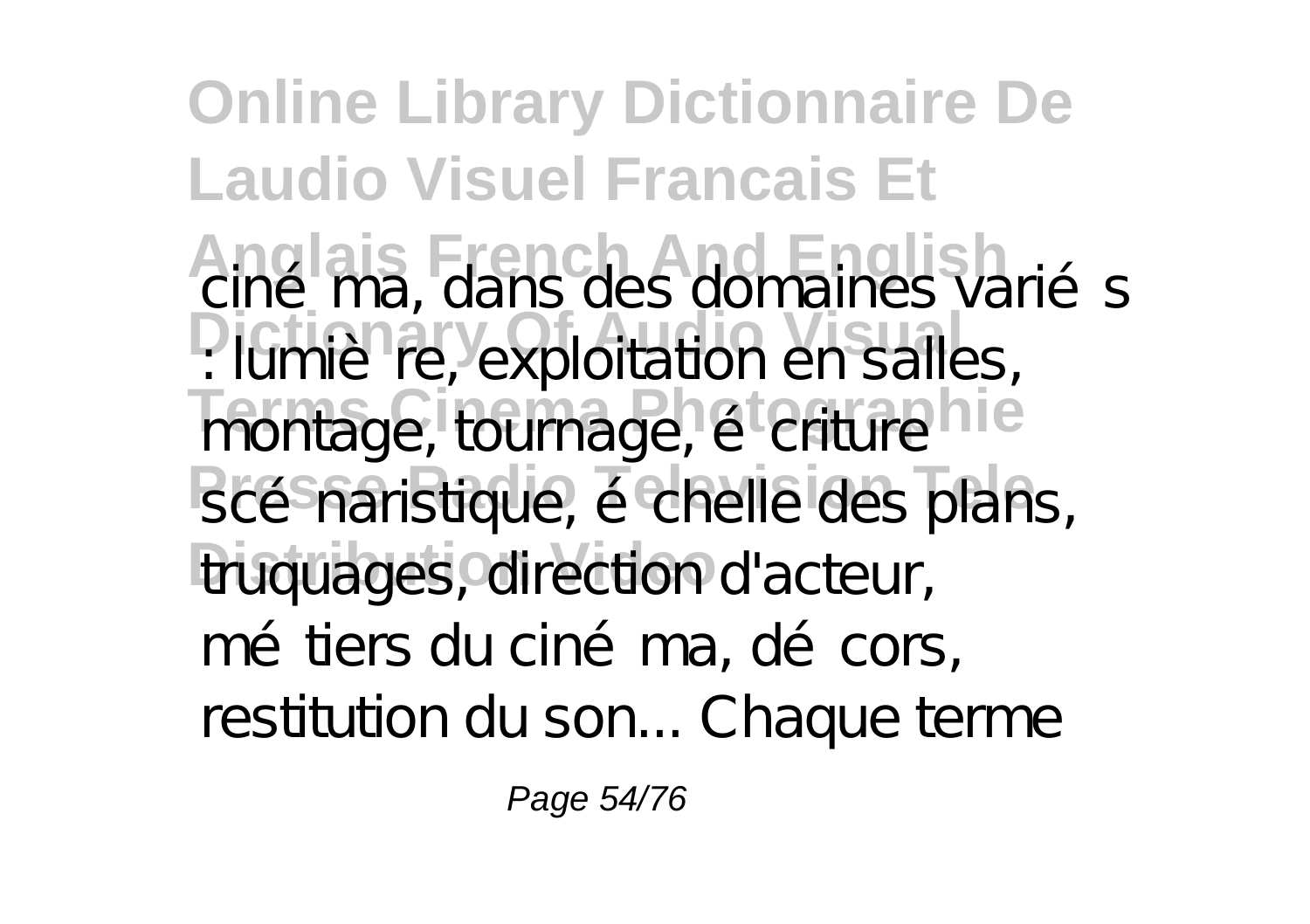cinéma, dans des domaines variés : lumière, exploitation en salles, montage, tournage, écriture scénaristique, échelle des plans, truquages, direction d'acteur, métiers du cinéma, décors, restitution du son... Chaque terme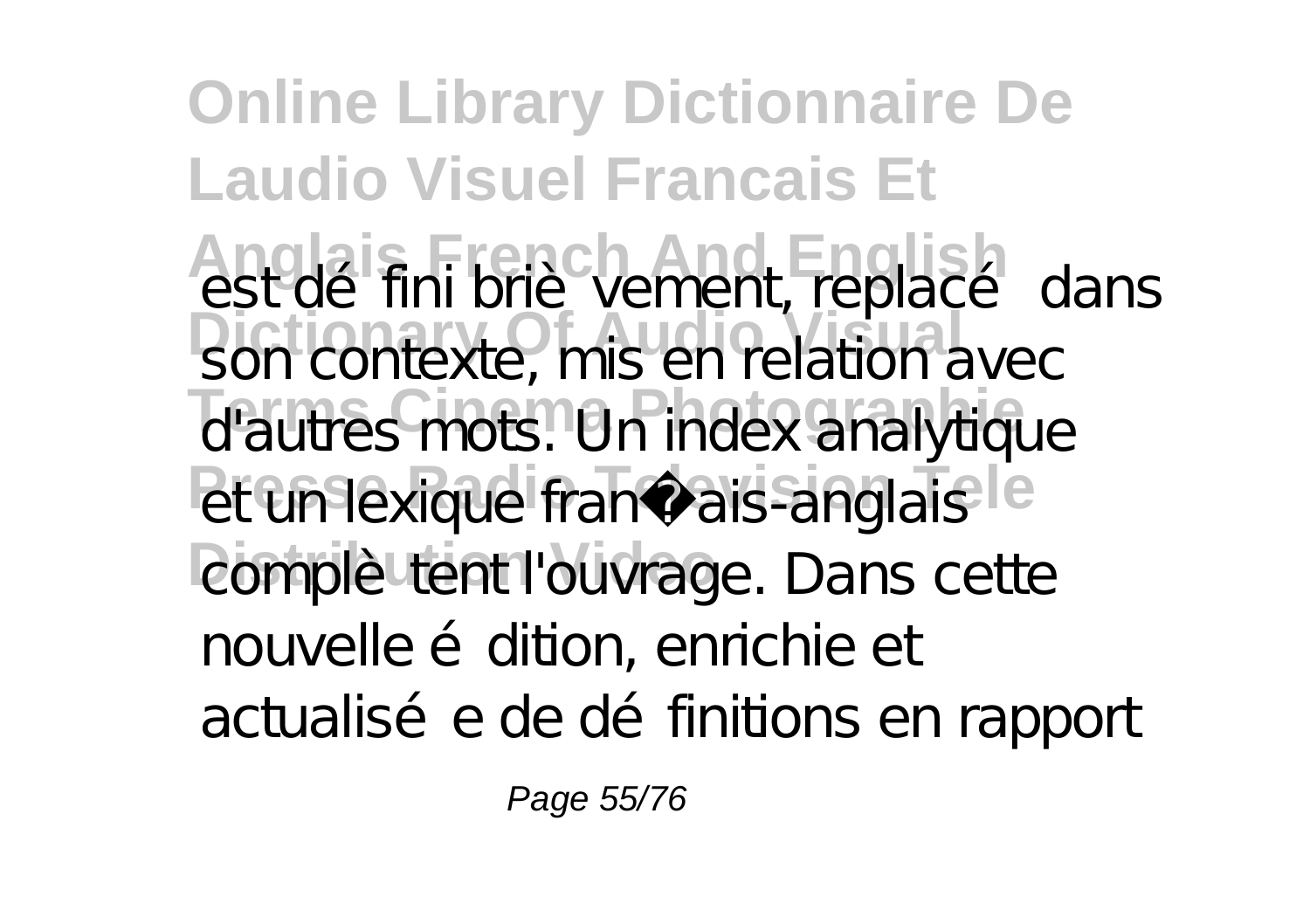est défini brièvement, replacé dans son contexte, mis en relation avec d'autres mots. Un index analytique et un lexique français-anglais complètent l'ouvrage. Dans cette nouvelle édition, enrichie et actualisée de définitions en rapport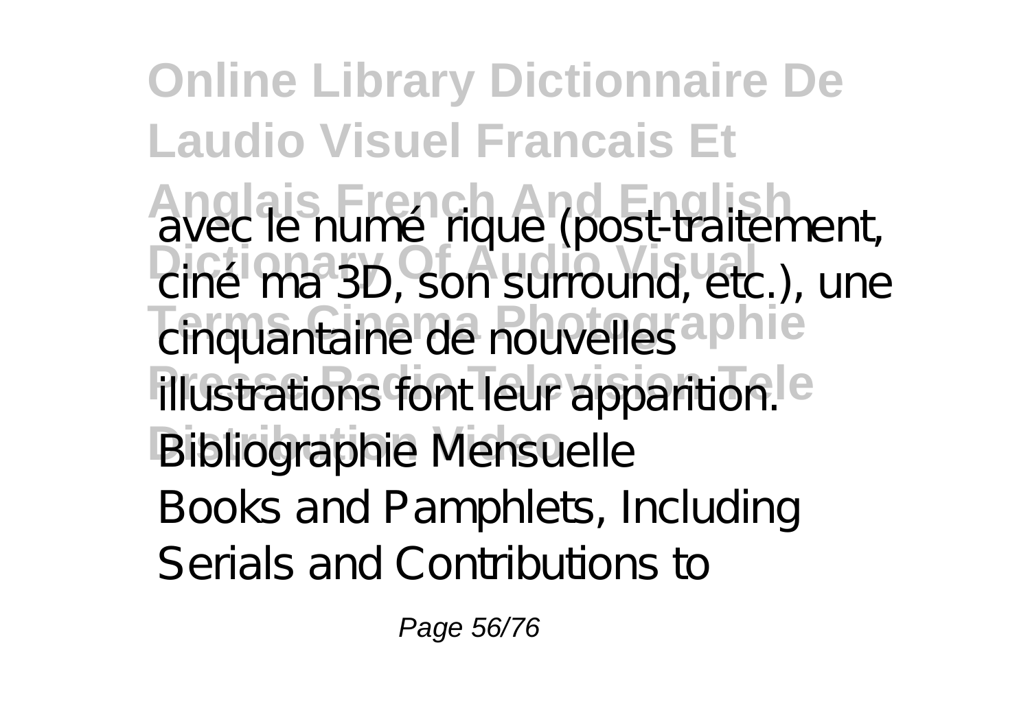avec le numérique (post-traitement, cinéma 3D, son surround, etc.), une cinquantaine de nouvelles illustrations font leur apparition.

Bibliographie Mensuelle

Books and Pamphlets, Including Serials and Contributions to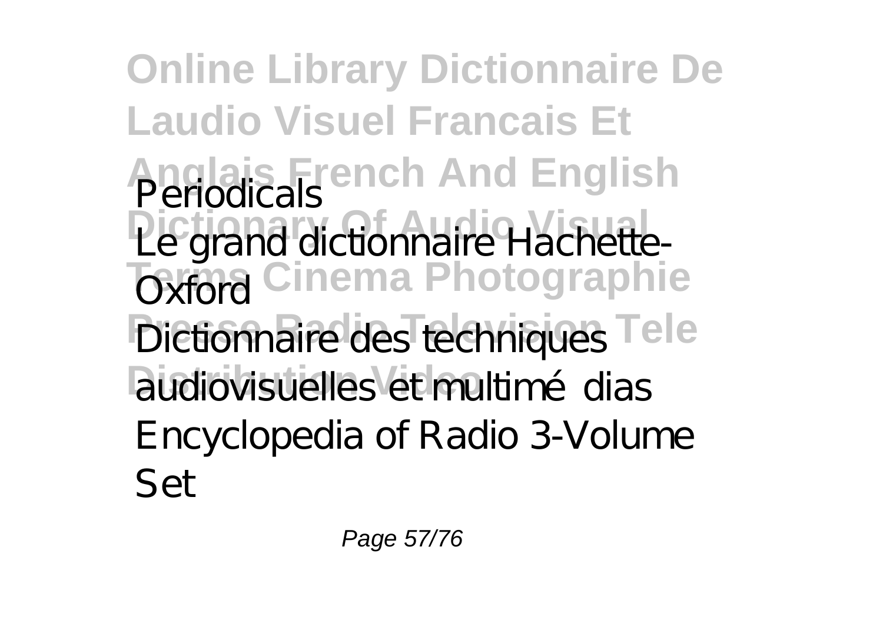Periodicals

Le grand dictionnaire Hachette-Oxford

Dictionnaire des techniques audiovisuelles et multimédias

Encyclopedia of Radio 3-Volume Set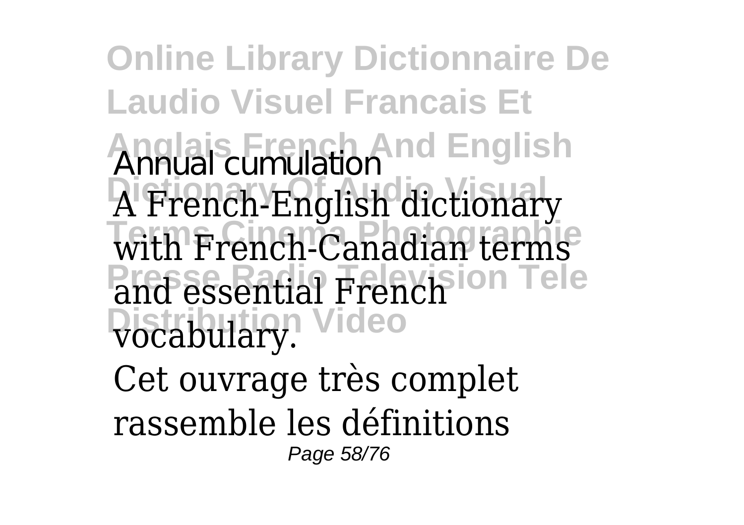Annual cumulation

A French-English dictionary with French-Canadian terms and essential French vocabulary.

Cet ouvrage très complet rassemble les définitions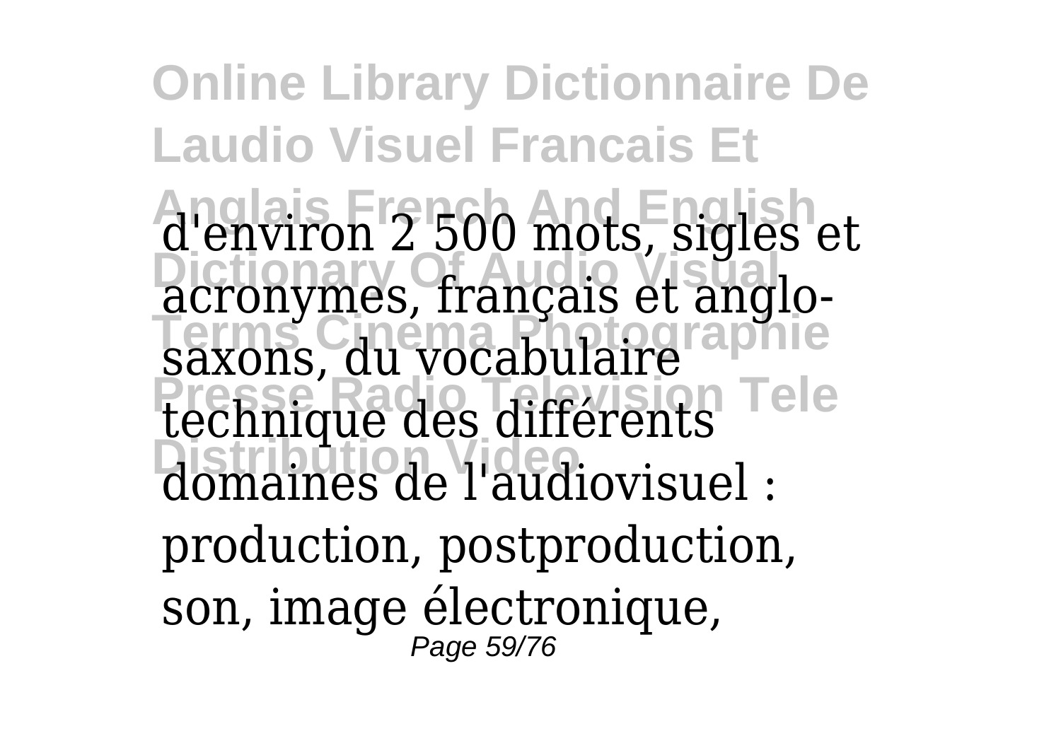d'environ 2 500 mots, sigles et acronymes, français et anglo-saxons, du vocabulaire technique des différents domaines de l'audiovisuel : production, postproduction, son, image électronique,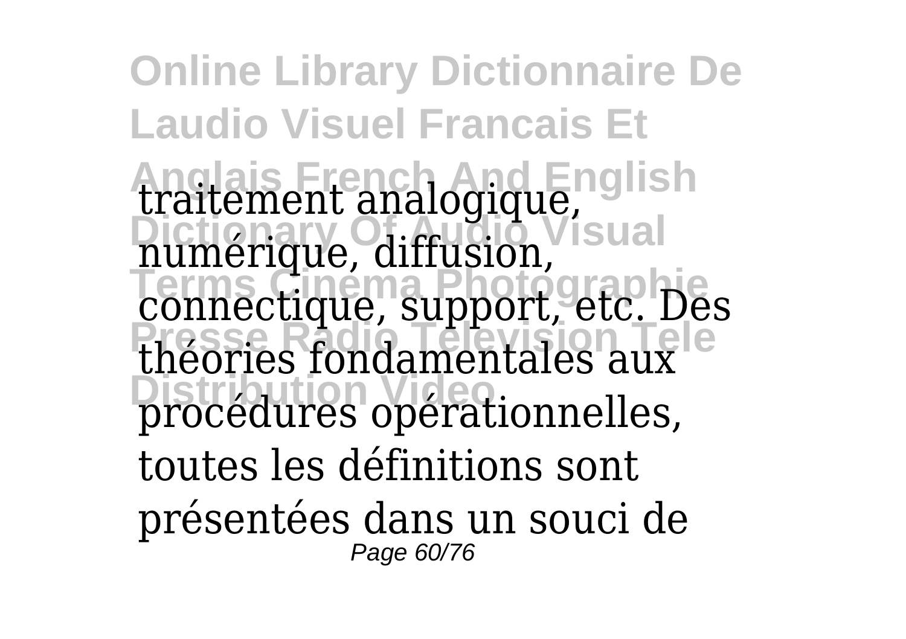traitement analogique, numérique, diffusion, connectique, support, etc. Des théories fondamentales aux procédures opérationnelles, toutes les définitions sont présentées dans un souci de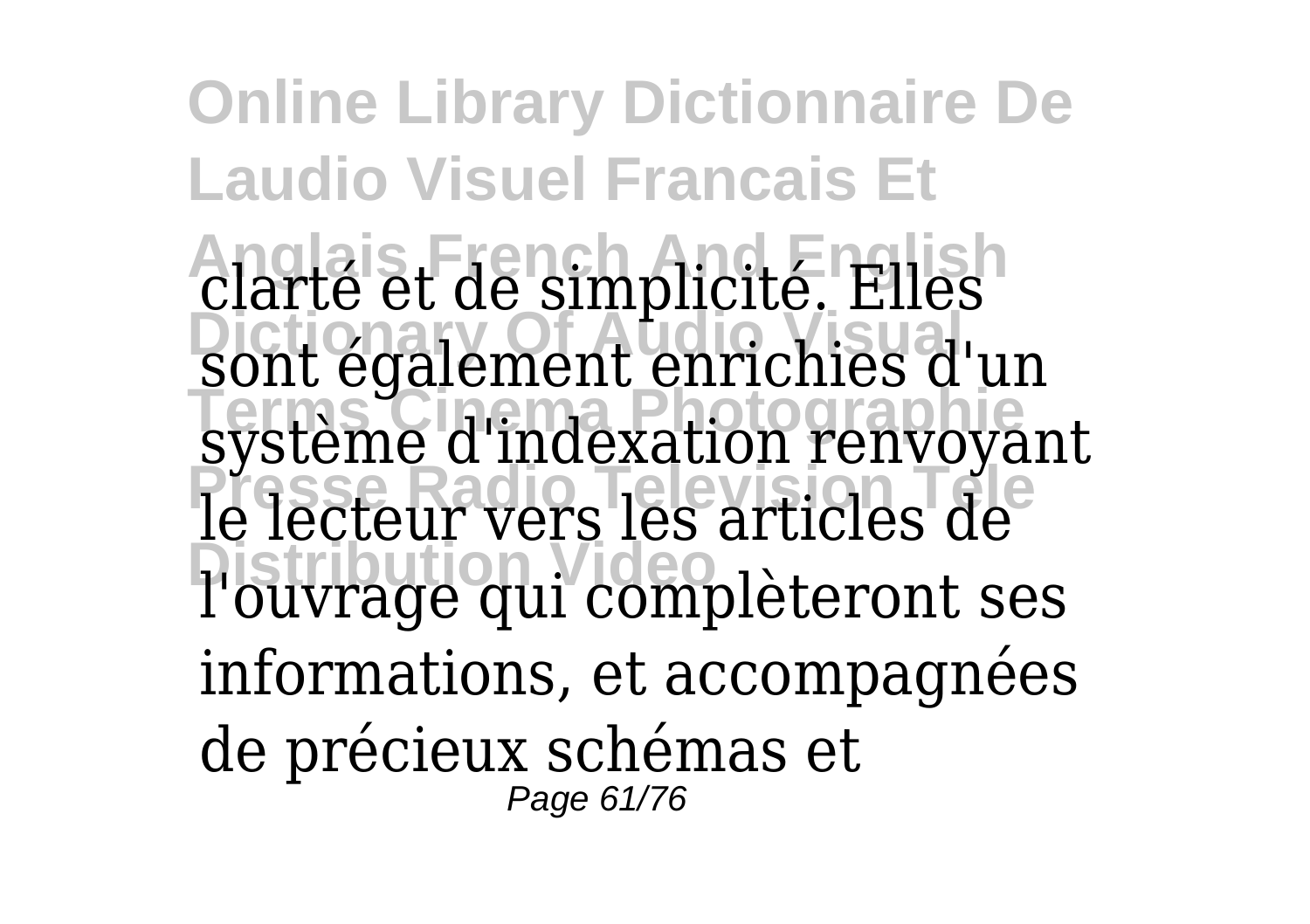clarté et de simplicité. Elles sont également enrichies d'un système d'indexation renvoyant le lecteur vers les articles de l'ouvrage qui complèteront ses informations, et accompagnées de précieux schémas et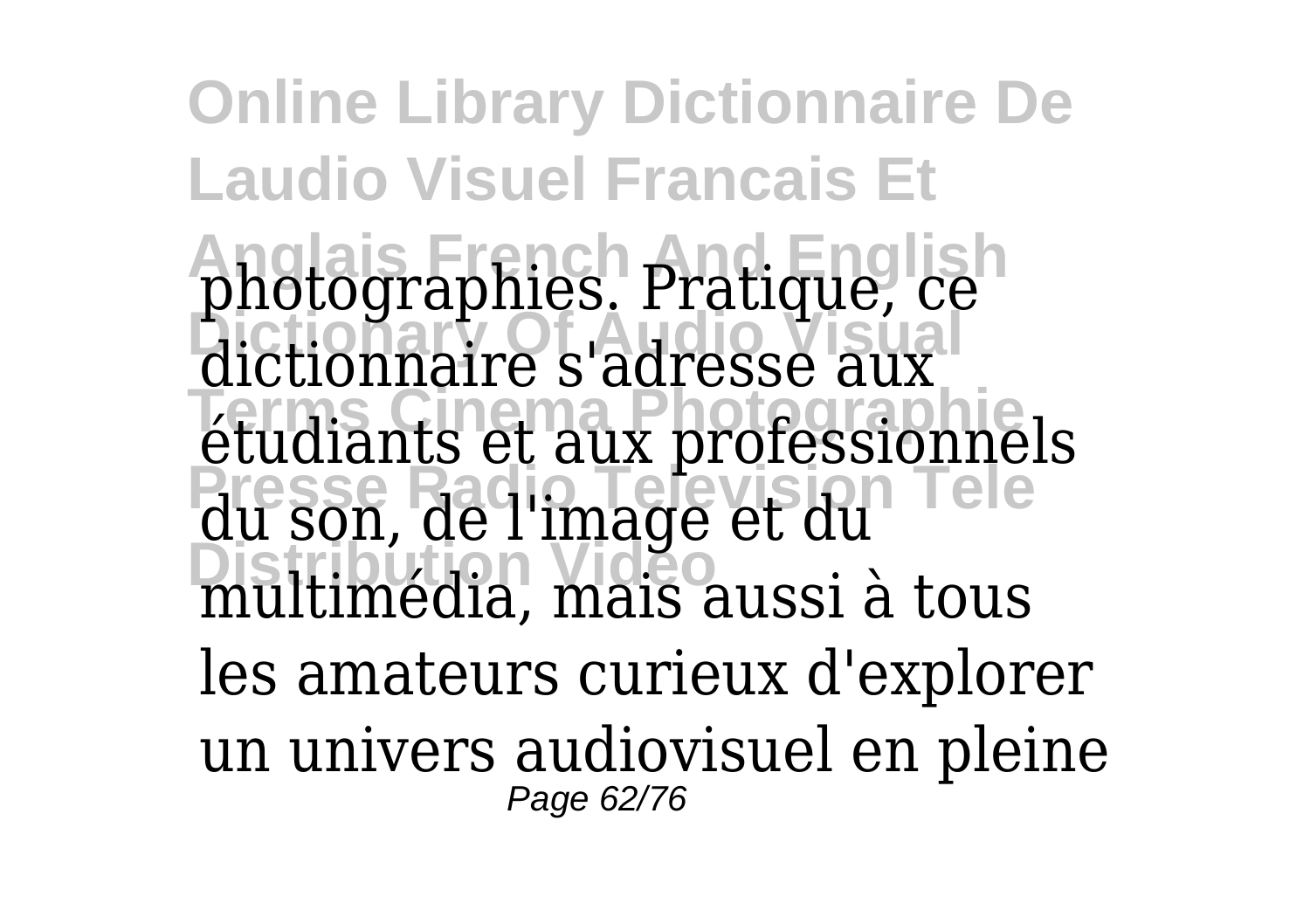photographies. Pratique, ce dictionnaire s'adresse aux étudiants et aux professionnels du son, de l'image et du multimédia, mais aussi à tous les amateurs curieux d'explorer un univers audiovisuel en pleine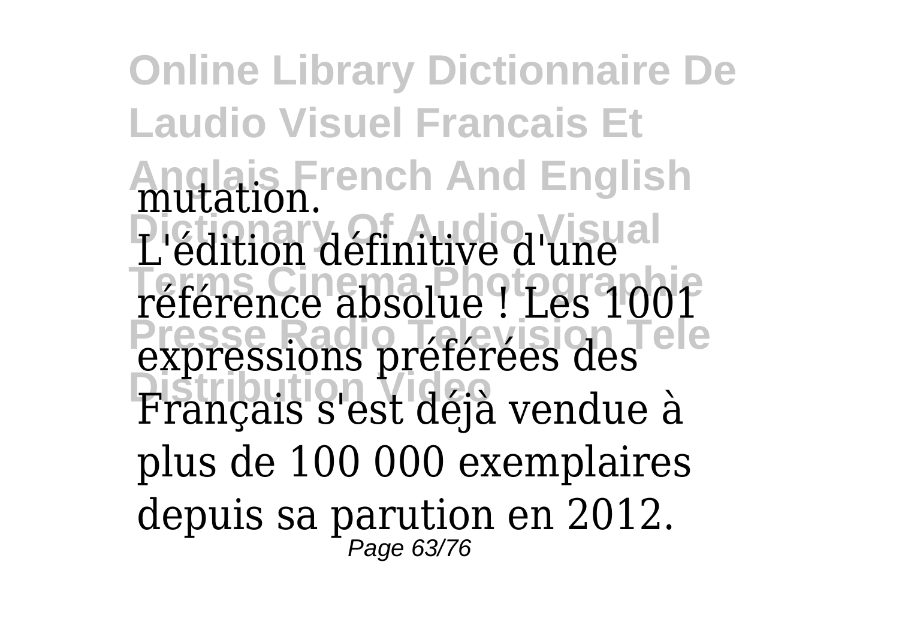mutation.

L'édition définitive d'une référence absolue ! Les 1001 expressions préférées des Français s'est déjà vendue à plus de 100 000 exemplaires depuis sa parution en 2012.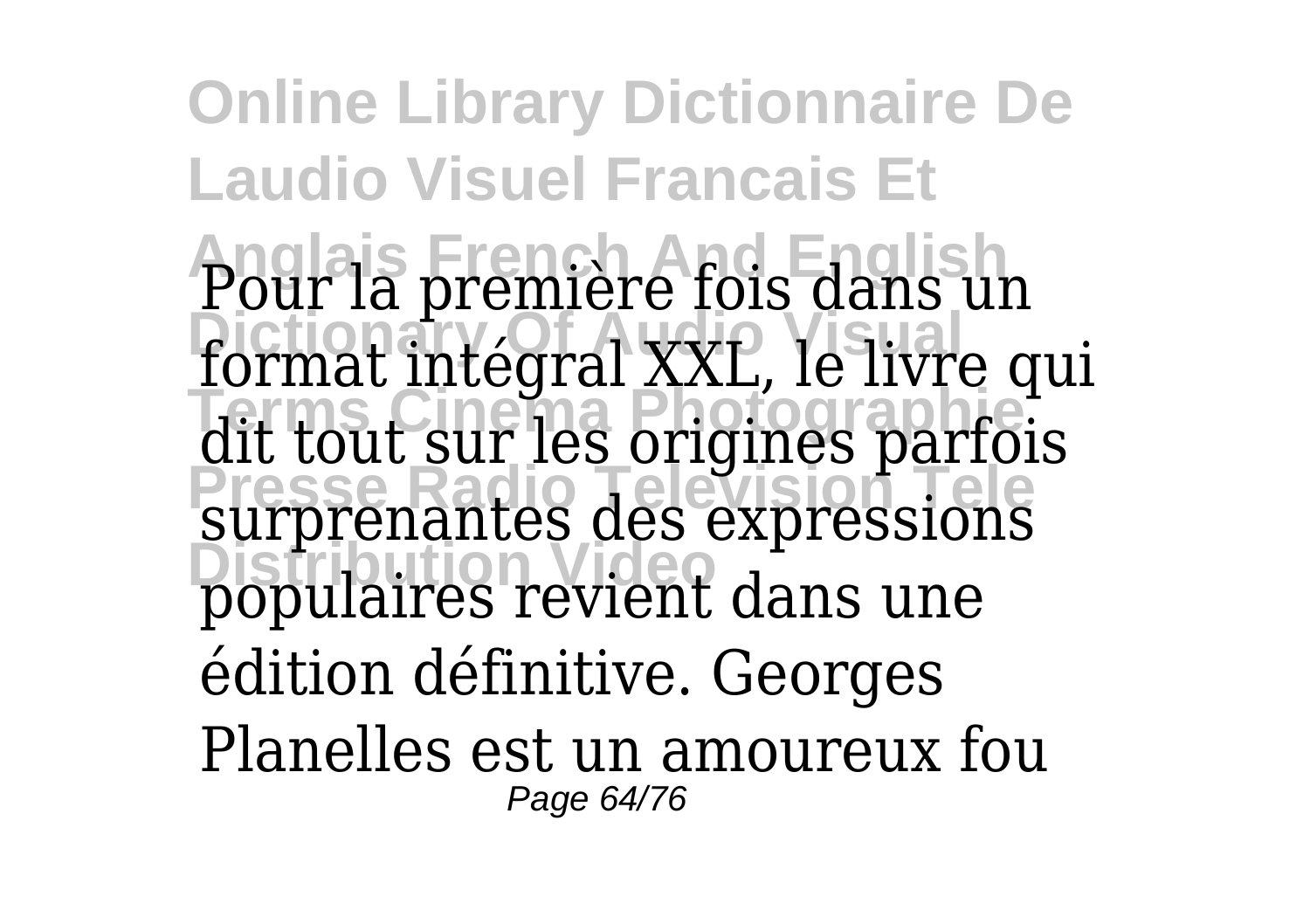Pour la première fois dans un format intégral XXL, le livre qui dit tout sur les origines parfois surprenantes des expressions populaires revient dans une édition définitive. Georges Planelles est un amoureux fou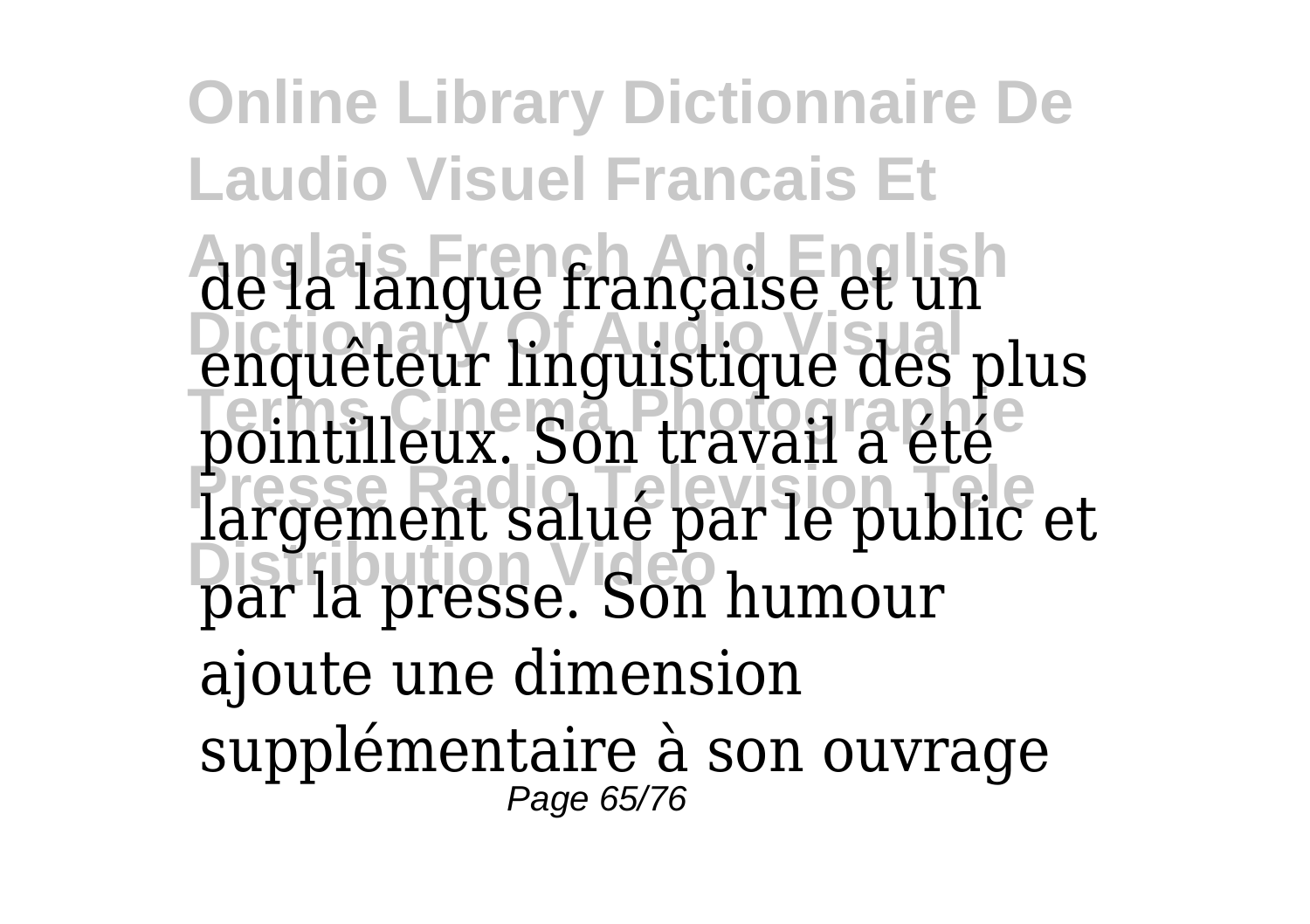de la langue française et un enquêteur linguistique des plus pointilleux. Son travail a été largement salué par le public et par la presse. Son humour ajoute une dimension supplémentaire à son ouvrage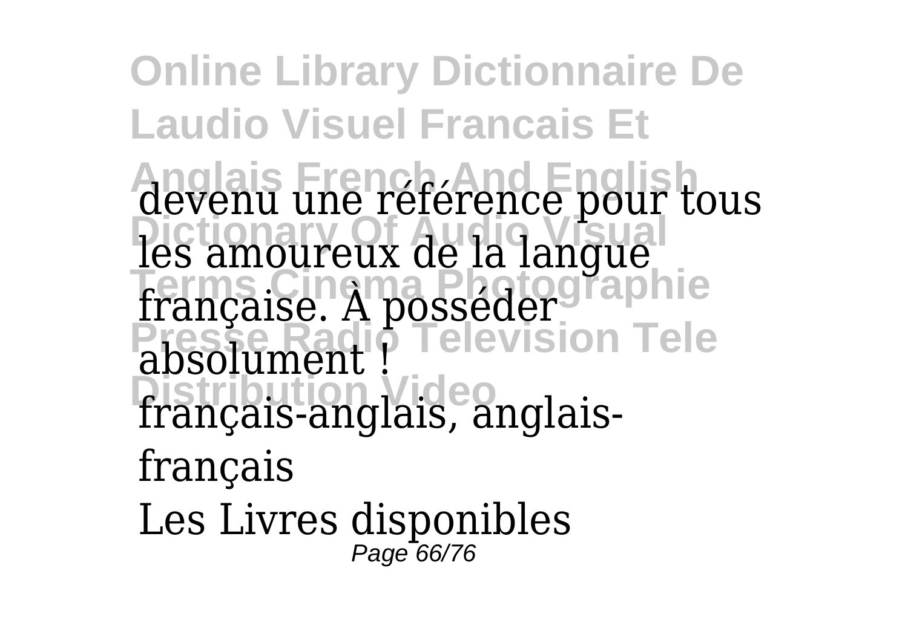devenu une référence pour tous les amoureux de la langue française. À posséder absolument !
français-anglais, anglais-français

Les Livres disponibles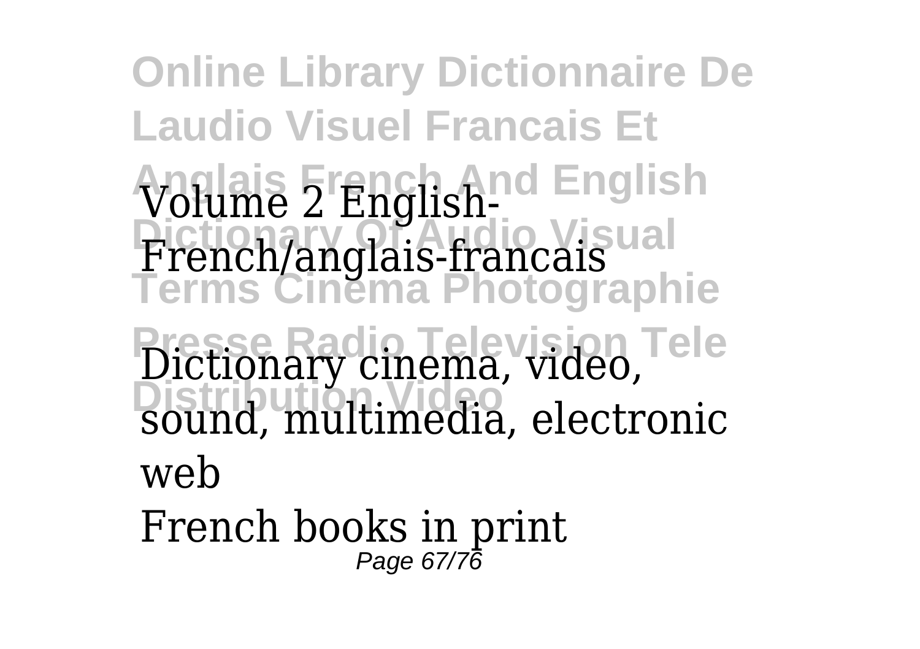Volume 2 English-French/anglais-francais

Dictionary cinema, video, sound, multimedia, electronic web

French books in print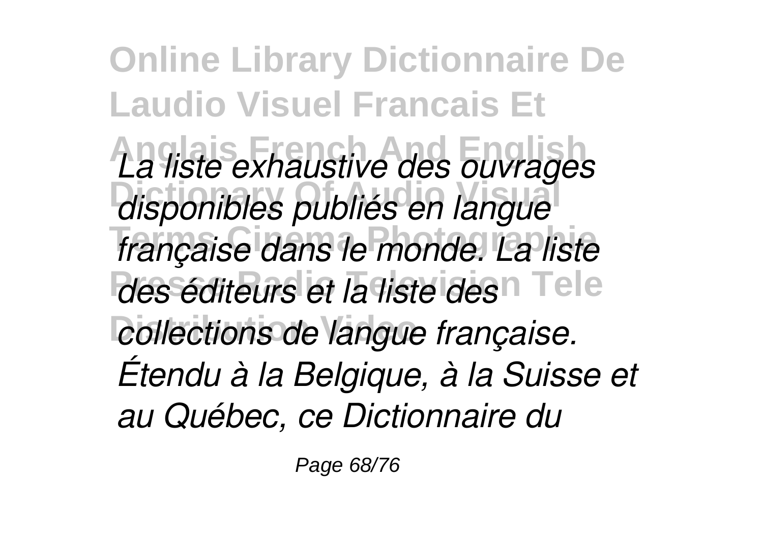*La liste exhaustive des ouvrages disponibles publiés en langue française dans le monde. La liste des éditeurs et la liste des collections de langue française.*

*Étendu à la Belgique, à la Suisse et au Québec, ce Dictionnaire du*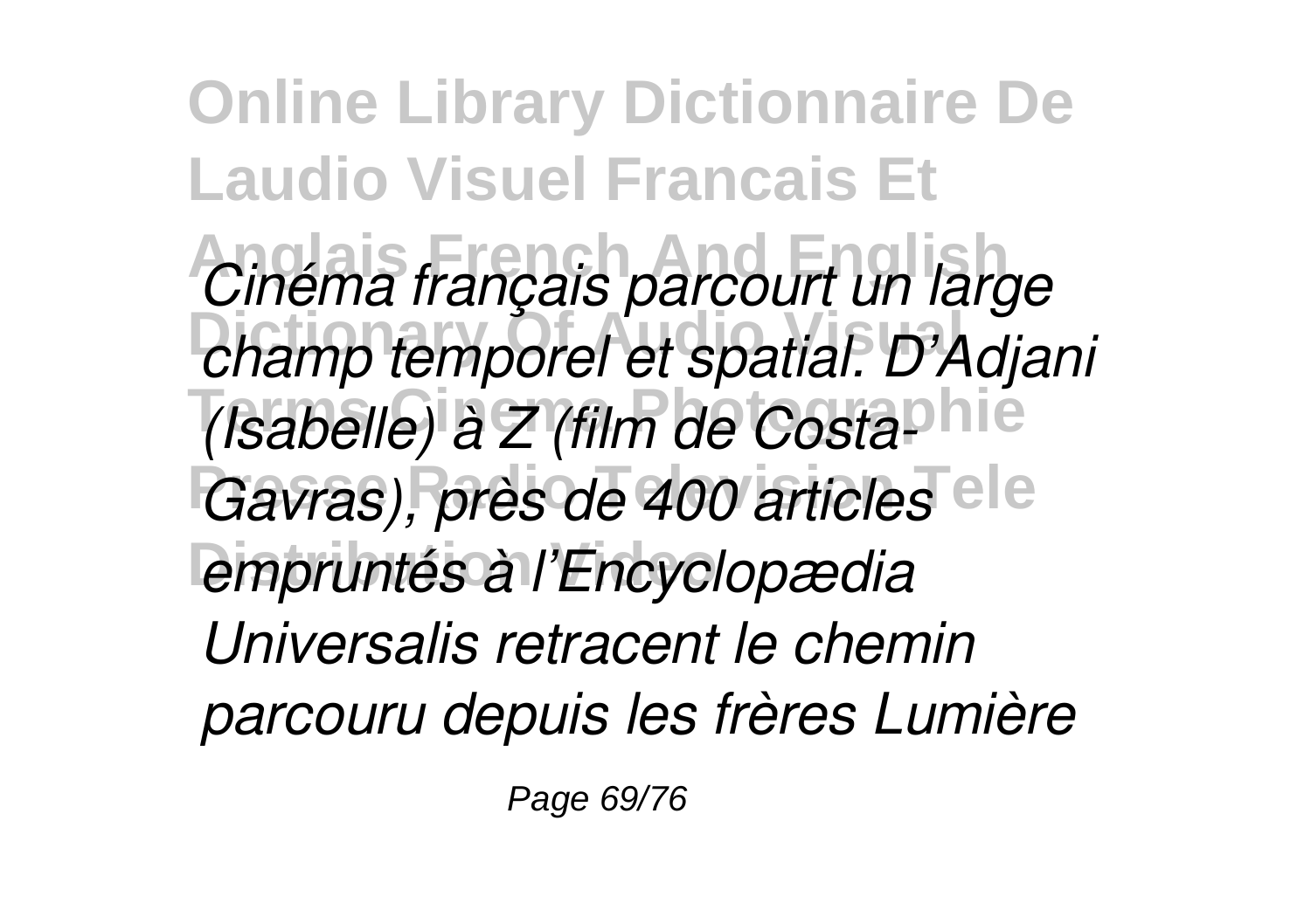*Cinéma français parcourt un large champ temporel et spatial. D'Adjani (Isabelle) à Z (film de Costa-Gavras), près de 400 articles empruntés à l'Encyclopædia Universalis retracent le chemin parcouru depuis les frères Lumière*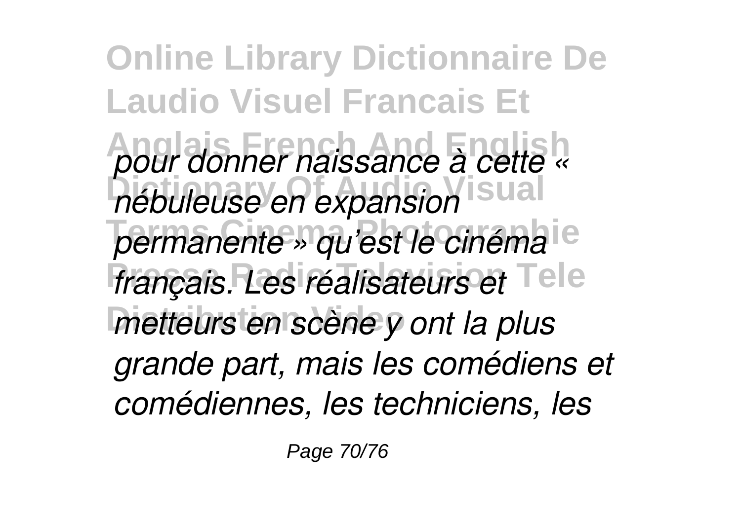*pour donner naissance à cette « nébuleuse en expansion permanente » qu'est le cinéma français. Les réalisateurs et metteurs en scène y ont la plus grande part, mais les comédiens et comédiennes, les techniciens, les*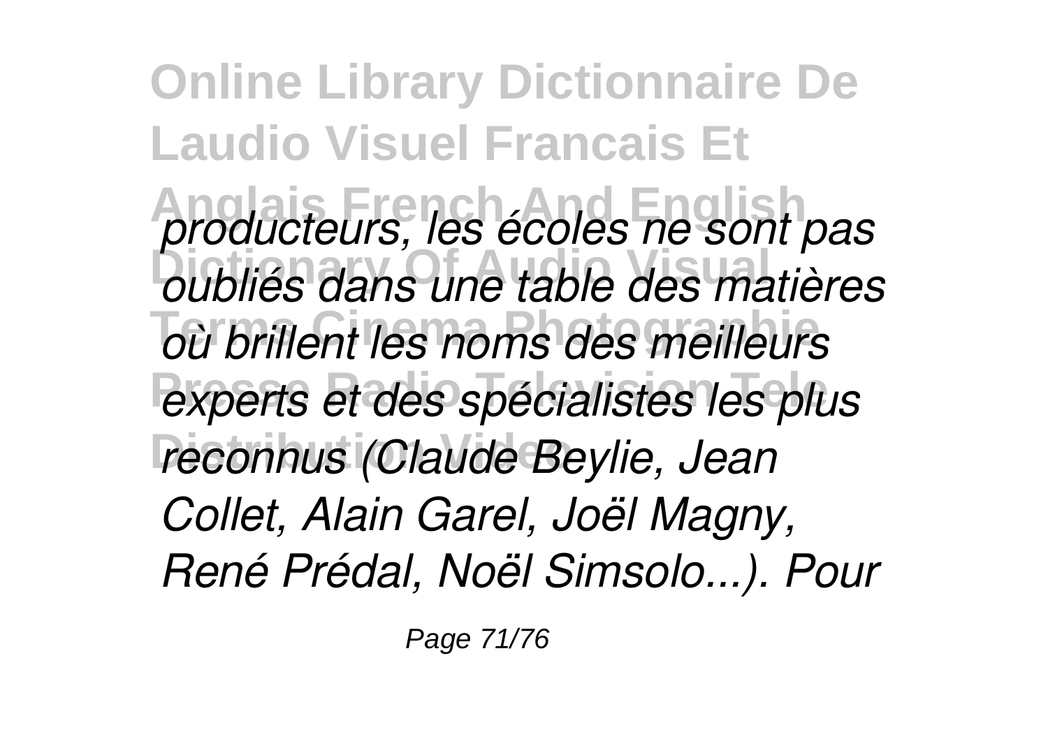*producteurs, les écoles ne sont pas oubliés dans une table des matières où brillent les noms des meilleurs experts et des spécialistes les plus reconnus (Claude Beylie, Jean Collet, Alain Garel, Joël Magny, René Prédal, Noël Simsolo...). Pour*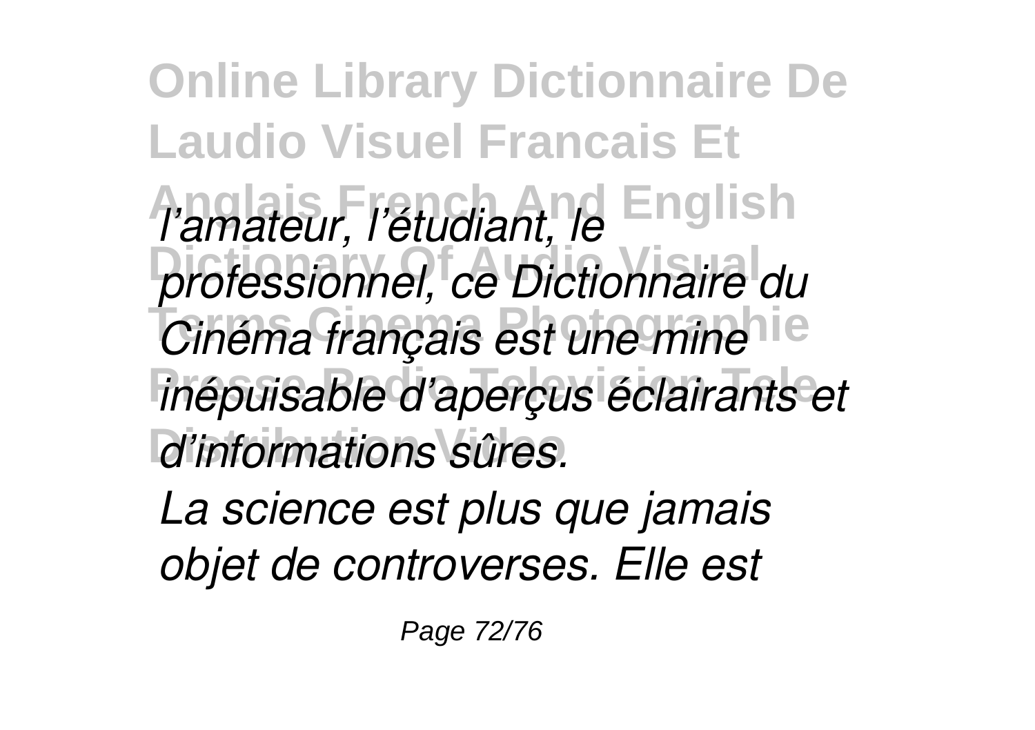*l'amateur, l'étudiant, le professionnel, ce Dictionnaire du Cinéma français est une mine inépuisable d'aperçus éclairants et d'informations sûres.*

*La science est plus que jamais objet de controverses. Elle est*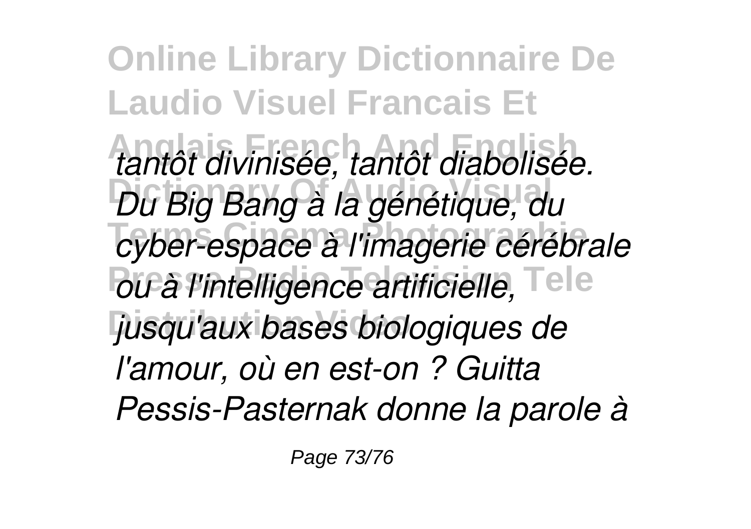*tantôt divinisée, tantôt diabolisée. Du Big Bang à la génétique, du cyber-espace à l'imagerie cérébrale ou à l'intelligence artificielle, jusqu'aux bases biologiques de l'amour, où en est-on ? Guitta Pessis-Pasternak donne la parole à*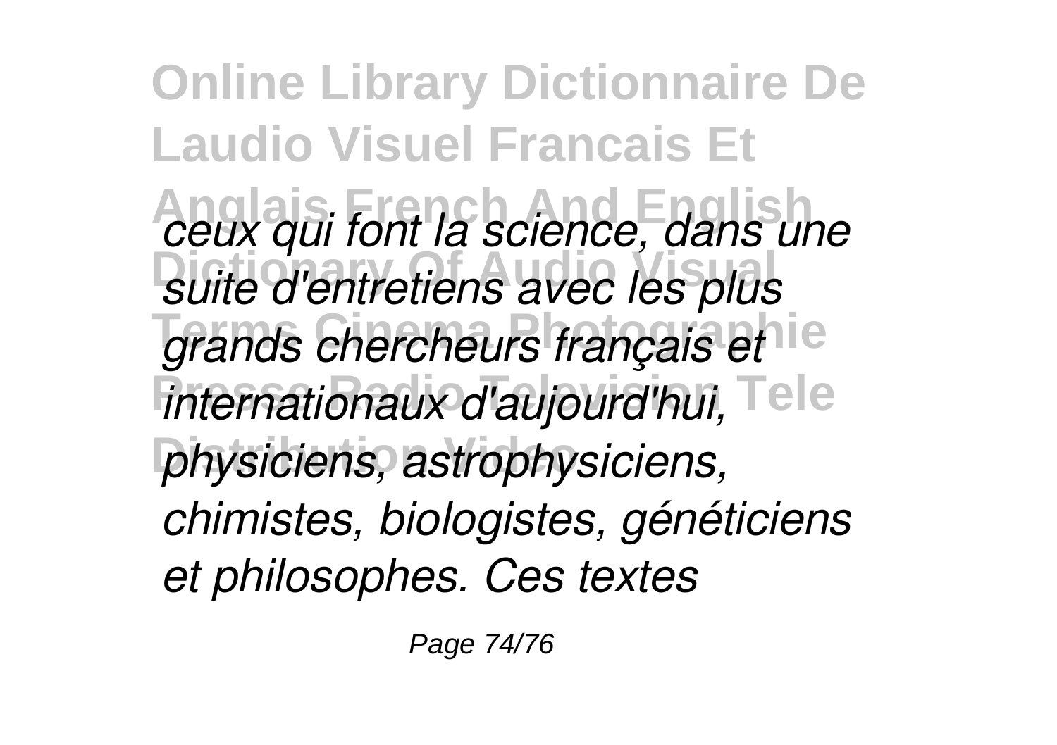*ceux qui font la science, dans une suite d'entretiens avec les plus grands chercheurs français et internationaux d'aujourd'hui, physiciens, astrophysiciens, chimistes, biologistes, généticiens et philosophes. Ces textes*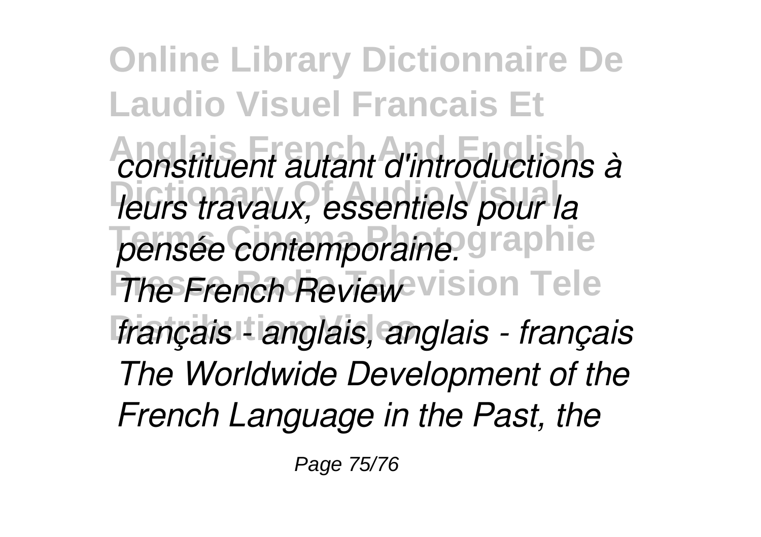*constituent autant d'introductions à leurs travaux, essentiels pour la pensée contemporaine.*

*The French Review*

*français - anglais, anglais - français*

*The Worldwide Development of the French Language in the Past, the*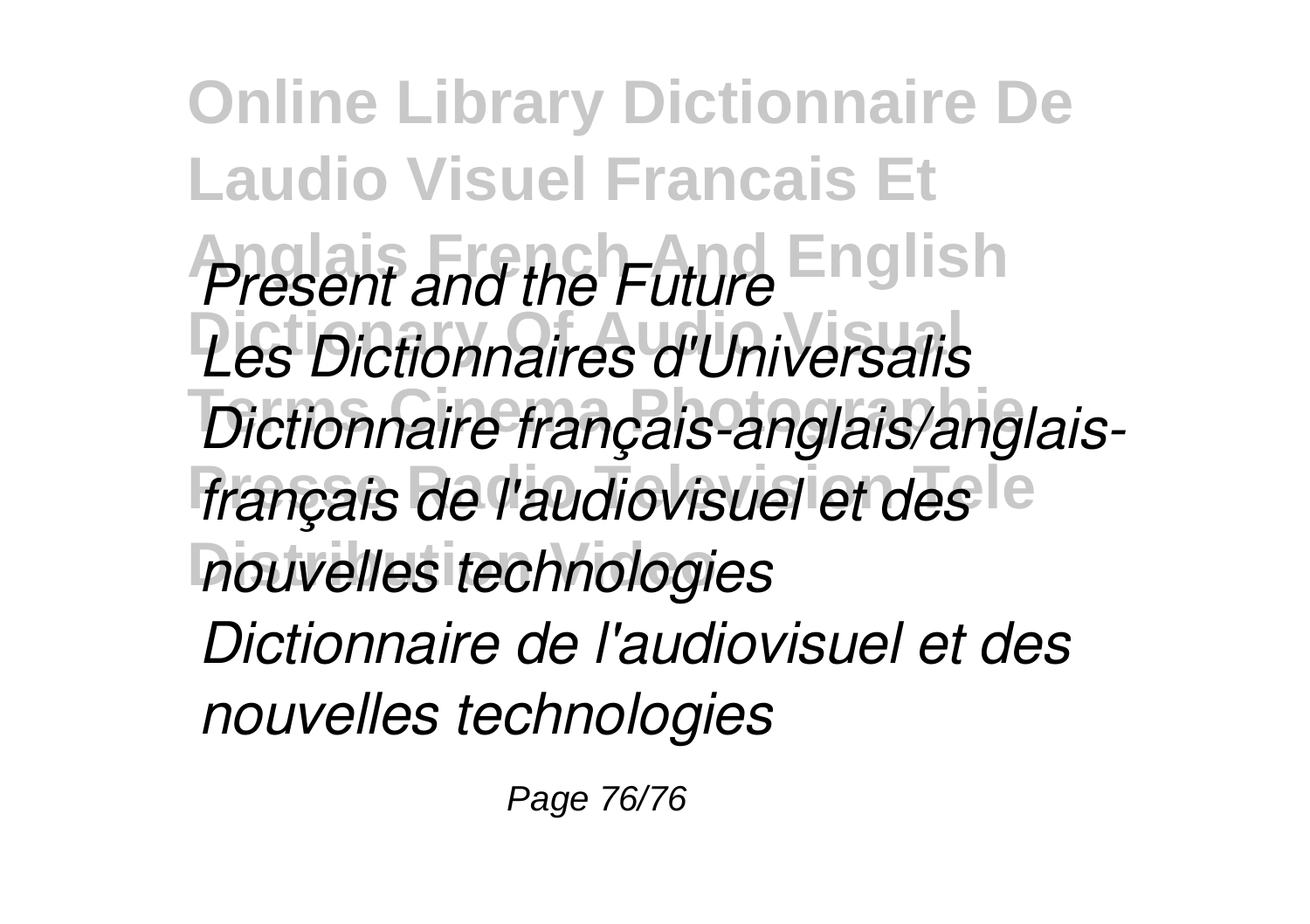*Present and the Future*
*Les Dictionnaires d'Universalis*
*Dictionnaire français-anglais/anglais-français de l'audiovisuel et des nouvelles technologies*
*Dictionnaire de l'audiovisuel et des nouvelles technologies*